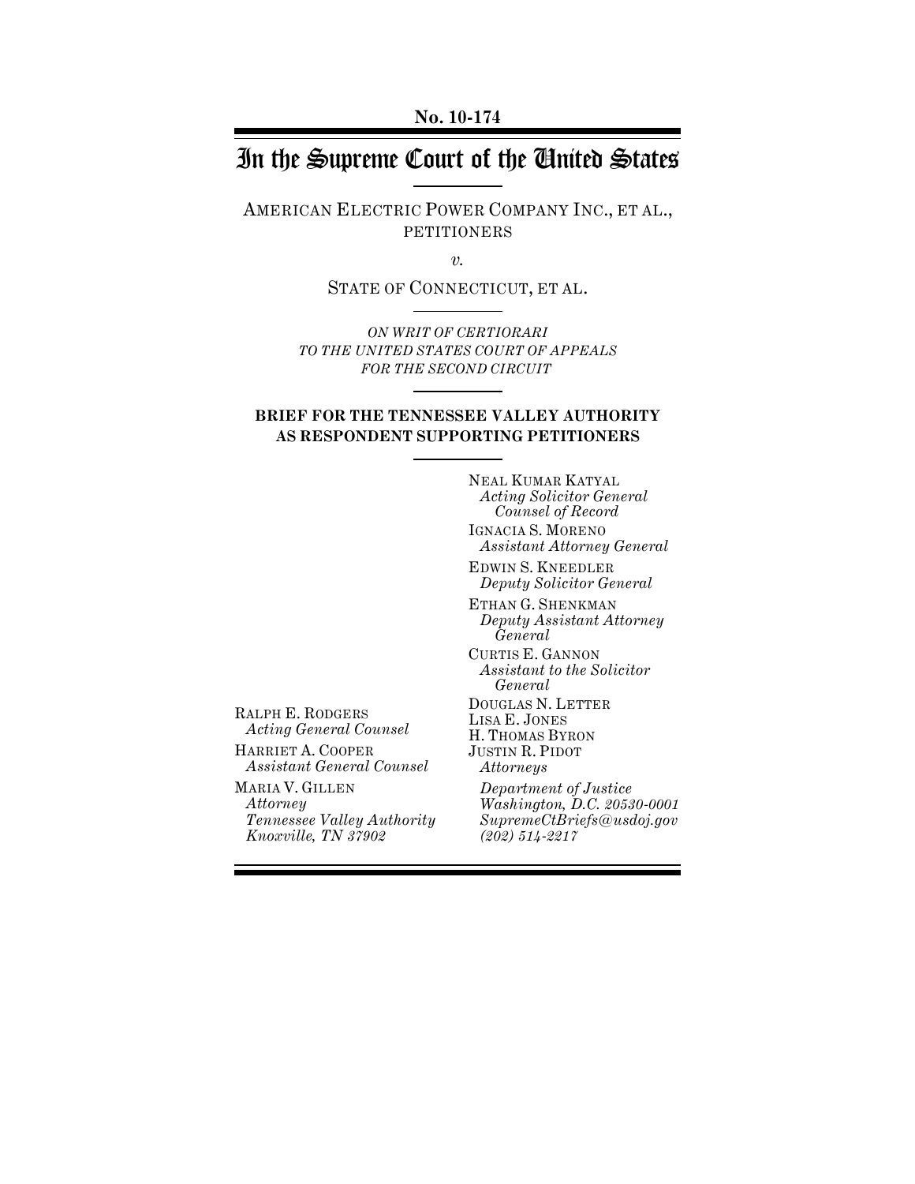No. 10-174

# In the Supreme Court of the United States

AMERICAN ELECTRIC POWER COMPANY INC., ET AL., PETITIONERS

*v.*

STATE OF CONNECTICUT, ET AL.

*ON WRIT OF CERTIORARI TO THE UNITED STATES COURT OF APPEALS FOR THE SECOND CIRCUIT*

**BRIEF FOR THE TENNESSEE VALLEY AUTHORITY AS RESPONDENT SUPPORTING PETITIONERS**

NEAL KUMAR KATYAL
*Acting Solicitor General*
*Counsel of Record*

IGNACIA S. MORENO
*Assistant Attorney General*

EDWIN S. KNEEDLER
*Deputy Solicitor General*

ETHAN G. SHENKMAN
*Deputy Assistant Attorney General*

CURTIS E. GANNON
*Assistant to the Solicitor General*

DOUGLAS N. LETTER
LISA E. JONES
H. THOMAS BYRON
JUSTIN R. PIDOT
*Attorneys*

*Department of Justice*
*Washington, D.C. 20530-0001*
*SupremeCtBriefs@usdoj.gov*
*(202) 514-2217*

RALPH E. RODGERS
*Acting General Counsel*

HARRIET A. COOPER
*Assistant General Counsel*

MARIA V. GILLEN
*Attorney*
*Tennessee Valley Authority*
*Knoxville, TN 37902*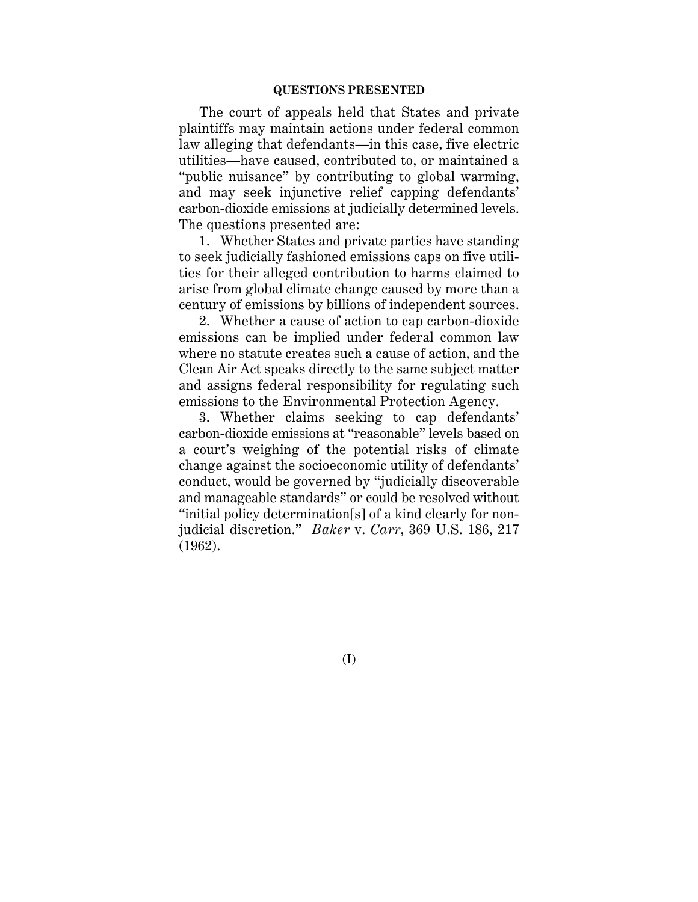## QUESTIONS PRESENTED

The court of appeals held that States and private plaintiffs may maintain actions under federal common law alleging that defendants—in this case, five electric utilities—have caused, contributed to, or maintained a "public nuisance" by contributing to global warming, and may seek injunctive relief capping defendants' carbon-dioxide emissions at judicially determined levels. The questions presented are:

1. Whether States and private parties have standing to seek judicially fashioned emissions caps on five utilities for their alleged contribution to harms claimed to arise from global climate change caused by more than a century of emissions by billions of independent sources.

2. Whether a cause of action to cap carbon-dioxide emissions can be implied under federal common law where no statute creates such a cause of action, and the Clean Air Act speaks directly to the same subject matter and assigns federal responsibility for regulating such emissions to the Environmental Protection Agency.

3. Whether claims seeking to cap defendants' carbon-dioxide emissions at "reasonable" levels based on a court's weighing of the potential risks of climate change against the socioeconomic utility of defendants' conduct, would be governed by "judicially discoverable and manageable standards" or could be resolved without "initial policy determination[s] of a kind clearly for non-judicial discretion." *Baker* v. *Carr*, 369 U.S. 186, 217 (1962).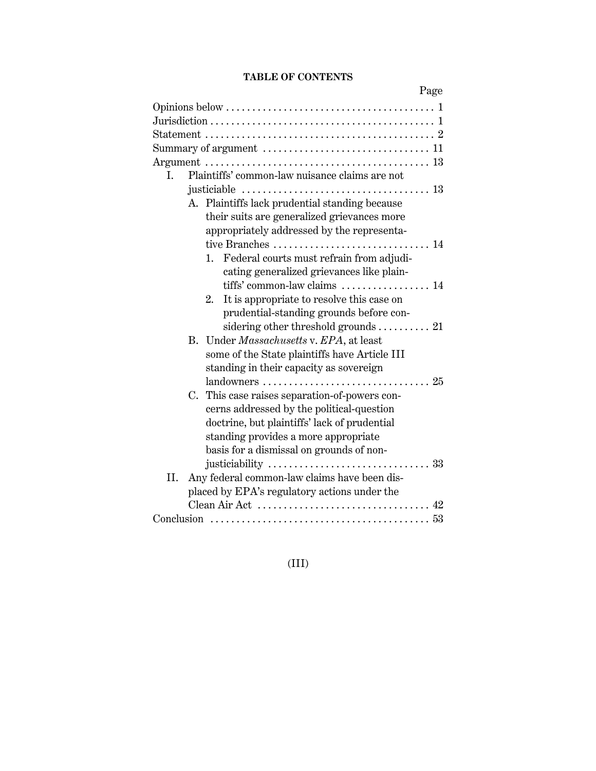# TABLE OF CONTENTS

Page

Opinions below . . . . . . . . . . . . . . . . . . . . . . . . . . . . . . . . . . . . . . . . 1

Jurisdiction . . . . . . . . . . . . . . . . . . . . . . . . . . . . . . . . . . . . . . . . . . 1

Statement . . . . . . . . . . . . . . . . . . . . . . . . . . . . . . . . . . . . . . . . . . . 2

Summary of argument . . . . . . . . . . . . . . . . . . . . . . . . . . . . . . . 11

Argument . . . . . . . . . . . . . . . . . . . . . . . . . . . . . . . . . . . . . . . . . . 13

- I. Plaintiffs' common-law nuisance claims are not justiciable . . . . . . . . . . . . . . . . . . . . . . . . . . . . . . . . . . . . 13
  - A. Plaintiffs lack prudential standing because their suits are generalized grievances more appropriately addressed by the representative Branches . . . . . . . . . . . . . . . . . . . . . . . . . . . . . 14
    - 1. Federal courts must refrain from adjudicating generalized grievances like plaintiffs' common-law claims . . . . . . . . . . . . . . . . . 14
    - 2. It is appropriate to resolve this case on prudential-standing grounds before considering other threshold grounds . . . . . . . . . . 21
  - B. Under *Massachusetts* v. *EPA*, at least some of the State plaintiffs have Article III standing in their capacity as sovereign landowners . . . . . . . . . . . . . . . . . . . . . . . . . . . . . . . 25
  - C. This case raises separation-of-powers concerns addressed by the political-question doctrine, but plaintiffs' lack of prudential standing provides a more appropriate basis for a dismissal on grounds of non-justiciability . . . . . . . . . . . . . . . . . . . . . . . . . . . . . . 33
- II. Any federal common-law claims have been displaced by EPA's regulatory actions under the Clean Air Act . . . . . . . . . . . . . . . . . . . . . . . . . . . . . . . . 42

Conclusion . . . . . . . . . . . . . . . . . . . . . . . . . . . . . . . . . . . . . . . . . 53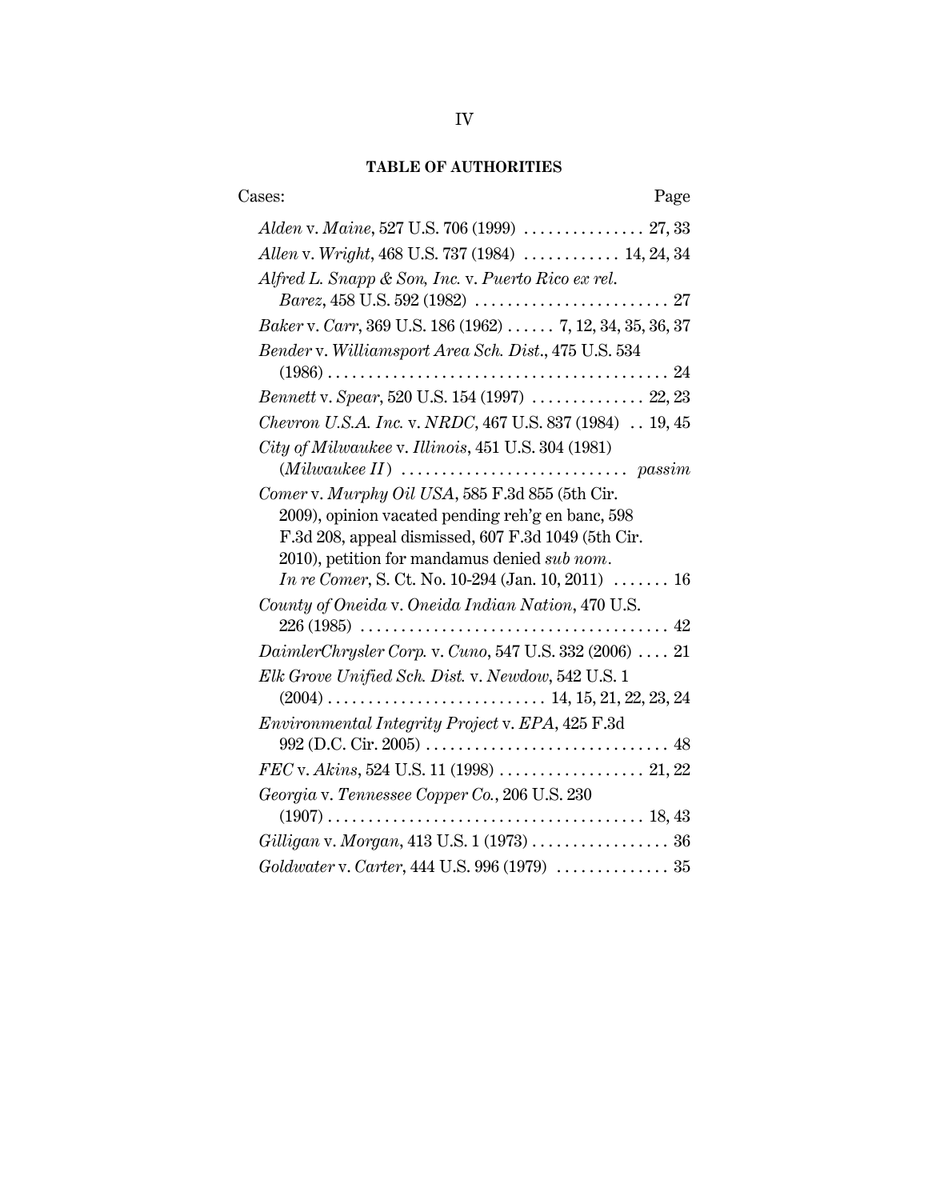## TABLE OF AUTHORITIES

Cases: Page

*Alden* v. *Maine*, 527 U.S. 706 (1999) . . . . . . . . . . . . . . . 27, 33

*Allen* v. *Wright*, 468 U.S. 737 (1984) . . . . . . . . . . . . 14, 24, 34

*Alfred L. Snapp & Son, Inc.* v. *Puerto Rico ex rel. Barez*, 458 U.S. 592 (1982) . . . . . . . . . . . . . . . . . . . . . . . . 27

*Baker* v. *Carr*, 369 U.S. 186 (1962) . . . . . . 7, 12, 34, 35, 36, 37

*Bender* v. *Williamsport Area Sch. Dist.*, 475 U.S. 534 (1986) . . . . . . . . . . . . . . . . . . . . . . . . . . . . . . . . . . . . . . . . . 24

*Bennett* v. *Spear*, 520 U.S. 154 (1997) . . . . . . . . . . . . . . 22, 23

*Chevron U.S.A. Inc.* v. *NRDC*, 467 U.S. 837 (1984) . . 19, 45

*City of Milwaukee* v. *Illinois*, 451 U.S. 304 (1981) (*Milwaukee II*) . . . . . . . . . . . . . . . . . . . . . . . . . . . . *passim*

*Comer* v. *Murphy Oil USA*, 585 F.3d 855 (5th Cir. 2009), opinion vacated pending reh'g en banc, 598 F.3d 208, appeal dismissed, 607 F.3d 1049 (5th Cir. 2010), petition for mandamus denied *sub nom. In re Comer*, S. Ct. No. 10-294 (Jan. 10, 2011) . . . . . . . 16

*County of Oneida* v. *Oneida Indian Nation*, 470 U.S. 226 (1985) . . . . . . . . . . . . . . . . . . . . . . . . . . . . . . . . . . . . . . 42

*DaimlerChrysler Corp.* v. *Cuno*, 547 U.S. 332 (2006) . . . . 21

*Elk Grove Unified Sch. Dist.* v. *Newdow*, 542 U.S. 1 (2004) . . . . . . . . . . . . . . . . . . . . . . . . . . . 14, 15, 21, 22, 23, 24

*Environmental Integrity Project* v. *EPA*, 425 F.3d 992 (D.C. Cir. 2005) . . . . . . . . . . . . . . . . . . . . . . . . . . . . . . 48

*FEC* v. *Akins*, 524 U.S. 11 (1998) . . . . . . . . . . . . . . . . . . 21, 22

*Georgia* v. *Tennessee Copper Co.*, 206 U.S. 230 (1907) . . . . . . . . . . . . . . . . . . . . . . . . . . . . . . . . . . . . . . . 18, 43

*Gilligan* v. *Morgan*, 413 U.S. 1 (1973) . . . . . . . . . . . . . . . . . 36

*Goldwater* v. *Carter*, 444 U.S. 996 (1979) . . . . . . . . . . . . . . 35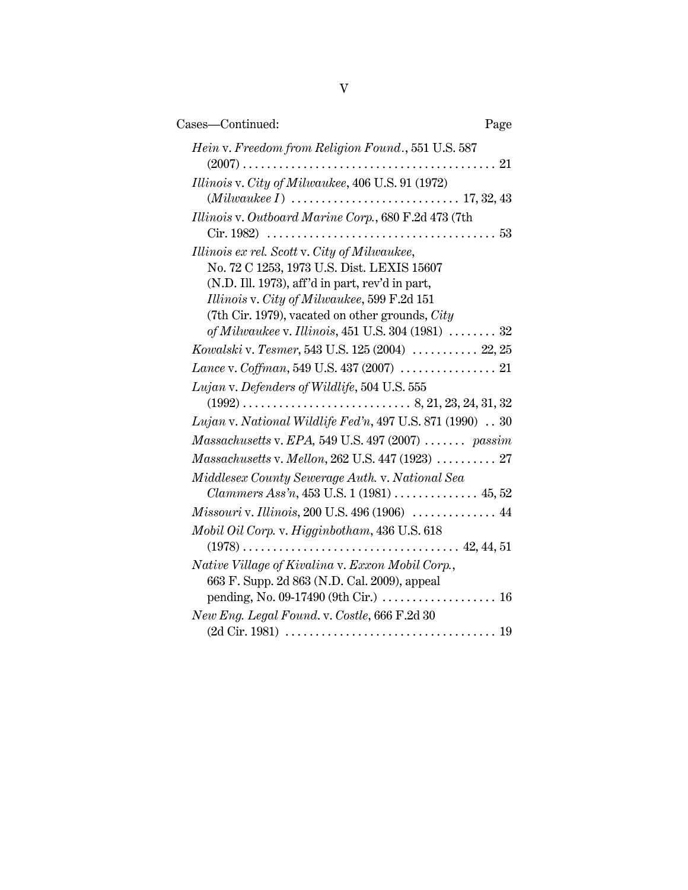Cases—Continued: Page

*Hein* v. *Freedom from Religion Found.*, 551 U.S. 587 (2007) . . . . . . . . . . 21

*Illinois* v. *City of Milwaukee*, 406 U.S. 91 (1972) (*Milwaukee I*) . . . . . . . . . . 17, 32, 43

*Illinois* v. *Outboard Marine Corp.*, 680 F.2d 473 (7th Cir. 1982) . . . . . . . . . . 53

*Illinois ex rel. Scott* v. *City of Milwaukee*, No. 72 C 1253, 1973 U.S. Dist. LEXIS 15607 (N.D. Ill. 1973), aff'd in part, rev'd in part, *Illinois* v. *City of Milwaukee*, 599 F.2d 151 (7th Cir. 1979), vacated on other grounds, *City of Milwaukee* v. *Illinois*, 451 U.S. 304 (1981) . . . . . . . . . . 32

*Kowalski* v. *Tesmer*, 543 U.S. 125 (2004) . . . . . . . . . . 22, 25

*Lance* v. *Coffman*, 549 U.S. 437 (2007) . . . . . . . . . . 21

*Lujan* v. *Defenders of Wildlife*, 504 U.S. 555 (1992) . . . . . . . . . . 8, 21, 23, 24, 31, 32

*Lujan* v. *National Wildlife Fed'n*, 497 U.S. 871 (1990) . . 30

*Massachusetts* v. *EPA*, 549 U.S. 497 (2007) . . . . . . . *passim*

*Massachusetts* v. *Mellon*, 262 U.S. 447 (1923) . . . . . . . . . . 27

*Middlesex County Sewerage Auth.* v. *National Sea Clammers Ass'n*, 453 U.S. 1 (1981) . . . . . . . . . . 45, 52

*Missouri* v. *Illinois*, 200 U.S. 496 (1906) . . . . . . . . . . 44

*Mobil Oil Corp.* v. *Higginbotham*, 436 U.S. 618 (1978) . . . . . . . . . . 42, 44, 51

*Native Village of Kivalina* v. *Exxon Mobil Corp.*, 663 F. Supp. 2d 863 (N.D. Cal. 2009), appeal pending, No. 09-17490 (9th Cir.) . . . . . . . . . . 16

*New Eng. Legal Found.* v. *Costle*, 666 F.2d 30 (2d Cir. 1981) . . . . . . . . . . 19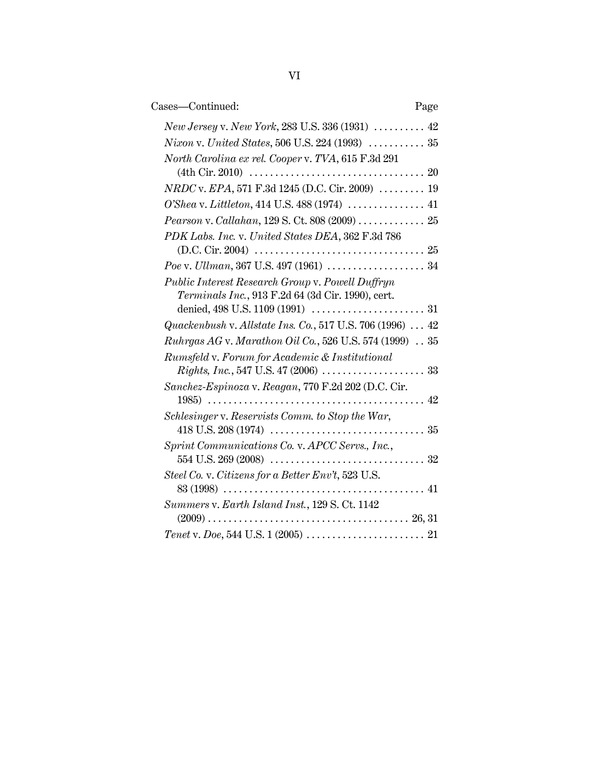Cases—Continued: Page

*New Jersey* v. *New York*, 283 U.S. 336 (1931) .......... 42

*Nixon* v. *United States*, 506 U.S. 224 (1993) ........... 35

*North Carolina ex rel. Cooper* v. *TVA*, 615 F.3d 291 (4th Cir. 2010) .................................. 20

*NRDC* v. *EPA*, 571 F.3d 1245 (D.C. Cir. 2009) ......... 19

*O'Shea* v. *Littleton*, 414 U.S. 488 (1974) ............... 41

*Pearson* v. *Callahan*, 129 S. Ct. 808 (2009) ............. 25

*PDK Labs. Inc.* v. *United States DEA*, 362 F.3d 786 (D.C. Cir. 2004) ................................. 25

*Poe* v. *Ullman*, 367 U.S. 497 (1961) ................... 34

*Public Interest Research Group* v. *Powell Duffryn Terminals Inc.*, 913 F.2d 64 (3d Cir. 1990), cert. denied, 498 U.S. 1109 (1991) ...................... 31

*Quackenbush* v. *Allstate Ins. Co.*, 517 U.S. 706 (1996) ... 42

*Ruhrgas AG* v. *Marathon Oil Co.*, 526 U.S. 574 (1999) .. 35

*Rumsfeld* v. *Forum for Academic & Institutional Rights, Inc.*, 547 U.S. 47 (2006) .................... 33

*Sanchez-Espinoza* v. *Reagan*, 770 F.2d 202 (D.C. Cir. 1985) .......................................... 42

*Schlesinger* v. *Reservists Comm. to Stop the War*, 418 U.S. 208 (1974) .............................. 35

*Sprint Communications Co.* v. *APCC Servs., Inc.*, 554 U.S. 269 (2008) .............................. 32

*Steel Co.* v. *Citizens for a Better Env't*, 523 U.S. 83 (1998) ....................................... 41

*Summers* v. *Earth Island Inst.*, 129 S. Ct. 1142 (2009) ...................................... 26, 31

*Tenet* v. *Doe*, 544 U.S. 1 (2005) ....................... 21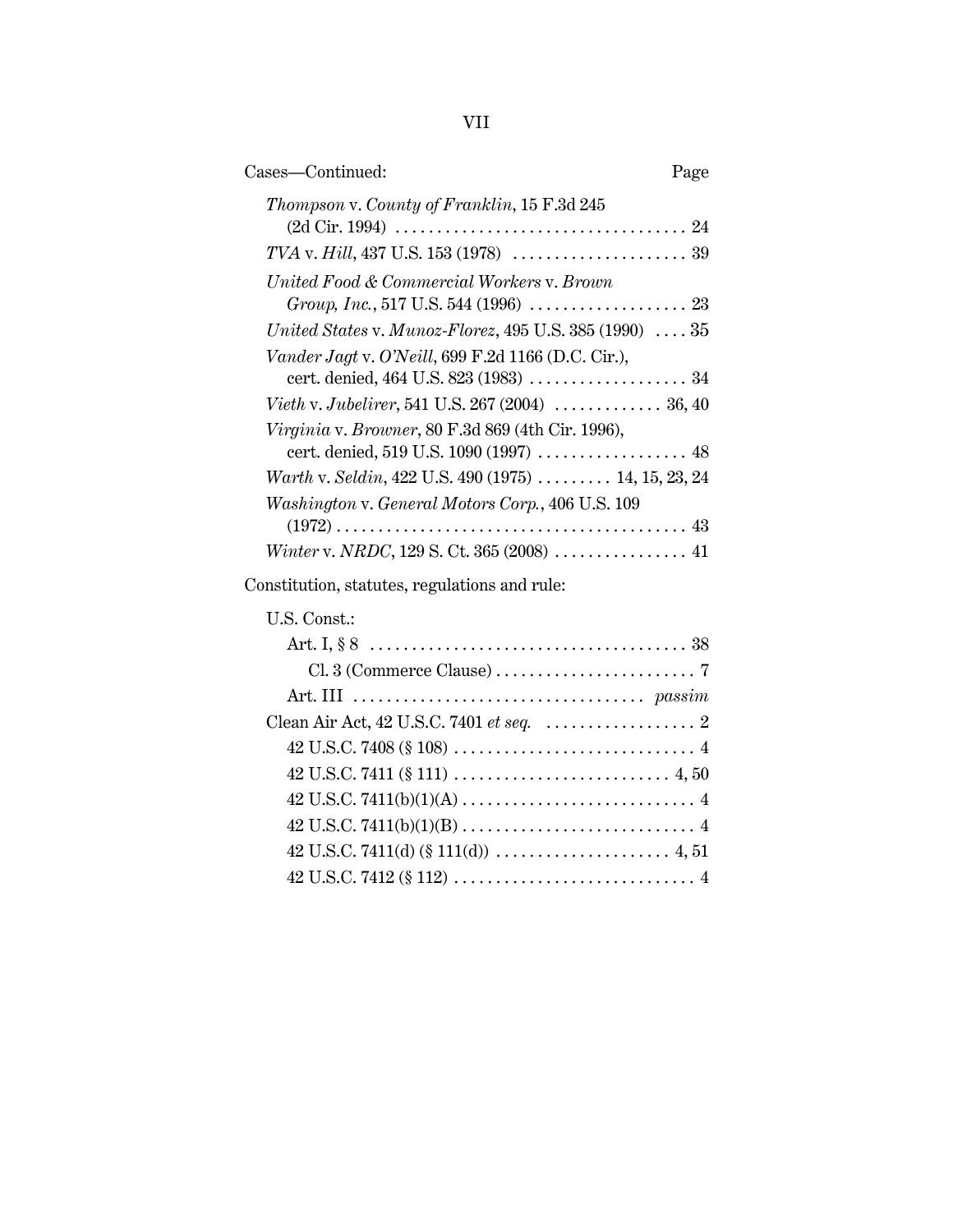Cases—Continued: Page

*Thompson* v. *County of Franklin*, 15 F.3d 245 (2d Cir. 1994) . . . . . . . . . . . . . . . . . . . . . . . . . . . . . . . . . . . 24

*TVA* v. *Hill*, 437 U.S. 153 (1978) . . . . . . . . . . . . . . . . . . . . . 39

*United Food & Commercial Workers* v. *Brown Group, Inc.*, 517 U.S. 544 (1996) . . . . . . . . . . . . . . . . . . . 23

*United States* v. *Munoz-Florez*, 495 U.S. 385 (1990) . . . . 35

*Vander Jagt* v. *O'Neill*, 699 F.2d 1166 (D.C. Cir.), cert. denied, 464 U.S. 823 (1983) . . . . . . . . . . . . . . . . . . . 34

*Vieth* v. *Jubelirer*, 541 U.S. 267 (2004) . . . . . . . . . . . . . 36, 40

*Virginia* v. *Browner*, 80 F.3d 869 (4th Cir. 1996), cert. denied, 519 U.S. 1090 (1997) . . . . . . . . . . . . . . . . . . 48

*Warth* v. *Seldin*, 422 U.S. 490 (1975) . . . . . . . . . 14, 15, 23, 24

*Washington* v. *General Motors Corp.*, 406 U.S. 109 (1972) . . . . . . . . . . . . . . . . . . . . . . . . . . . . . . . . . . . . . . . . . . 43

*Winter* v. *NRDC*, 129 S. Ct. 365 (2008) . . . . . . . . . . . . . . . . 41

Constitution, statutes, regulations and rule:

U.S. Const.:

- Art. I, § 8 . . . . . . . . . . . . . . . . . . . . . . . . . . . . . . . . . . . . . . 38
  - Cl. 3 (Commerce Clause) . . . . . . . . . . . . . . . . . . . . . . . . 7
- Art. III . . . . . . . . . . . . . . . . . . . . . . . . . . . . . . . . . . *passim*

Clean Air Act, 42 U.S.C. 7401 *et seq.* . . . . . . . . . . . . . . . . . . 2

- 42 U.S.C. 7408 (§ 108) . . . . . . . . . . . . . . . . . . . . . . . . . . . . . 4
- 42 U.S.C. 7411 (§ 111) . . . . . . . . . . . . . . . . . . . . . . . . . . 4, 50
- 42 U.S.C. 7411(b)(1)(A) . . . . . . . . . . . . . . . . . . . . . . . . . . . . 4
- 42 U.S.C. 7411(b)(1)(B) . . . . . . . . . . . . . . . . . . . . . . . . . . . . 4
- 42 U.S.C. 7411(d) (§ 111(d)) . . . . . . . . . . . . . . . . . . . . . 4, 51
- 42 U.S.C. 7412 (§ 112) . . . . . . . . . . . . . . . . . . . . . . . . . . . . . 4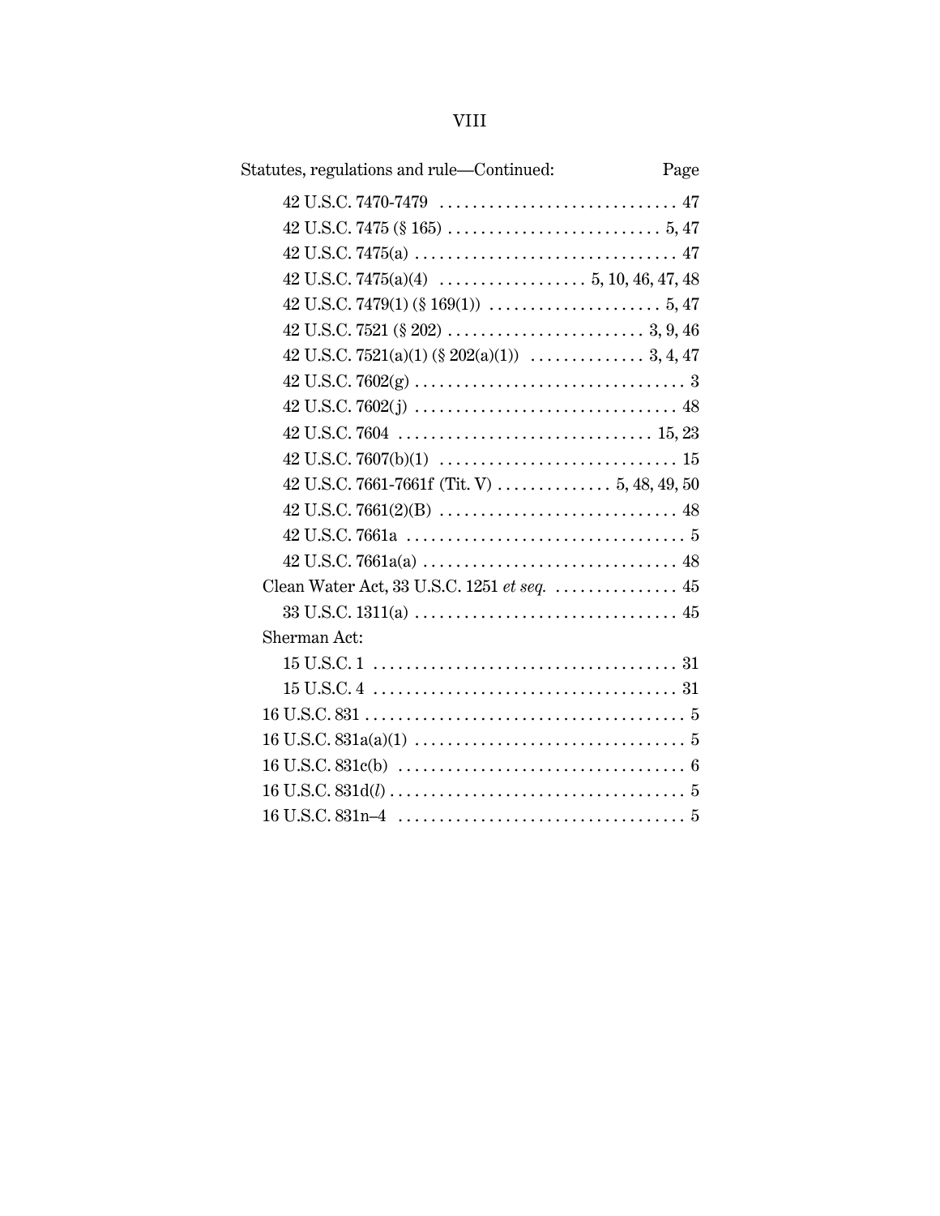Statutes, regulations and rule—Continued: Page

42 U.S.C. 7470-7479 .............................. 47

42 U.S.C. 7475 (§ 165) .......................... 5, 47

42 U.S.C. 7475(a) ................................ 47

42 U.S.C. 7475(a)(4) .................. 5, 10, 46, 47, 48

42 U.S.C. 7479(1) (§ 169(1)) ...................... 5, 47

42 U.S.C. 7521 (§ 202) ........................ 3, 9, 46

42 U.S.C. 7521(a)(1) (§ 202(a)(1)) .............. 3, 4, 47

42 U.S.C. 7602(g) ................................. 3

42 U.S.C. 7602(j) ................................ 48

42 U.S.C. 7604 ............................... 15, 23

42 U.S.C. 7607(b)(1) ............................. 15

42 U.S.C. 7661-7661f (Tit. V) .............. 5, 48, 49, 50

42 U.S.C. 7661(2)(B) ............................. 48

42 U.S.C. 7661a .................................. 5

42 U.S.C. 7661a(a) ............................... 48

Clean Water Act, 33 U.S.C. 1251 *et seq.* ............... 45

33 U.S.C. 1311(a) ................................ 45

Sherman Act:

15 U.S.C. 1 ..................................... 31

15 U.S.C. 4 ..................................... 31

16 U.S.C. 831 ....................................... 5

16 U.S.C. 831a(a)(1) ................................ 5

16 U.S.C. 831c(b) ................................... 6

16 U.S.C. 831d(*l*) .................................... 5

16 U.S.C. 831n–4 ................................... 5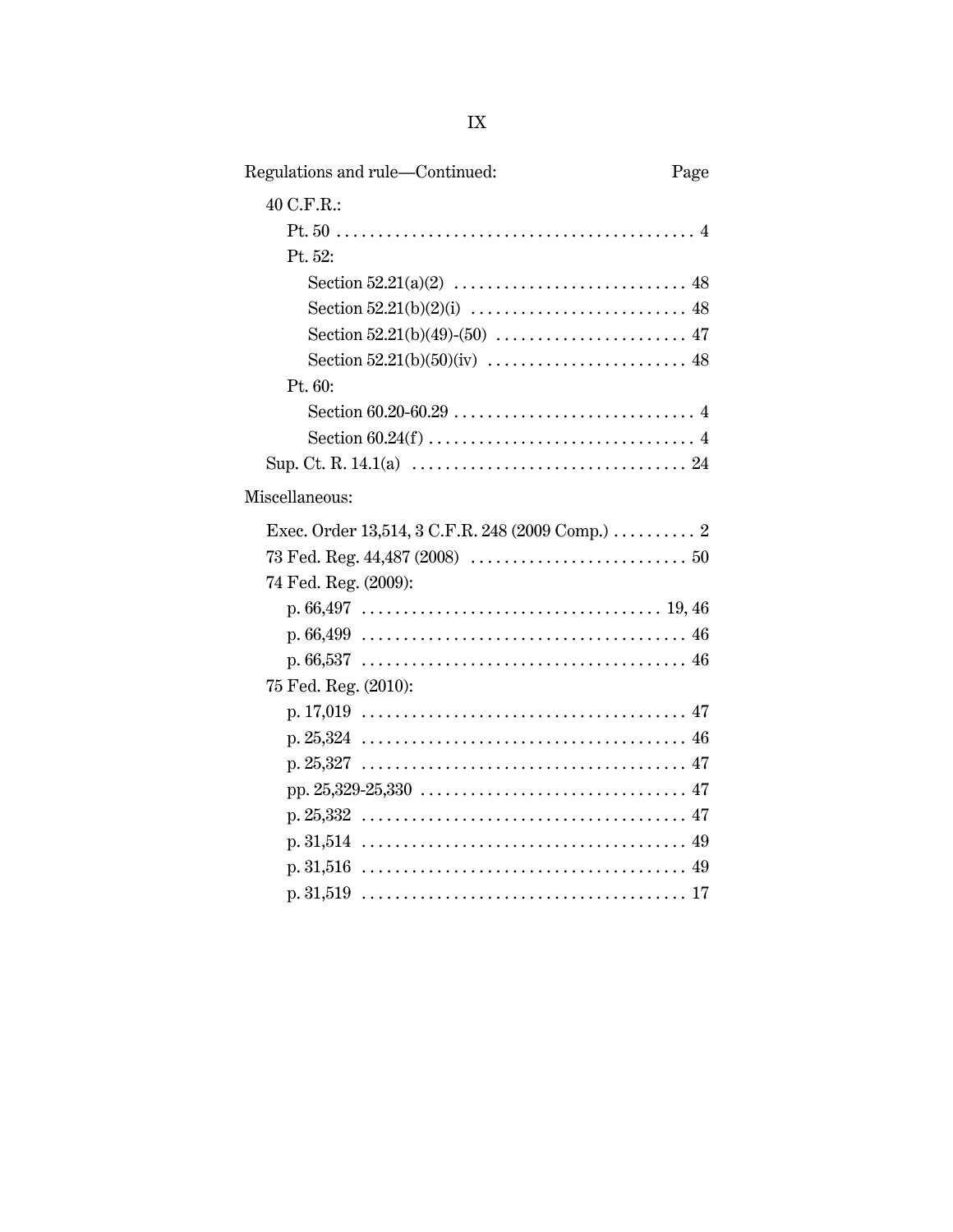Regulations and rule—Continued: Page

40 C.F.R.:

- Pt. 50 . . . . . . . . . . . . . . . . . . . . . . . . . . . . . . . . . . . . . . . . . . . 4
- Pt. 52:
  - Section 52.21(a)(2) . . . . . . . . . . . . . . . . . . . . . . . . . . . . 48
  - Section 52.21(b)(2)(i) . . . . . . . . . . . . . . . . . . . . . . . . . . 48
  - Section 52.21(b)(49)-(50) . . . . . . . . . . . . . . . . . . . . . . . 47
  - Section 52.21(b)(50)(iv) . . . . . . . . . . . . . . . . . . . . . . . . 48
- Pt. 60:
  - Section 60.20-60.29 . . . . . . . . . . . . . . . . . . . . . . . . . . . . . 4
  - Section 60.24(f) . . . . . . . . . . . . . . . . . . . . . . . . . . . . . . . . 4

Sup. Ct. R. 14.1(a) . . . . . . . . . . . . . . . . . . . . . . . . . . . . . . . . . 24

Miscellaneous:

- Exec. Order 13,514, 3 C.F.R. 248 (2009 Comp.) . . . . . . . . . . 2
- 73 Fed. Reg. 44,487 (2008) . . . . . . . . . . . . . . . . . . . . . . . . . . 50
- 74 Fed. Reg. (2009):
  - p. 66,497 . . . . . . . . . . . . . . . . . . . . . . . . . . . . . . . . . . . . 19, 46
  - p. 66,499 . . . . . . . . . . . . . . . . . . . . . . . . . . . . . . . . . . . . . . . 46
  - p. 66,537 . . . . . . . . . . . . . . . . . . . . . . . . . . . . . . . . . . . . . . . 46
- 75 Fed. Reg. (2010):
  - p. 17,019 . . . . . . . . . . . . . . . . . . . . . . . . . . . . . . . . . . . . . . . 47
  - p. 25,324 . . . . . . . . . . . . . . . . . . . . . . . . . . . . . . . . . . . . . . . 46
  - p. 25,327 . . . . . . . . . . . . . . . . . . . . . . . . . . . . . . . . . . . . . . . 47
  - pp. 25,329-25,330 . . . . . . . . . . . . . . . . . . . . . . . . . . . . . . . . 47
  - p. 25,332 . . . . . . . . . . . . . . . . . . . . . . . . . . . . . . . . . . . . . . . 47
  - p. 31,514 . . . . . . . . . . . . . . . . . . . . . . . . . . . . . . . . . . . . . . . 49
  - p. 31,516 . . . . . . . . . . . . . . . . . . . . . . . . . . . . . . . . . . . . . . . 49
  - p. 31,519 . . . . . . . . . . . . . . . . . . . . . . . . . . . . . . . . . . . . . . . 17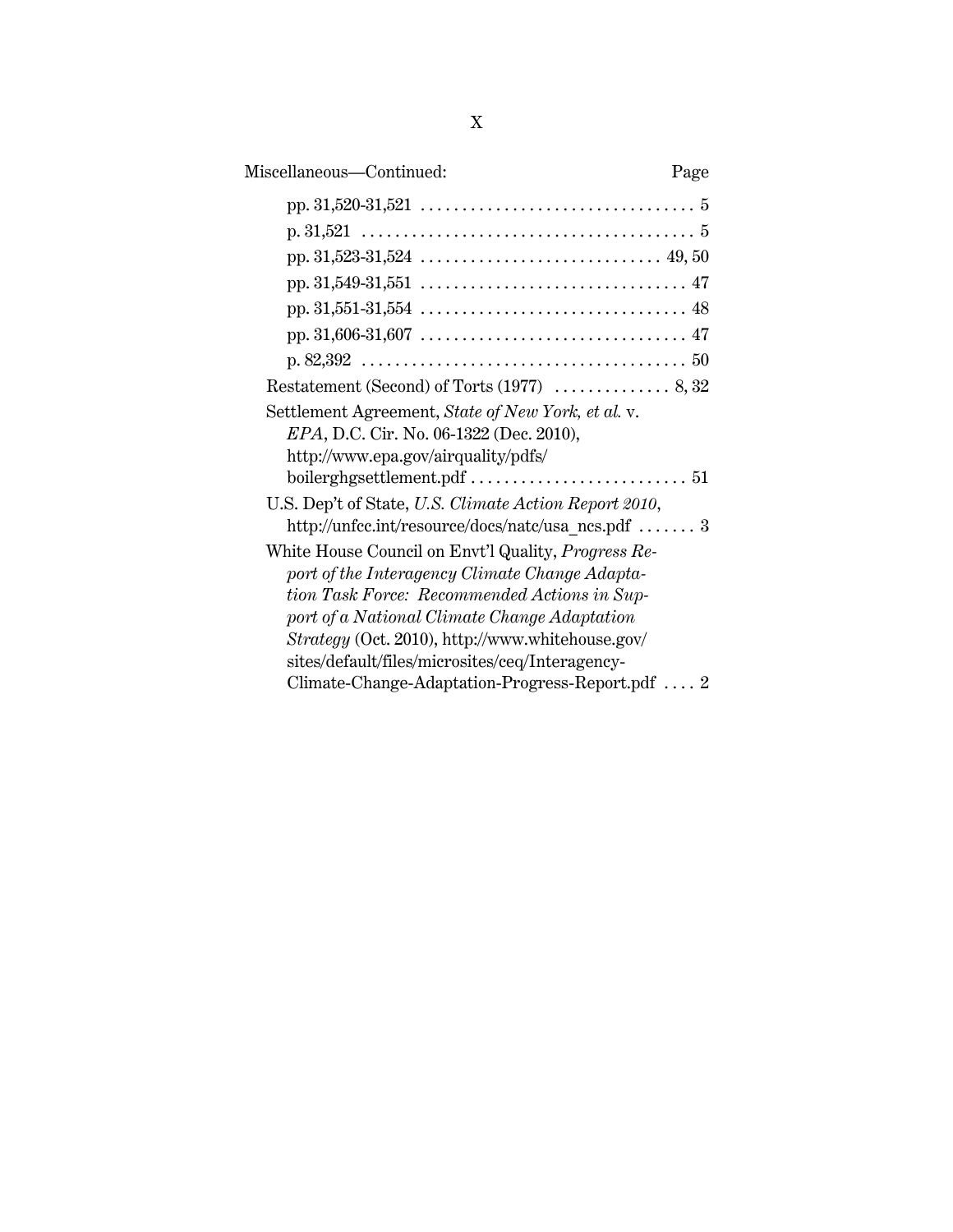Miscellaneous—Continued: Page

pp. 31,520-31,521 . . . . . . . . . . . . . . . . . . . . . . . . . . . . . . . . 5

p. 31,521 . . . . . . . . . . . . . . . . . . . . . . . . . . . . . . . . . . . . . . . 5

pp. 31,523-31,524 . . . . . . . . . . . . . . . . . . . . . . . . . . . . 49, 50

pp. 31,549-31,551 . . . . . . . . . . . . . . . . . . . . . . . . . . . . . . . 47

pp. 31,551-31,554 . . . . . . . . . . . . . . . . . . . . . . . . . . . . . . . 48

pp. 31,606-31,607 . . . . . . . . . . . . . . . . . . . . . . . . . . . . . . . 47

p. 82,392 . . . . . . . . . . . . . . . . . . . . . . . . . . . . . . . . . . . . . . 50

Restatement (Second) of Torts (1977) . . . . . . . . . . . . . . 8, 32

Settlement Agreement, *State of New York, et al.* v. *EPA*, D.C. Cir. No. 06-1322 (Dec. 2010), http://www.epa.gov/airquality/pdfs/boilerghgsettlement.pdf . . . . . . . . . . . . . . . . . . . . . . . . . . 51

U.S. Dep't of State, *U.S. Climate Action Report 2010*, http://unfcc.int/resource/docs/natc/usa_ncs.pdf . . . . . . . 3

White House Council on Envt'l Quality, *Progress Report of the Interagency Climate Change Adaptation Task Force: Recommended Actions in Support of a National Climate Change Adaptation Strategy* (Oct. 2010), http://www.whitehouse.gov/sites/default/files/microsites/ceq/Interagency-Climate-Change-Adaptation-Progress-Report.pdf . . . . 2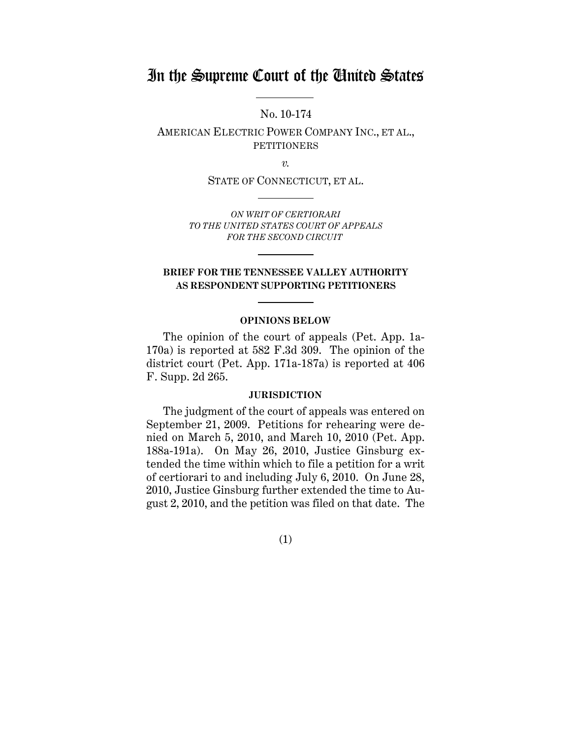# In the Supreme Court of the United States

No. 10-174

AMERICAN ELECTRIC POWER COMPANY INC., ET AL., PETITIONERS

*v.*

STATE OF CONNECTICUT, ET AL.

*ON WRIT OF CERTIORARI TO THE UNITED STATES COURT OF APPEALS FOR THE SECOND CIRCUIT*

**BRIEF FOR THE TENNESSEE VALLEY AUTHORITY AS RESPONDENT SUPPORTING PETITIONERS**

## OPINIONS BELOW

The opinion of the court of appeals (Pet. App. 1a-170a) is reported at 582 F.3d 309. The opinion of the district court (Pet. App. 171a-187a) is reported at 406 F. Supp. 2d 265.

## JURISDICTION

The judgment of the court of appeals was entered on September 21, 2009. Petitions for rehearing were denied on March 5, 2010, and March 10, 2010 (Pet. App. 188a-191a). On May 26, 2010, Justice Ginsburg extended the time within which to file a petition for a writ of certiorari to and including July 6, 2010. On June 28, 2010, Justice Ginsburg further extended the time to August 2, 2010, and the petition was filed on that date. The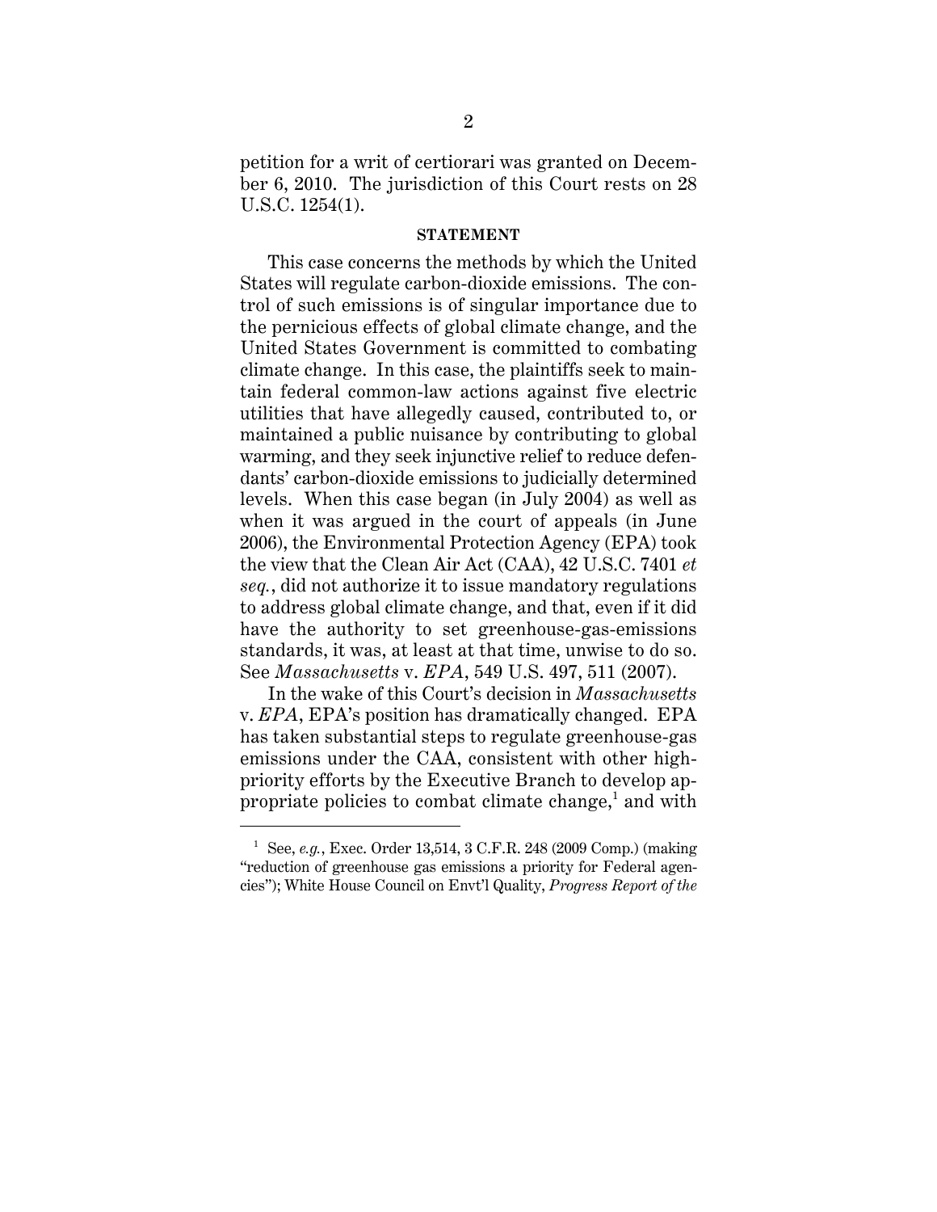petition for a writ of certiorari was granted on December 6, 2010. The jurisdiction of this Court rests on 28 U.S.C. 1254(1).

## STATEMENT

This case concerns the methods by which the United States will regulate carbon-dioxide emissions. The control of such emissions is of singular importance due to the pernicious effects of global climate change, and the United States Government is committed to combating climate change. In this case, the plaintiffs seek to maintain federal common-law actions against five electric utilities that have allegedly caused, contributed to, or maintained a public nuisance by contributing to global warming, and they seek injunctive relief to reduce defendants' carbon-dioxide emissions to judicially determined levels. When this case began (in July 2004) as well as when it was argued in the court of appeals (in June 2006), the Environmental Protection Agency (EPA) took the view that the Clean Air Act (CAA), 42 U.S.C. 7401 *et seq.*, did not authorize it to issue mandatory regulations to address global climate change, and that, even if it did have the authority to set greenhouse-gas-emissions standards, it was, at least at that time, unwise to do so. See *Massachusetts* v. *EPA*, 549 U.S. 497, 511 (2007).

In the wake of this Court's decision in *Massachusetts* v. *EPA*, EPA's position has dramatically changed. EPA has taken substantial steps to regulate greenhouse-gas emissions under the CAA, consistent with other high-priority efforts by the Executive Branch to develop appropriate policies to combat climate change,[1] and with

---

[1] See, *e.g.*, Exec. Order 13,514, 3 C.F.R. 248 (2009 Comp.) (making "reduction of greenhouse gas emissions a priority for Federal agencies"); White House Council on Envt'l Quality, *Progress Report of the*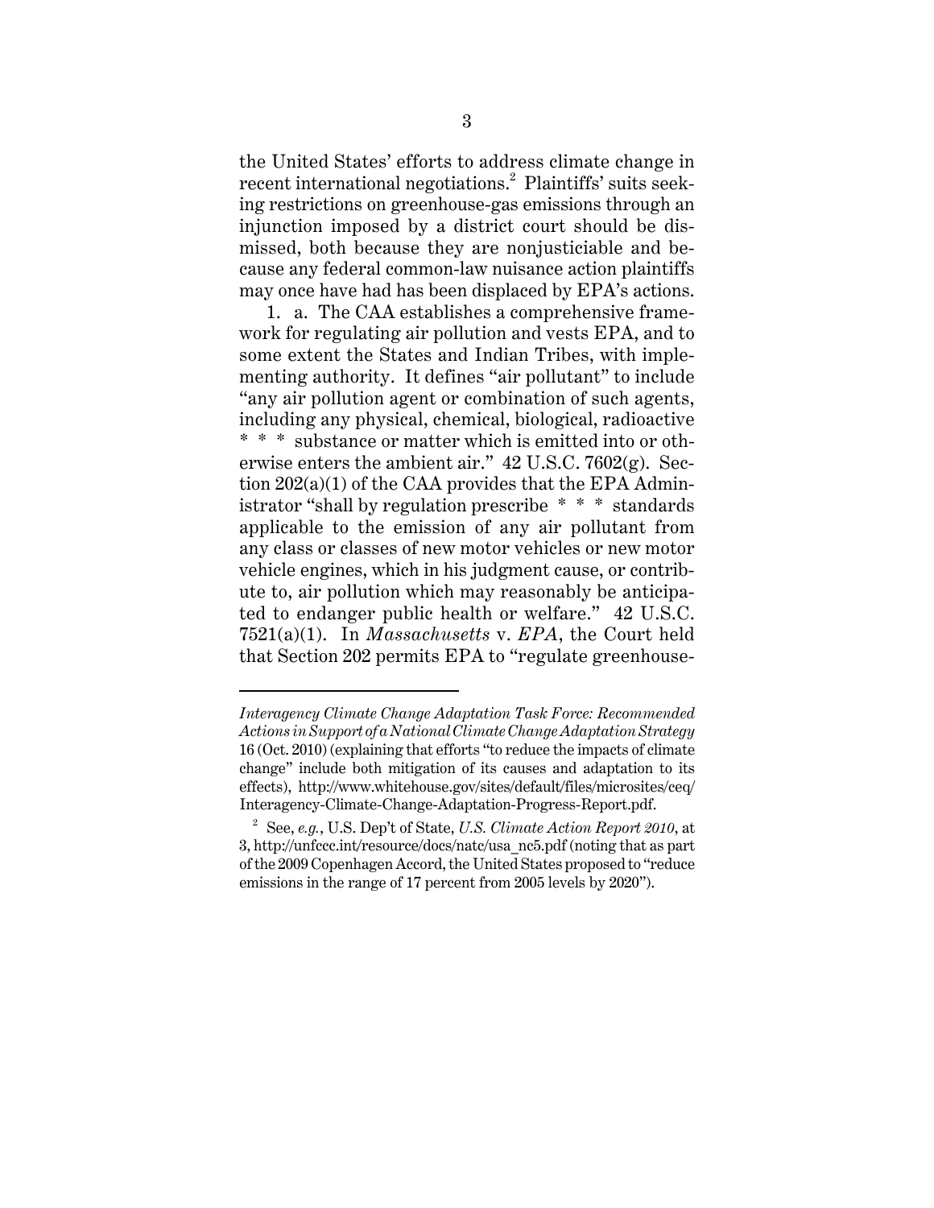the United States' efforts to address climate change in recent international negotiations.[2] Plaintiffs' suits seeking restrictions on greenhouse-gas emissions through an injunction imposed by a district court should be dismissed, both because they are nonjusticiable and because any federal common-law nuisance action plaintiffs may once have had has been displaced by EPA's actions.

1. a. The CAA establishes a comprehensive framework for regulating air pollution and vests EPA, and to some extent the States and Indian Tribes, with implementing authority. It defines "air pollutant" to include "any air pollution agent or combination of such agents, including any physical, chemical, biological, radioactive * * * substance or matter which is emitted into or otherwise enters the ambient air." 42 U.S.C. 7602(g). Section 202(a)(1) of the CAA provides that the EPA Administrator "shall by regulation prescribe * * * standards applicable to the emission of any air pollutant from any class or classes of new motor vehicles or new motor vehicle engines, which in his judgment cause, or contribute to, air pollution which may reasonably be anticipated to endanger public health or welfare." 42 U.S.C. 7521(a)(1). In *Massachusetts* v. *EPA*, the Court held that Section 202 permits EPA to "regulate greenhouse-

---

*Interagency Climate Change Adaptation Task Force: Recommended Actions in Support of a National Climate Change Adaptation Strategy* 16 (Oct. 2010) (explaining that efforts "to reduce the impacts of climate change" include both mitigation of its causes and adaptation to its effects), http://www.whitehouse.gov/sites/default/files/microsites/ceq/Interagency-Climate-Change-Adaptation-Progress-Report.pdf.

[2] See, *e.g.*, U.S. Dep't of State, *U.S. Climate Action Report 2010*, at 3, http://unfccc.int/resource/docs/natc/usa_nc5.pdf (noting that as part of the 2009 Copenhagen Accord, the United States proposed to "reduce emissions in the range of 17 percent from 2005 levels by 2020").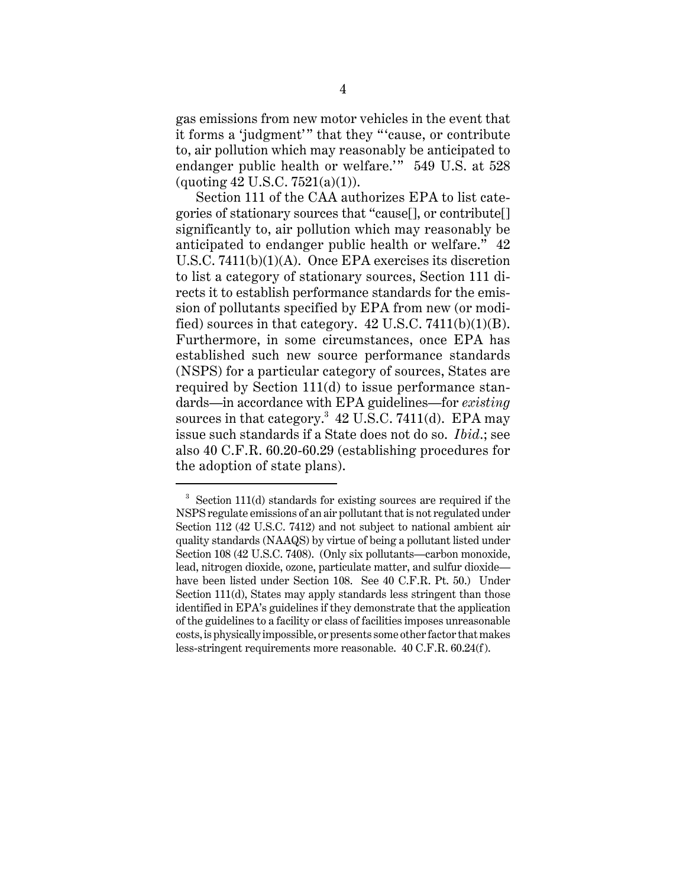gas emissions from new motor vehicles in the event that it forms a 'judgment'" that they "'cause, or contribute to, air pollution which may reasonably be anticipated to endanger public health or welfare.'" 549 U.S. at 528 (quoting 42 U.S.C. 7521(a)(1)).

Section 111 of the CAA authorizes EPA to list categories of stationary sources that "cause[], or contribute[] significantly to, air pollution which may reasonably be anticipated to endanger public health or welfare." 42 U.S.C. 7411(b)(1)(A). Once EPA exercises its discretion to list a category of stationary sources, Section 111 directs it to establish performance standards for the emission of pollutants specified by EPA from new (or modified) sources in that category. 42 U.S.C. 7411(b)(1)(B). Furthermore, in some circumstances, once EPA has established such new source performance standards (NSPS) for a particular category of sources, States are required by Section 111(d) to issue performance standards—in accordance with EPA guidelines—for *existing* sources in that category.[3] 42 U.S.C. 7411(d). EPA may issue such standards if a State does not do so. *Ibid.*; see also 40 C.F.R. 60.20-60.29 (establishing procedures for the adoption of state plans).

---

[3] Section 111(d) standards for existing sources are required if the NSPS regulate emissions of an air pollutant that is not regulated under Section 112 (42 U.S.C. 7412) and not subject to national ambient air quality standards (NAAQS) by virtue of being a pollutant listed under Section 108 (42 U.S.C. 7408). (Only six pollutants—carbon monoxide, lead, nitrogen dioxide, ozone, particulate matter, and sulfur dioxide—have been listed under Section 108. See 40 C.F.R. Pt. 50.) Under Section 111(d), States may apply standards less stringent than those identified in EPA's guidelines if they demonstrate that the application of the guidelines to a facility or class of facilities imposes unreasonable costs, is physically impossible, or presents some other factor that makes less-stringent requirements more reasonable. 40 C.F.R. 60.24(f).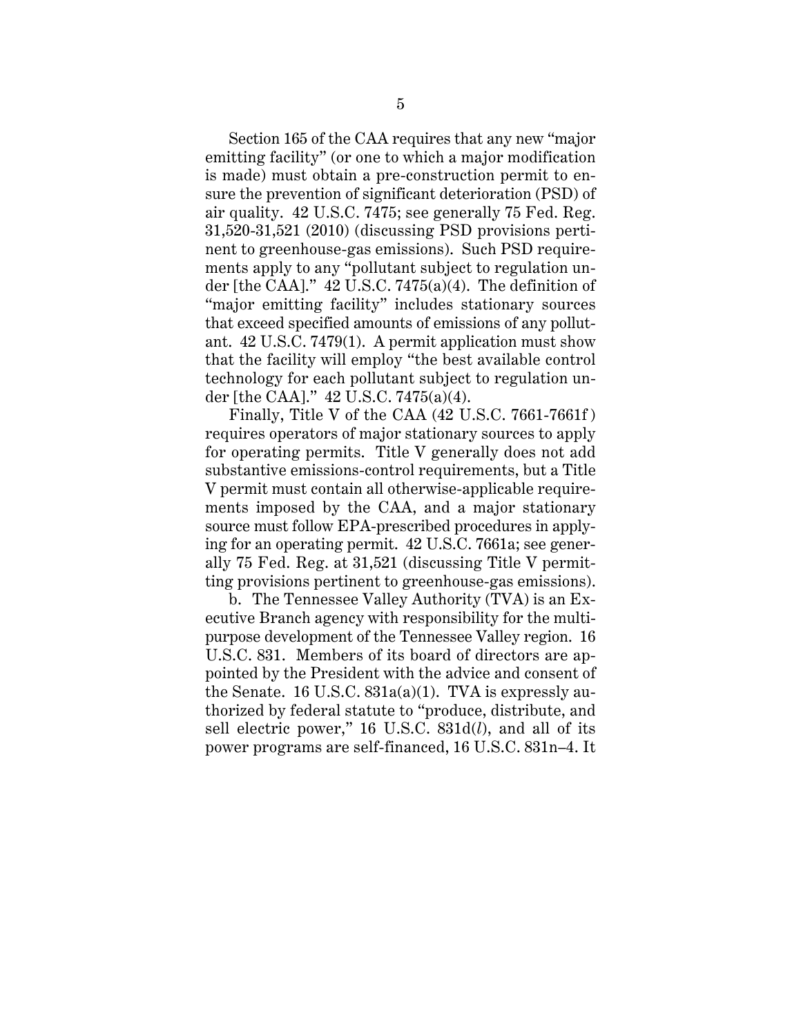Section 165 of the CAA requires that any new "major emitting facility" (or one to which a major modification is made) must obtain a pre-construction permit to ensure the prevention of significant deterioration (PSD) of air quality. 42 U.S.C. 7475; see generally 75 Fed. Reg. 31,520-31,521 (2010) (discussing PSD provisions pertinent to greenhouse-gas emissions). Such PSD requirements apply to any "pollutant subject to regulation under [the CAA]." 42 U.S.C. 7475(a)(4). The definition of "major emitting facility" includes stationary sources that exceed specified amounts of emissions of any pollutant. 42 U.S.C. 7479(1). A permit application must show that the facility will employ "the best available control technology for each pollutant subject to regulation under [the CAA]." 42 U.S.C. 7475(a)(4).

Finally, Title V of the CAA (42 U.S.C. 7661-7661*f*) requires operators of major stationary sources to apply for operating permits. Title V generally does not add substantive emissions-control requirements, but a Title V permit must contain all otherwise-applicable requirements imposed by the CAA, and a major stationary source must follow EPA-prescribed procedures in applying for an operating permit. 42 U.S.C. 7661a; see generally 75 Fed. Reg. at 31,521 (discussing Title V permitting provisions pertinent to greenhouse-gas emissions).

b. The Tennessee Valley Authority (TVA) is an Executive Branch agency with responsibility for the multipurpose development of the Tennessee Valley region. 16 U.S.C. 831. Members of its board of directors are appointed by the President with the advice and consent of the Senate. 16 U.S.C. 831a(a)(1). TVA is expressly authorized by federal statute to "produce, distribute, and sell electric power," 16 U.S.C. 831d(*l*), and all of its power programs are self-financed, 16 U.S.C. 831n–4. It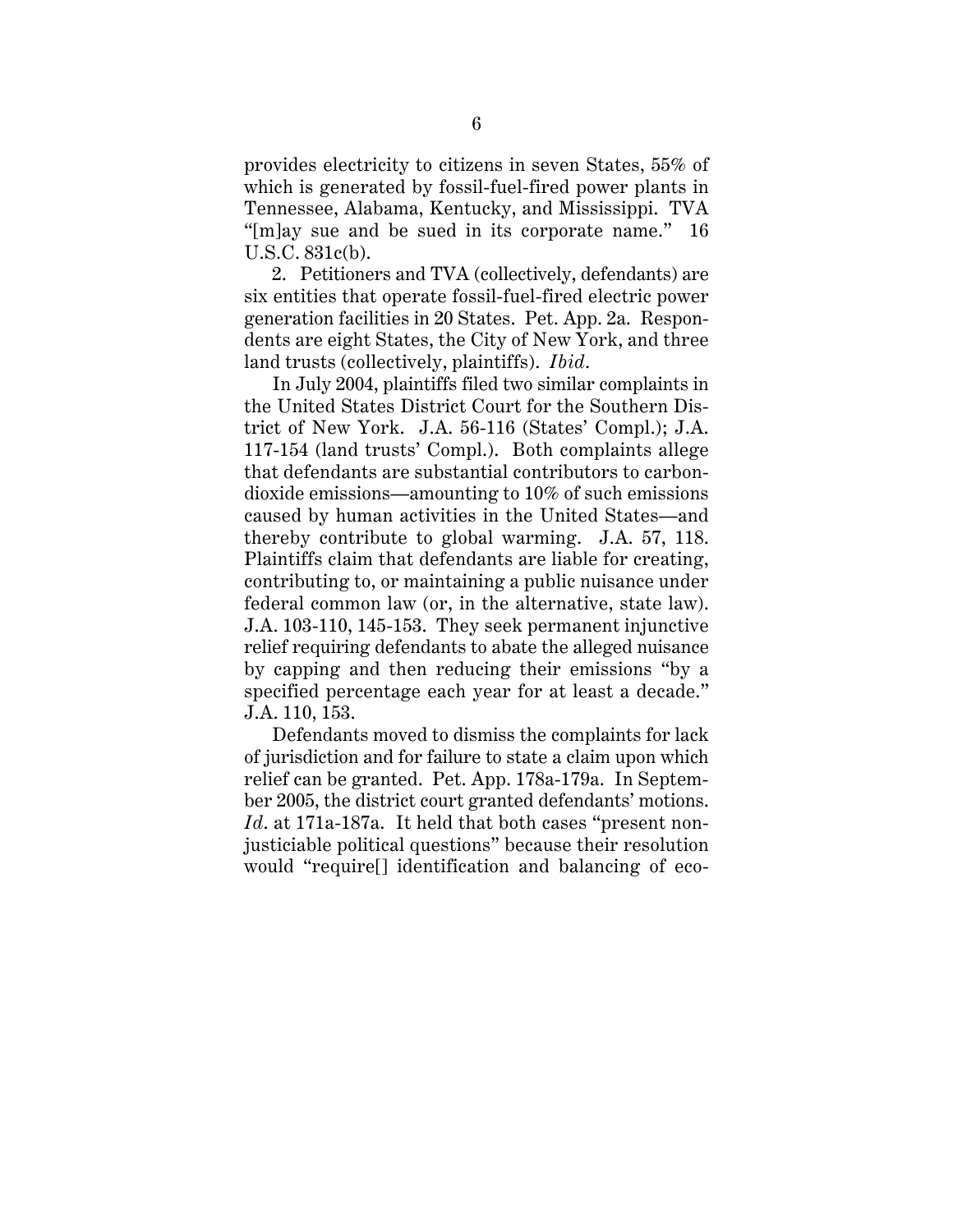provides electricity to citizens in seven States, 55% of which is generated by fossil-fuel-fired power plants in Tennessee, Alabama, Kentucky, and Mississippi. TVA "[m]ay sue and be sued in its corporate name." 16 U.S.C. 831c(b).

2. Petitioners and TVA (collectively, defendants) are six entities that operate fossil-fuel-fired electric power generation facilities in 20 States. Pet. App. 2a. Respondents are eight States, the City of New York, and three land trusts (collectively, plaintiffs). *Ibid*.

In July 2004, plaintiffs filed two similar complaints in the United States District Court for the Southern District of New York. J.A. 56-116 (States' Compl.); J.A. 117-154 (land trusts' Compl.). Both complaints allege that defendants are substantial contributors to carbon-dioxide emissions—amounting to 10% of such emissions caused by human activities in the United States—and thereby contribute to global warming. J.A. 57, 118. Plaintiffs claim that defendants are liable for creating, contributing to, or maintaining a public nuisance under federal common law (or, in the alternative, state law). J.A. 103-110, 145-153. They seek permanent injunctive relief requiring defendants to abate the alleged nuisance by capping and then reducing their emissions "by a specified percentage each year for at least a decade." J.A. 110, 153.

Defendants moved to dismiss the complaints for lack of jurisdiction and for failure to state a claim upon which relief can be granted. Pet. App. 178a-179a. In September 2005, the district court granted defendants' motions. *Id*. at 171a-187a. It held that both cases "present non-justiciable political questions" because their resolution would "require[] identification and balancing of eco-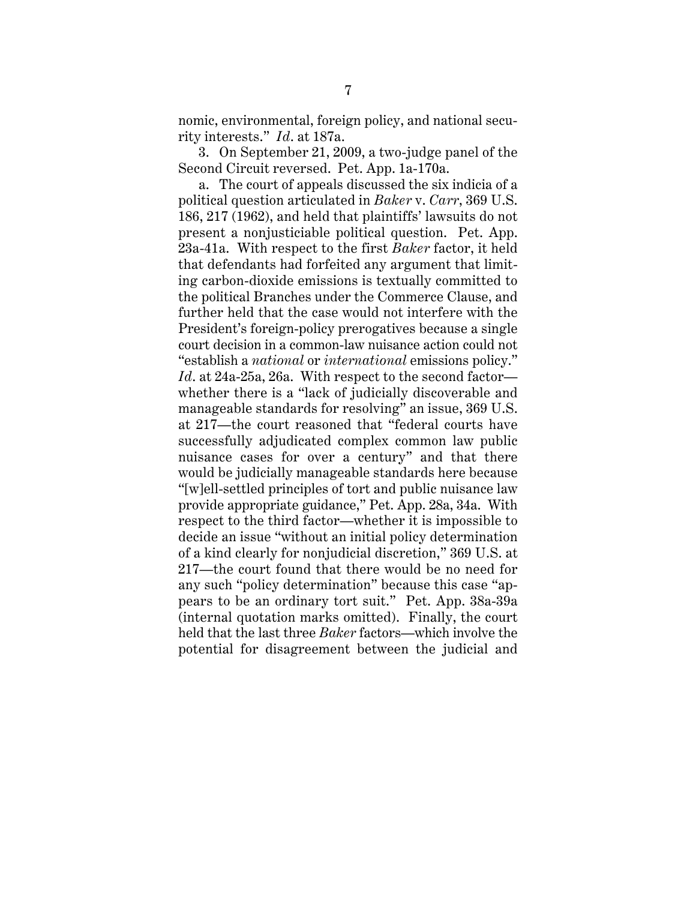nomic, environmental, foreign policy, and national security interests." *Id.* at 187a.

3. On September 21, 2009, a two-judge panel of the Second Circuit reversed. Pet. App. 1a-170a.

a. The court of appeals discussed the six indicia of a political question articulated in *Baker* v. *Carr*, 369 U.S. 186, 217 (1962), and held that plaintiffs' lawsuits do not present a nonjusticiable political question. Pet. App. 23a-41a. With respect to the first *Baker* factor, it held that defendants had forfeited any argument that limiting carbon-dioxide emissions is textually committed to the political Branches under the Commerce Clause, and further held that the case would not interfere with the President's foreign-policy prerogatives because a single court decision in a common-law nuisance action could not "establish a *national* or *international* emissions policy." *Id.* at 24a-25a, 26a. With respect to the second factor—whether there is a "lack of judicially discoverable and manageable standards for resolving" an issue, 369 U.S. at 217—the court reasoned that "federal courts have successfully adjudicated complex common law public nuisance cases for over a century" and that there would be judicially manageable standards here because "[w]ell-settled principles of tort and public nuisance law provide appropriate guidance," Pet. App. 28a, 34a. With respect to the third factor—whether it is impossible to decide an issue "without an initial policy determination of a kind clearly for nonjudicial discretion," 369 U.S. at 217—the court found that there would be no need for any such "policy determination" because this case "appears to be an ordinary tort suit." Pet. App. 38a-39a (internal quotation marks omitted). Finally, the court held that the last three *Baker* factors—which involve the potential for disagreement between the judicial and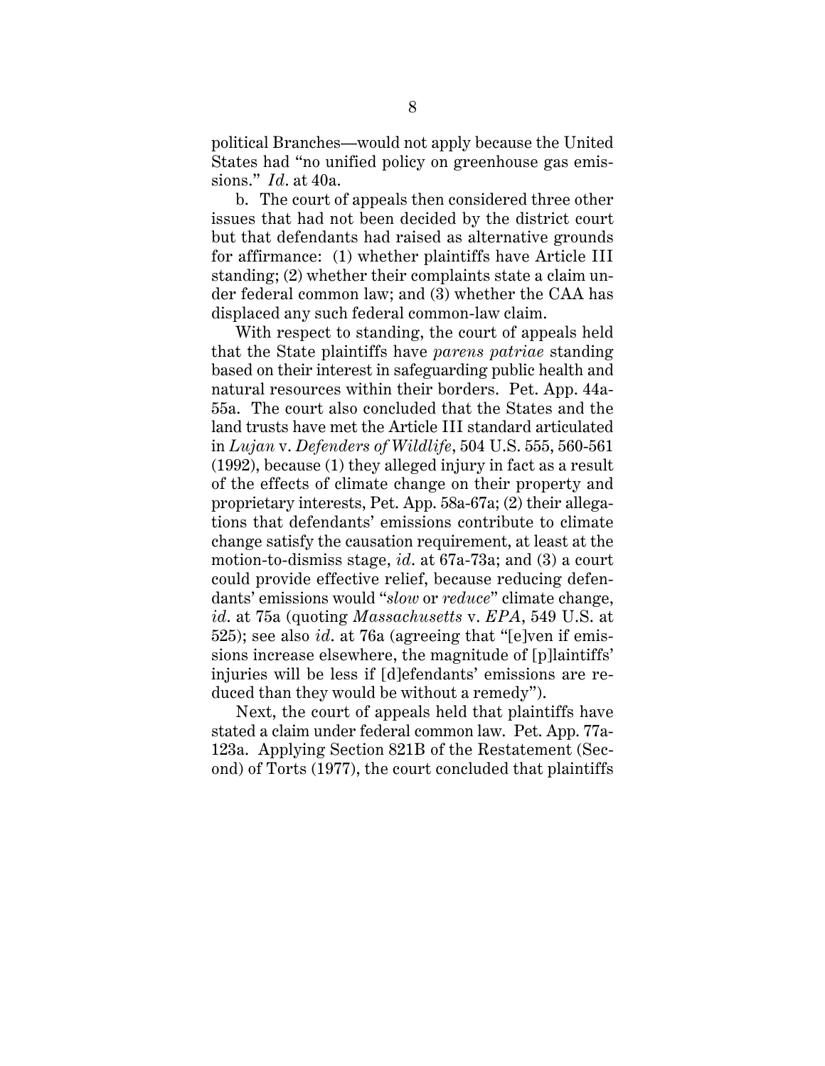political Branches—would not apply because the United States had "no unified policy on greenhouse gas emissions." *Id*. at 40a.

b. The court of appeals then considered three other issues that had not been decided by the district court but that defendants had raised as alternative grounds for affirmance: (1) whether plaintiffs have Article III standing; (2) whether their complaints state a claim under federal common law; and (3) whether the CAA has displaced any such federal common-law claim.

With respect to standing, the court of appeals held that the State plaintiffs have *parens patriae* standing based on their interest in safeguarding public health and natural resources within their borders. Pet. App. 44a-55a. The court also concluded that the States and the land trusts have met the Article III standard articulated in *Lujan* v. *Defenders of Wildlife*, 504 U.S. 555, 560-561 (1992), because (1) they alleged injury in fact as a result of the effects of climate change on their property and proprietary interests, Pet. App. 58a-67a; (2) their allegations that defendants' emissions contribute to climate change satisfy the causation requirement, at least at the motion-to-dismiss stage, *id*. at 67a-73a; and (3) a court could provide effective relief, because reducing defendants' emissions would "*slow* or *reduce*" climate change, *id*. at 75a (quoting *Massachusetts* v. *EPA*, 549 U.S. at 525); see also *id*. at 76a (agreeing that "[e]ven if emissions increase elsewhere, the magnitude of [p]laintiffs' injuries will be less if [d]efendants' emissions are reduced than they would be without a remedy").

Next, the court of appeals held that plaintiffs have stated a claim under federal common law. Pet. App. 77a-123a. Applying Section 821B of the Restatement (Second) of Torts (1977), the court concluded that plaintiffs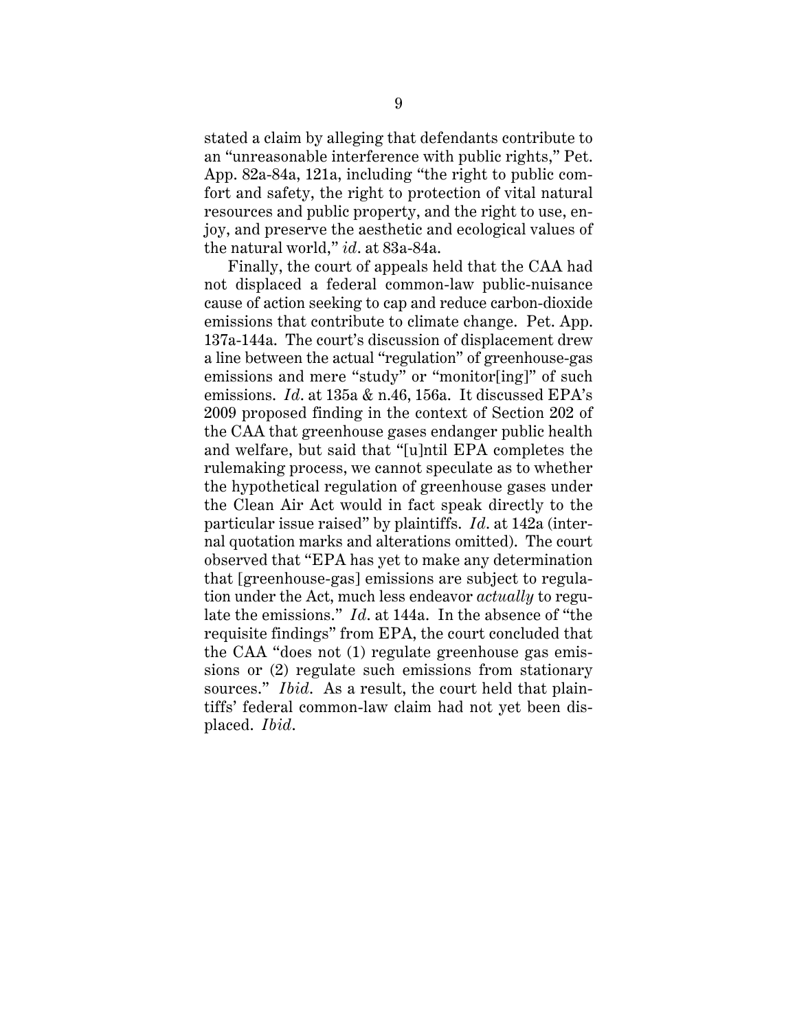stated a claim by alleging that defendants contribute to an "unreasonable interference with public rights," Pet. App. 82a-84a, 121a, including "the right to public comfort and safety, the right to protection of vital natural resources and public property, and the right to use, enjoy, and preserve the aesthetic and ecological values of the natural world," *id*. at 83a-84a.

Finally, the court of appeals held that the CAA had not displaced a federal common-law public-nuisance cause of action seeking to cap and reduce carbon-dioxide emissions that contribute to climate change. Pet. App. 137a-144a. The court's discussion of displacement drew a line between the actual "regulation" of greenhouse-gas emissions and mere "study" or "monitor[ing]" of such emissions. *Id*. at 135a & n.46, 156a. It discussed EPA's 2009 proposed finding in the context of Section 202 of the CAA that greenhouse gases endanger public health and welfare, but said that "[u]ntil EPA completes the rulemaking process, we cannot speculate as to whether the hypothetical regulation of greenhouse gases under the Clean Air Act would in fact speak directly to the particular issue raised" by plaintiffs. *Id*. at 142a (internal quotation marks and alterations omitted). The court observed that "EPA has yet to make any determination that [greenhouse-gas] emissions are subject to regulation under the Act, much less endeavor *actually* to regulate the emissions." *Id*. at 144a. In the absence of "the requisite findings" from EPA, the court concluded that the CAA "does not (1) regulate greenhouse gas emissions or (2) regulate such emissions from stationary sources." *Ibid*. As a result, the court held that plaintiffs' federal common-law claim had not yet been displaced. *Ibid*.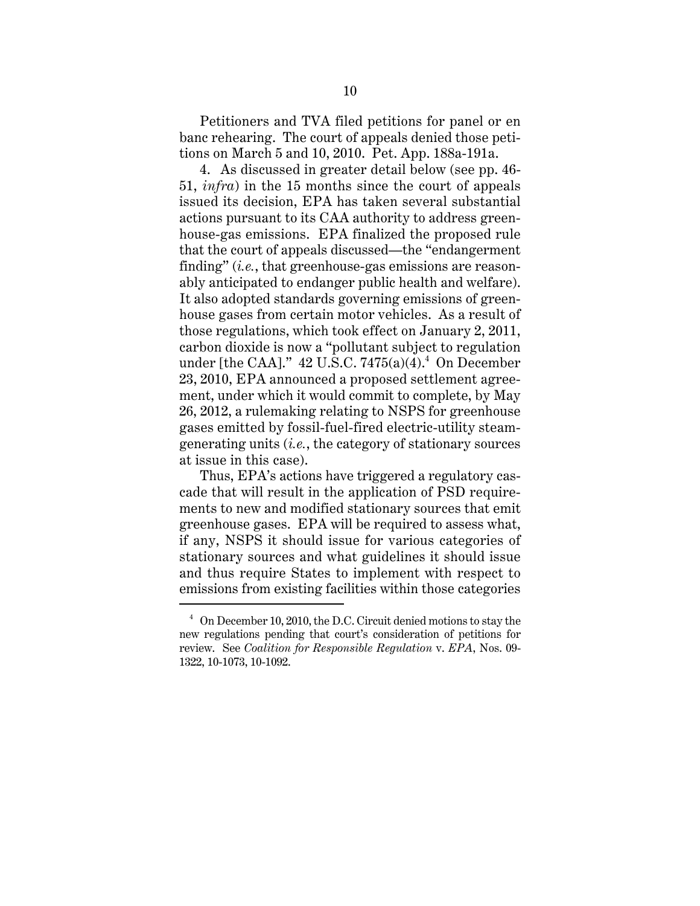Petitioners and TVA filed petitions for panel or en banc rehearing. The court of appeals denied those petitions on March 5 and 10, 2010. Pet. App. 188a-191a.

4. As discussed in greater detail below (see pp. 46-51, *infra*) in the 15 months since the court of appeals issued its decision, EPA has taken several substantial actions pursuant to its CAA authority to address greenhouse-gas emissions. EPA finalized the proposed rule that the court of appeals discussed—the "endangerment finding" (*i.e.*, that greenhouse-gas emissions are reasonably anticipated to endanger public health and welfare). It also adopted standards governing emissions of greenhouse gases from certain motor vehicles. As a result of those regulations, which took effect on January 2, 2011, carbon dioxide is now a "pollutant subject to regulation under [the CAA]." 42 U.S.C. 7475(a)(4).[4] On December 23, 2010, EPA announced a proposed settlement agreement, under which it would commit to complete, by May 26, 2012, a rulemaking relating to NSPS for greenhouse gases emitted by fossil-fuel-fired electric-utility steam-generating units (*i.e.*, the category of stationary sources at issue in this case).

Thus, EPA's actions have triggered a regulatory cascade that will result in the application of PSD requirements to new and modified stationary sources that emit greenhouse gases. EPA will be required to assess what, if any, NSPS it should issue for various categories of stationary sources and what guidelines it should issue and thus require States to implement with respect to emissions from existing facilities within those categories

[4] On December 10, 2010, the D.C. Circuit denied motions to stay the new regulations pending that court's consideration of petitions for review. See *Coalition for Responsible Regulation* v. *EPA*, Nos. 09-1322, 10-1073, 10-1092.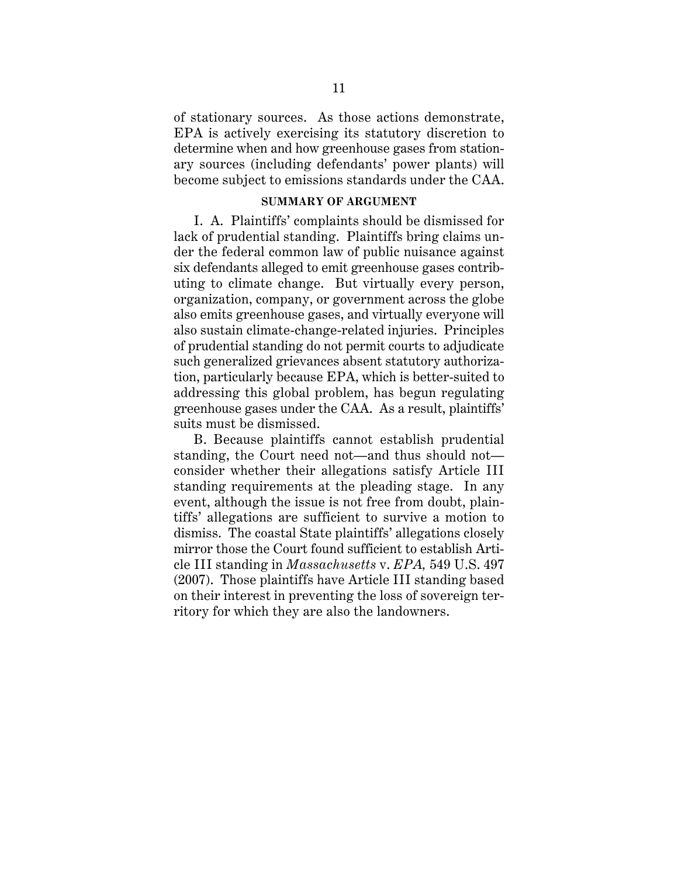of stationary sources. As those actions demonstrate, EPA is actively exercising its statutory discretion to determine when and how greenhouse gases from stationary sources (including defendants' power plants) will become subject to emissions standards under the CAA.

## SUMMARY OF ARGUMENT

I. A. Plaintiffs' complaints should be dismissed for lack of prudential standing. Plaintiffs bring claims under the federal common law of public nuisance against six defendants alleged to emit greenhouse gases contributing to climate change. But virtually every person, organization, company, or government across the globe also emits greenhouse gases, and virtually everyone will also sustain climate-change-related injuries. Principles of prudential standing do not permit courts to adjudicate such generalized grievances absent statutory authorization, particularly because EPA, which is better-suited to addressing this global problem, has begun regulating greenhouse gases under the CAA. As a result, plaintiffs' suits must be dismissed.

B. Because plaintiffs cannot establish prudential standing, the Court need not—and thus should not—consider whether their allegations satisfy Article III standing requirements at the pleading stage. In any event, although the issue is not free from doubt, plaintiffs' allegations are sufficient to survive a motion to dismiss. The coastal State plaintiffs' allegations closely mirror those the Court found sufficient to establish Article III standing in *Massachusetts* v. *EPA*, 549 U.S. 497 (2007). Those plaintiffs have Article III standing based on their interest in preventing the loss of sovereign territory for which they are also the landowners.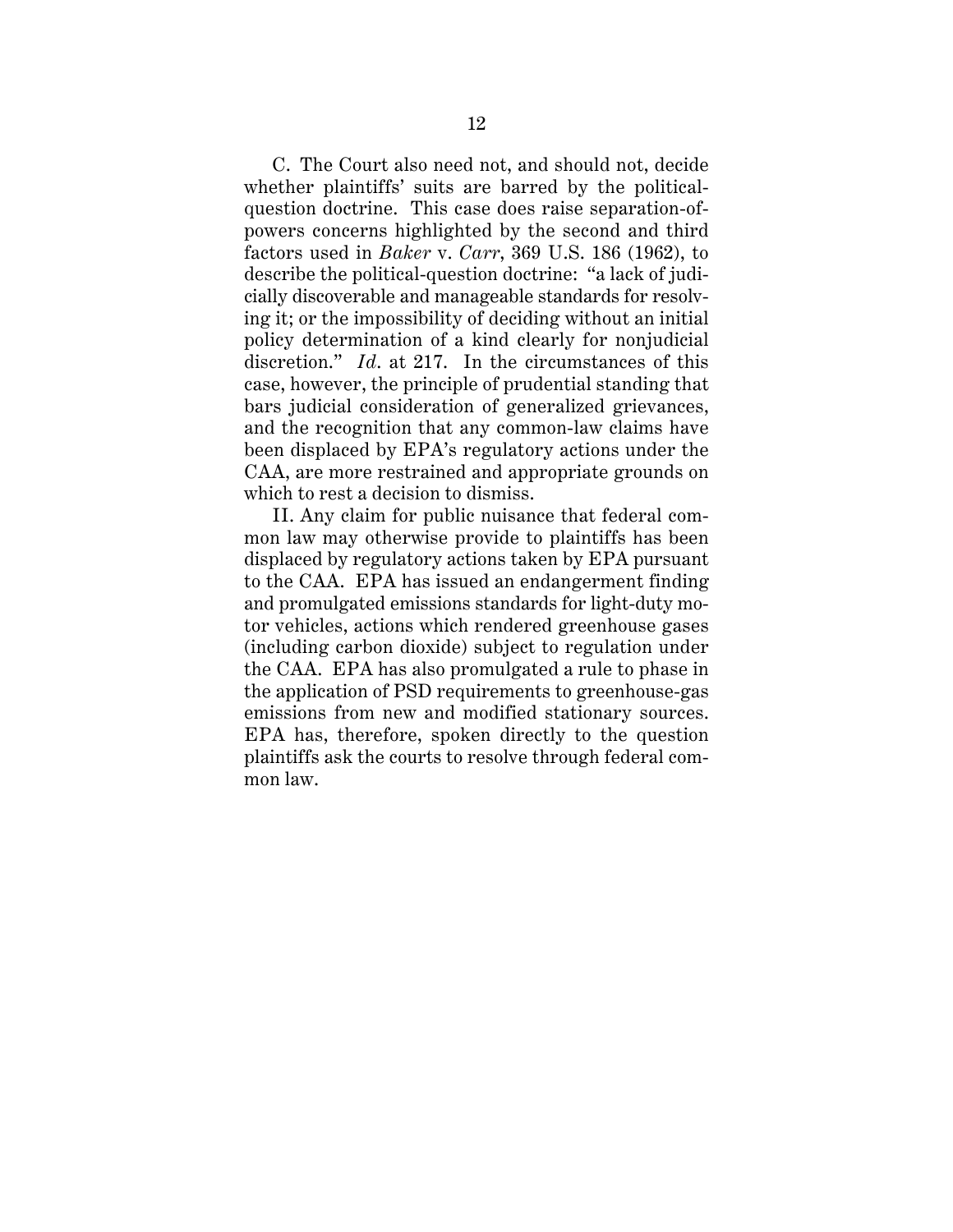C. The Court also need not, and should not, decide whether plaintiffs' suits are barred by the political-question doctrine. This case does raise separation-of-powers concerns highlighted by the second and third factors used in *Baker* v. *Carr*, 369 U.S. 186 (1962), to describe the political-question doctrine: "a lack of judicially discoverable and manageable standards for resolving it; or the impossibility of deciding without an initial policy determination of a kind clearly for nonjudicial discretion." *Id*. at 217. In the circumstances of this case, however, the principle of prudential standing that bars judicial consideration of generalized grievances, and the recognition that any common-law claims have been displaced by EPA's regulatory actions under the CAA, are more restrained and appropriate grounds on which to rest a decision to dismiss.

II. Any claim for public nuisance that federal common law may otherwise provide to plaintiffs has been displaced by regulatory actions taken by EPA pursuant to the CAA. EPA has issued an endangerment finding and promulgated emissions standards for light-duty motor vehicles, actions which rendered greenhouse gases (including carbon dioxide) subject to regulation under the CAA. EPA has also promulgated a rule to phase in the application of PSD requirements to greenhouse-gas emissions from new and modified stationary sources. EPA has, therefore, spoken directly to the question plaintiffs ask the courts to resolve through federal common law.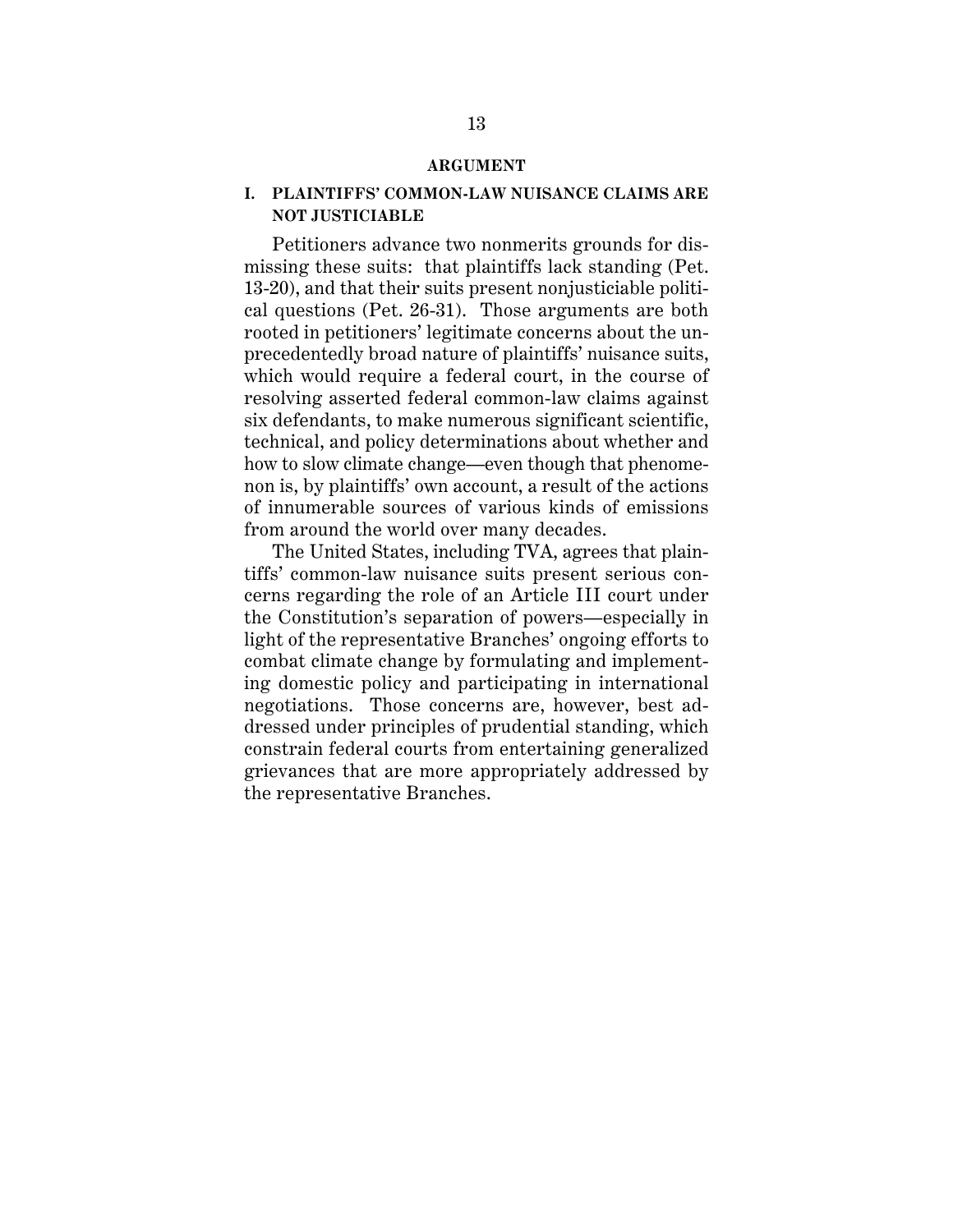## ARGUMENT

### I. PLAINTIFFS' COMMON-LAW NUISANCE CLAIMS ARE NOT JUSTICIABLE

Petitioners advance two nonmerits grounds for dismissing these suits: that plaintiffs lack standing (Pet. 13-20), and that their suits present nonjusticiable political questions (Pet. 26-31). Those arguments are both rooted in petitioners' legitimate concerns about the unprecedentedly broad nature of plaintiffs' nuisance suits, which would require a federal court, in the course of resolving asserted federal common-law claims against six defendants, to make numerous significant scientific, technical, and policy determinations about whether and how to slow climate change—even though that phenomenon is, by plaintiffs' own account, a result of the actions of innumerable sources of various kinds of emissions from around the world over many decades.

The United States, including TVA, agrees that plaintiffs' common-law nuisance suits present serious concerns regarding the role of an Article III court under the Constitution's separation of powers—especially in light of the representative Branches' ongoing efforts to combat climate change by formulating and implementing domestic policy and participating in international negotiations. Those concerns are, however, best addressed under principles of prudential standing, which constrain federal courts from entertaining generalized grievances that are more appropriately addressed by the representative Branches.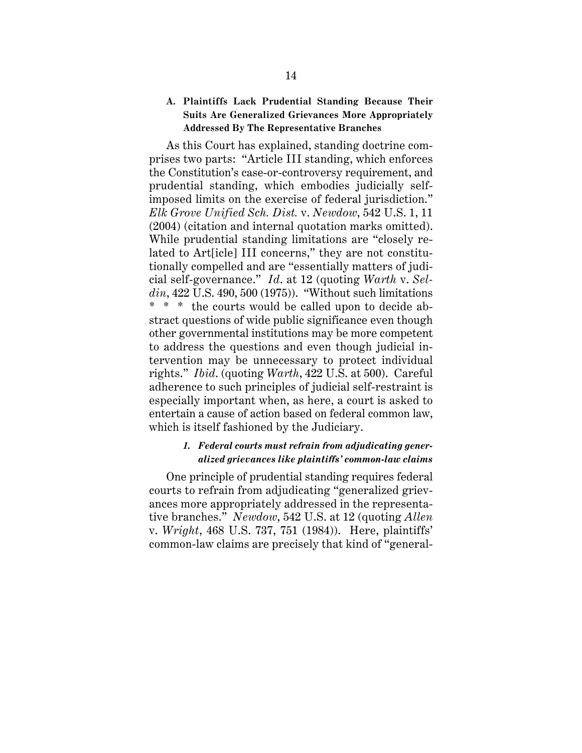### A. Plaintiffs Lack Prudential Standing Because Their Suits Are Generalized Grievances More Appropriately Addressed By The Representative Branches

As this Court has explained, standing doctrine comprises two parts: "Article III standing, which enforces the Constitution's case-or-controversy requirement, and prudential standing, which embodies judicially self-imposed limits on the exercise of federal jurisdiction." *Elk Grove Unified Sch. Dist.* v. *Newdow*, 542 U.S. 1, 11 (2004) (citation and internal quotation marks omitted). While prudential standing limitations are "closely related to Art[icle] III concerns," they are not constitutionally compelled and are "essentially matters of judicial self-governance." *Id.* at 12 (quoting *Warth* v. *Seldin*, 422 U.S. 490, 500 (1975)). "Without such limitations * * * the courts would be called upon to decide abstract questions of wide public significance even though other governmental institutions may be more competent to address the questions and even though judicial intervention may be unnecessary to protect individual rights." *Ibid.* (quoting *Warth*, 422 U.S. at 500). Careful adherence to such principles of judicial self-restraint is especially important when, as here, a court is asked to entertain a cause of action based on federal common law, which is itself fashioned by the Judiciary.

#### 1. *Federal courts must refrain from adjudicating generalized grievances like plaintiffs' common-law claims*

One principle of prudential standing requires federal courts to refrain from adjudicating "generalized grievances more appropriately addressed in the representative branches." *Newdow*, 542 U.S. at 12 (quoting *Allen* v. *Wright*, 468 U.S. 737, 751 (1984)). Here, plaintiffs' common-law claims are precisely that kind of "general-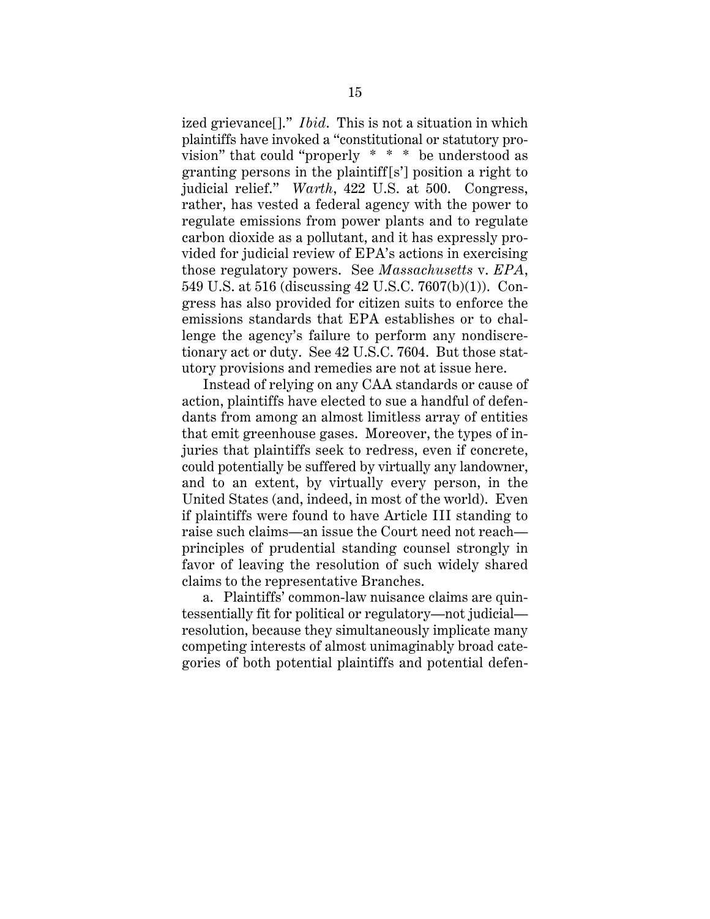ized grievance[]." *Ibid.* This is not a situation in which plaintiffs have invoked a "constitutional or statutory provision" that could "properly * * * be understood as granting persons in the plaintiff[s'] position a right to judicial relief." *Warth*, 422 U.S. at 500. Congress, rather, has vested a federal agency with the power to regulate emissions from power plants and to regulate carbon dioxide as a pollutant, and it has expressly provided for judicial review of EPA's actions in exercising those regulatory powers. See *Massachusetts* v. *EPA*, 549 U.S. at 516 (discussing 42 U.S.C. 7607(b)(1)). Congress has also provided for citizen suits to enforce the emissions standards that EPA establishes or to challenge the agency's failure to perform any nondiscretionary act or duty. See 42 U.S.C. 7604. But those statutory provisions and remedies are not at issue here.

Instead of relying on any CAA standards or cause of action, plaintiffs have elected to sue a handful of defendants from among an almost limitless array of entities that emit greenhouse gases. Moreover, the types of injuries that plaintiffs seek to redress, even if concrete, could potentially be suffered by virtually any landowner, and to an extent, by virtually every person, in the United States (and, indeed, in most of the world). Even if plaintiffs were found to have Article III standing to raise such claims—an issue the Court need not reach—principles of prudential standing counsel strongly in favor of leaving the resolution of such widely shared claims to the representative Branches.

a. Plaintiffs' common-law nuisance claims are quintessentially fit for political or regulatory—not judicial—resolution, because they simultaneously implicate many competing interests of almost unimaginably broad categories of both potential plaintiffs and potential defen-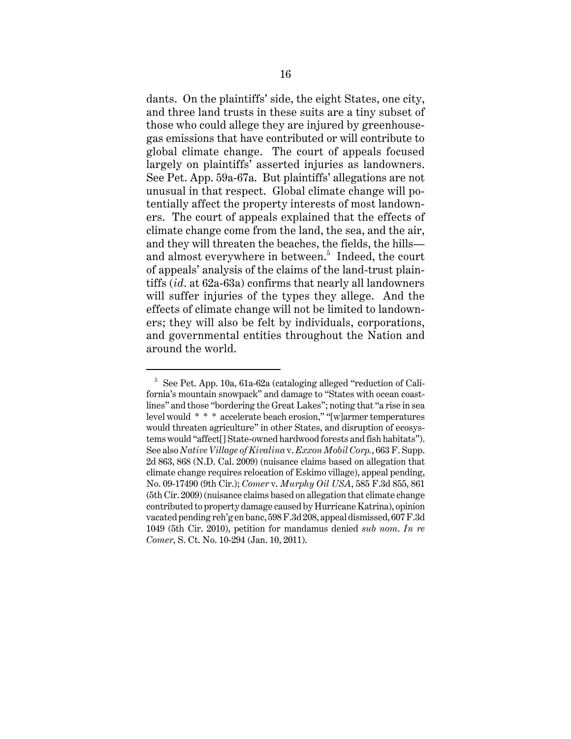dants. On the plaintiffs' side, the eight States, one city, and three land trusts in these suits are a tiny subset of those who could allege they are injured by greenhouse-gas emissions that have contributed or will contribute to global climate change. The court of appeals focused largely on plaintiffs' asserted injuries as landowners. See Pet. App. 59a-67a. But plaintiffs' allegations are not unusual in that respect. Global climate change will potentially affect the property interests of most landowners. The court of appeals explained that the effects of climate change come from the land, the sea, and the air, and they will threaten the beaches, the fields, the hills—and almost everywhere in between.[5] Indeed, the court of appeals' analysis of the claims of the land-trust plaintiffs (*id*. at 62a-63a) confirms that nearly all landowners will suffer injuries of the types they allege. And the effects of climate change will not be limited to landowners; they will also be felt by individuals, corporations, and governmental entities throughout the Nation and around the world.

---

[5] See Pet. App. 10a, 61a-62a (cataloging alleged "reduction of California's mountain snowpack" and damage to "States with ocean coastlines" and those "bordering the Great Lakes"; noting that "a rise in sea level would * * * accelerate beach erosion," "[w]armer temperatures would threaten agriculture" in other States, and disruption of ecosystems would "affect[] State-owned hardwood forests and fish habitats"). See also *Native Village of Kivalina* v. *Exxon Mobil Corp.*, 663 F. Supp. 2d 863, 868 (N.D. Cal. 2009) (nuisance claims based on allegation that climate change requires relocation of Eskimo village), appeal pending, No. 09-17490 (9th Cir.); *Comer* v. *Murphy Oil USA*, 585 F.3d 855, 861 (5th Cir. 2009) (nuisance claims based on allegation that climate change contributed to property damage caused by Hurricane Katrina), opinion vacated pending reh'g en banc, 598 F.3d 208, appeal dismissed, 607 F.3d 1049 (5th Cir. 2010), petition for mandamus denied *sub nom. In re Comer*, S. Ct. No. 10-294 (Jan. 10, 2011).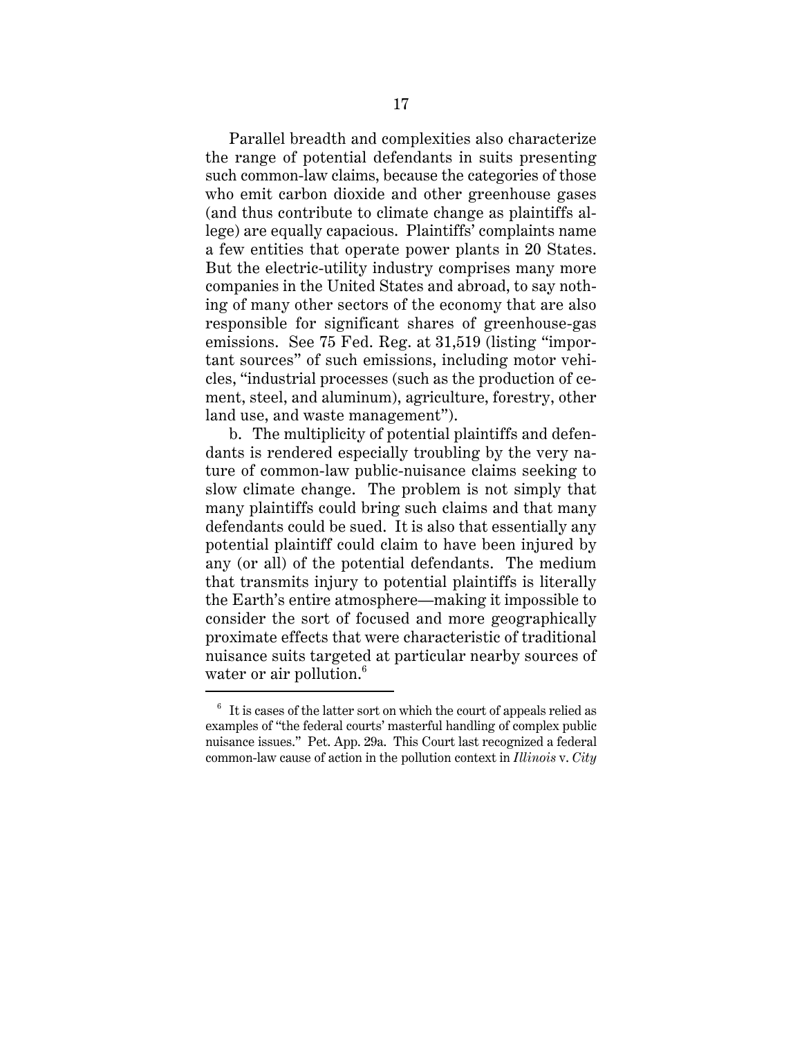Parallel breadth and complexities also characterize the range of potential defendants in suits presenting such common-law claims, because the categories of those who emit carbon dioxide and other greenhouse gases (and thus contribute to climate change as plaintiffs allege) are equally capacious. Plaintiffs' complaints name a few entities that operate power plants in 20 States. But the electric-utility industry comprises many more companies in the United States and abroad, to say nothing of many other sectors of the economy that are also responsible for significant shares of greenhouse-gas emissions. See 75 Fed. Reg. at 31,519 (listing "important sources" of such emissions, including motor vehicles, "industrial processes (such as the production of cement, steel, and aluminum), agriculture, forestry, other land use, and waste management").

b. The multiplicity of potential plaintiffs and defendants is rendered especially troubling by the very nature of common-law public-nuisance claims seeking to slow climate change. The problem is not simply that many plaintiffs could bring such claims and that many defendants could be sued. It is also that essentially any potential plaintiff could claim to have been injured by any (or all) of the potential defendants. The medium that transmits injury to potential plaintiffs is literally the Earth's entire atmosphere—making it impossible to consider the sort of focused and more geographically proximate effects that were characteristic of traditional nuisance suits targeted at particular nearby sources of water or air pollution.[6]

---

[6] It is cases of the latter sort on which the court of appeals relied as examples of "the federal courts' masterful handling of complex public nuisance issues." Pet. App. 29a. This Court last recognized a federal common-law cause of action in the pollution context in *Illinois* v. *City*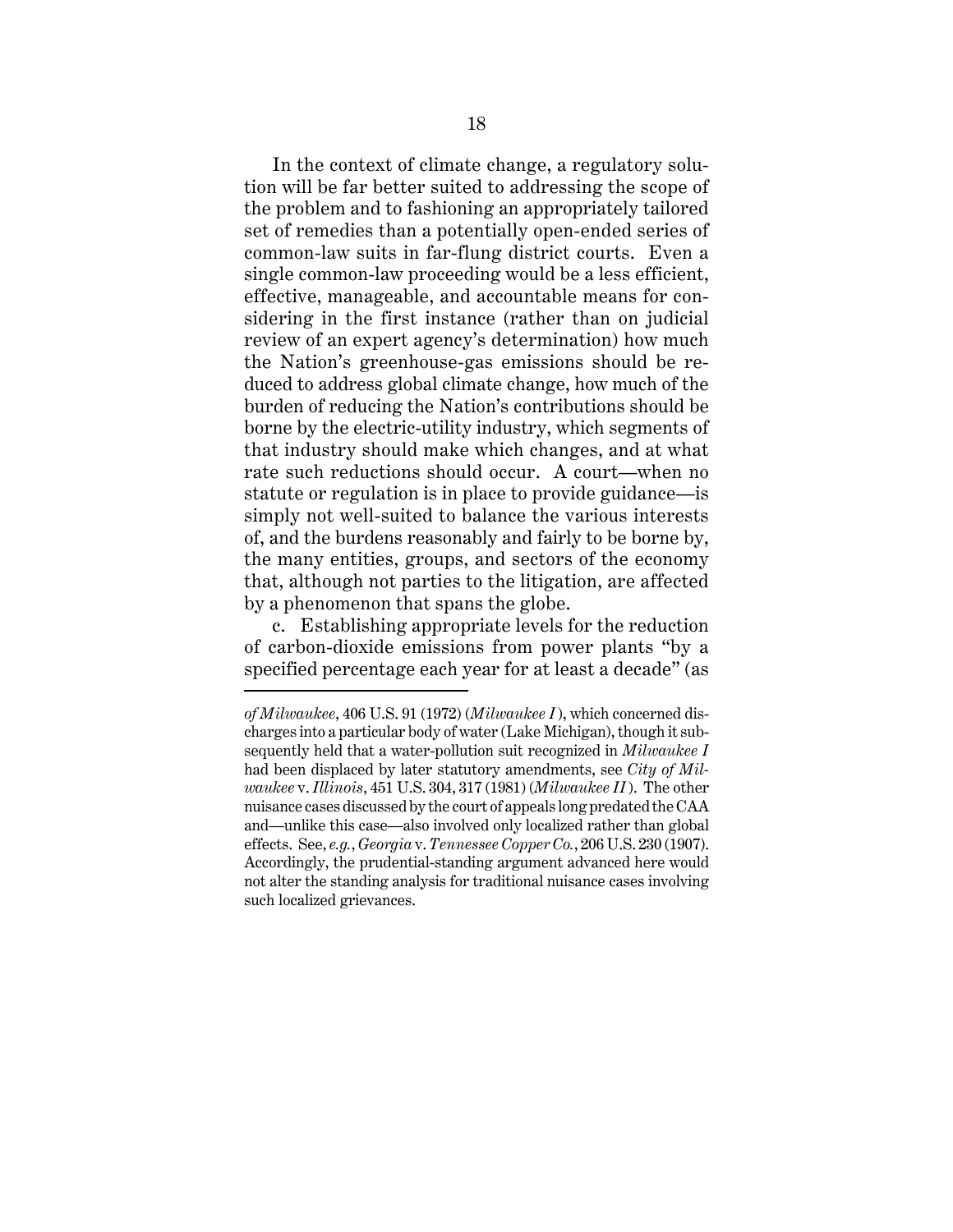In the context of climate change, a regulatory solution will be far better suited to addressing the scope of the problem and to fashioning an appropriately tailored set of remedies than a potentially open-ended series of common-law suits in far-flung district courts. Even a single common-law proceeding would be a less efficient, effective, manageable, and accountable means for considering in the first instance (rather than on judicial review of an expert agency's determination) how much the Nation's greenhouse-gas emissions should be reduced to address global climate change, how much of the burden of reducing the Nation's contributions should be borne by the electric-utility industry, which segments of that industry should make which changes, and at what rate such reductions should occur. A court—when no statute or regulation is in place to provide guidance—is simply not well-suited to balance the various interests of, and the burdens reasonably and fairly to be borne by, the many entities, groups, and sectors of the economy that, although not parties to the litigation, are affected by a phenomenon that spans the globe.

c. Establishing appropriate levels for the reduction of carbon-dioxide emissions from power plants "by a specified percentage each year for at least a decade" (as

---

*of Milwaukee*, 406 U.S. 91 (1972) (*Milwaukee I*), which concerned discharges into a particular body of water (Lake Michigan), though it subsequently held that a water-pollution suit recognized in *Milwaukee I* had been displaced by later statutory amendments, see *City of Milwaukee* v. *Illinois*, 451 U.S. 304, 317 (1981) (*Milwaukee II*). The other nuisance cases discussed by the court of appeals long predated the CAA and—unlike this case—also involved only localized rather than global effects. See, *e.g.*, *Georgia* v. *Tennessee Copper Co.*, 206 U.S. 230 (1907). Accordingly, the prudential-standing argument advanced here would not alter the standing analysis for traditional nuisance cases involving such localized grievances.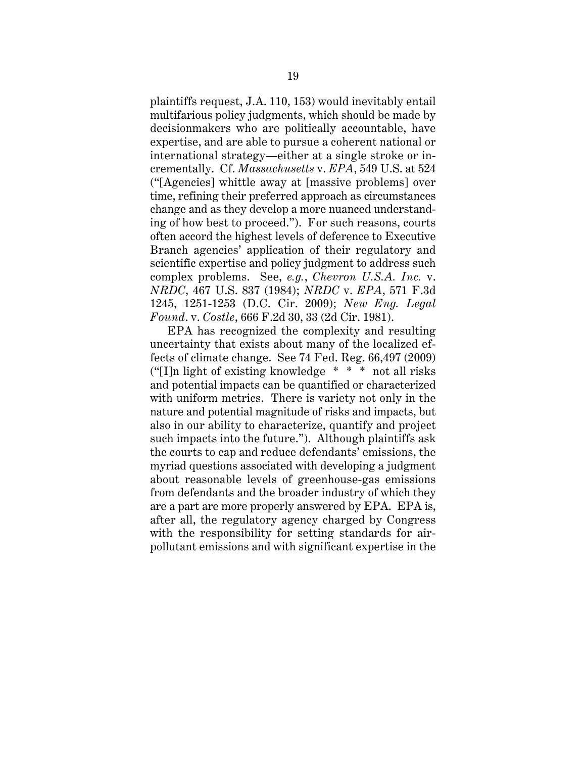plaintiffs request, J.A. 110, 153) would inevitably entail multifarious policy judgments, which should be made by decisionmakers who are politically accountable, have expertise, and are able to pursue a coherent national or international strategy—either at a single stroke or incrementally. Cf. *Massachusetts* v. *EPA*, 549 U.S. at 524 ("[Agencies] whittle away at [massive problems] over time, refining their preferred approach as circumstances change and as they develop a more nuanced understanding of how best to proceed."). For such reasons, courts often accord the highest levels of deference to Executive Branch agencies' application of their regulatory and scientific expertise and policy judgment to address such complex problems. See, *e.g.*, *Chevron U.S.A. Inc.* v. *NRDC*, 467 U.S. 837 (1984); *NRDC* v. *EPA*, 571 F.3d 1245, 1251-1253 (D.C. Cir. 2009); *New Eng. Legal Found*. v. *Costle*, 666 F.2d 30, 33 (2d Cir. 1981).

EPA has recognized the complexity and resulting uncertainty that exists about many of the localized effects of climate change. See 74 Fed. Reg. 66,497 (2009) ("[I]n light of existing knowledge * * * not all risks and potential impacts can be quantified or characterized with uniform metrics. There is variety not only in the nature and potential magnitude of risks and impacts, but also in our ability to characterize, quantify and project such impacts into the future."). Although plaintiffs ask the courts to cap and reduce defendants' emissions, the myriad questions associated with developing a judgment about reasonable levels of greenhouse-gas emissions from defendants and the broader industry of which they are a part are more properly answered by EPA. EPA is, after all, the regulatory agency charged by Congress with the responsibility for setting standards for air-pollutant emissions and with significant expertise in the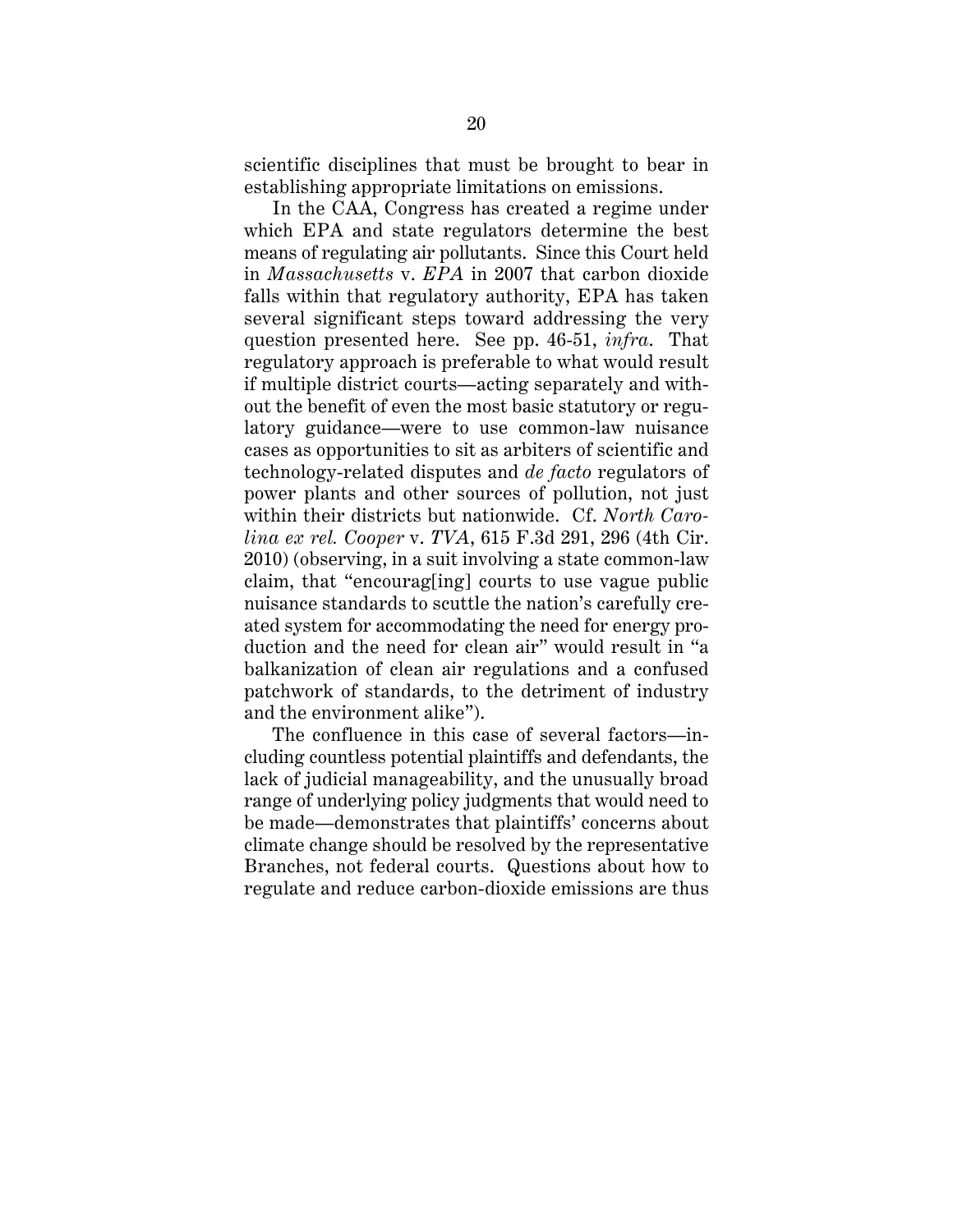scientific disciplines that must be brought to bear in establishing appropriate limitations on emissions.

In the CAA, Congress has created a regime under which EPA and state regulators determine the best means of regulating air pollutants. Since this Court held in *Massachusetts* v. *EPA* in 2007 that carbon dioxide falls within that regulatory authority, EPA has taken several significant steps toward addressing the very question presented here. See pp. 46-51, *infra*. That regulatory approach is preferable to what would result if multiple district courts—acting separately and without the benefit of even the most basic statutory or regulatory guidance—were to use common-law nuisance cases as opportunities to sit as arbiters of scientific and technology-related disputes and *de facto* regulators of power plants and other sources of pollution, not just within their districts but nationwide. Cf. *North Carolina ex rel. Cooper* v. *TVA*, 615 F.3d 291, 296 (4th Cir. 2010) (observing, in a suit involving a state common-law claim, that "encourag[ing] courts to use vague public nuisance standards to scuttle the nation's carefully created system for accommodating the need for energy production and the need for clean air" would result in "a balkanization of clean air regulations and a confused patchwork of standards, to the detriment of industry and the environment alike").

The confluence in this case of several factors—including countless potential plaintiffs and defendants, the lack of judicial manageability, and the unusually broad range of underlying policy judgments that would need to be made—demonstrates that plaintiffs' concerns about climate change should be resolved by the representative Branches, not federal courts. Questions about how to regulate and reduce carbon-dioxide emissions are thus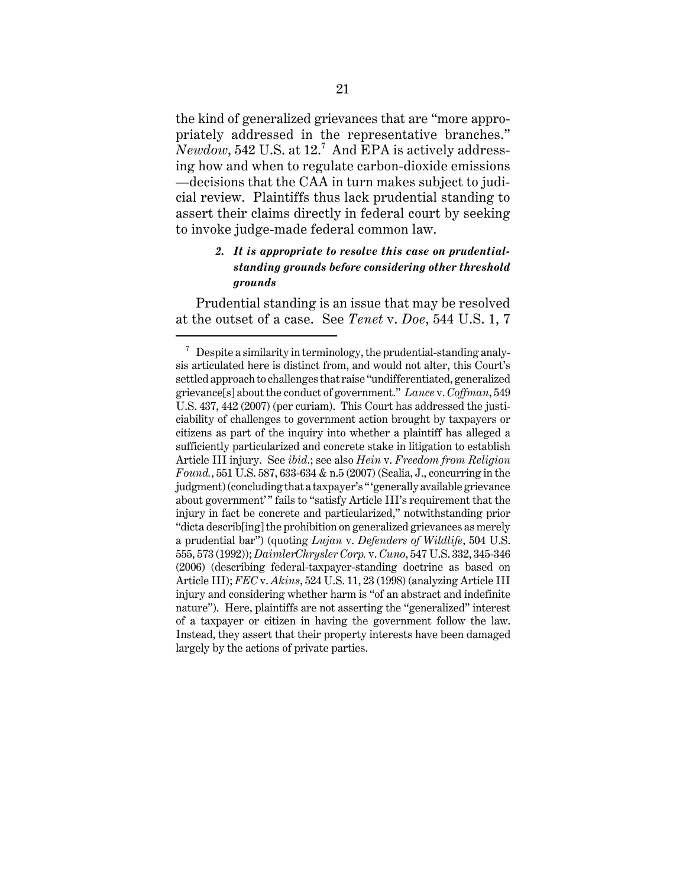the kind of generalized grievances that are "more appropriately addressed in the representative branches." *Newdow*, 542 U.S. at 12.[7] And EPA is actively addressing how and when to regulate carbon-dioxide emissions —decisions that the CAA in turn makes subject to judicial review. Plaintiffs thus lack prudential standing to assert their claims directly in federal court by seeking to invoke judge-made federal common law.

#### 2. *It is appropriate to resolve this case on prudential-standing grounds before considering other threshold grounds*

Prudential standing is an issue that may be resolved at the outset of a case. See *Tenet* v. *Doe*, 544 U.S. 1, 7

---

[7] Despite a similarity in terminology, the prudential-standing analysis articulated here is distinct from, and would not alter, this Court's settled approach to challenges that raise "undifferentiated, generalized grievance[s] about the conduct of government." *Lance* v. *Coffman*, 549 U.S. 437, 442 (2007) (per curiam). This Court has addressed the justiciability of challenges to government action brought by taxpayers or citizens as part of the inquiry into whether a plaintiff has alleged a sufficiently particularized and concrete stake in litigation to establish Article III injury. See *ibid.*; see also *Hein* v. *Freedom from Religion Found.*, 551 U.S. 587, 633-634 & n.5 (2007) (Scalia, J., concurring in the judgment) (concluding that a taxpayer's "'generally available grievance about government'" fails to "satisfy Article III's requirement that the injury in fact be concrete and particularized," notwithstanding prior "dicta describ[ing] the prohibition on generalized grievances as merely a prudential bar") (quoting *Lujan* v. *Defenders of Wildlife*, 504 U.S. 555, 573 (1992)); *DaimlerChrysler Corp.* v. *Cuno*, 547 U.S. 332, 345-346 (2006) (describing federal-taxpayer-standing doctrine as based on Article III); *FEC* v. *Akins*, 524 U.S. 11, 23 (1998) (analyzing Article III injury and considering whether harm is "of an abstract and indefinite nature"). Here, plaintiffs are not asserting the "generalized" interest of a taxpayer or citizen in having the government follow the law. Instead, they assert that their property interests have been damaged largely by the actions of private parties.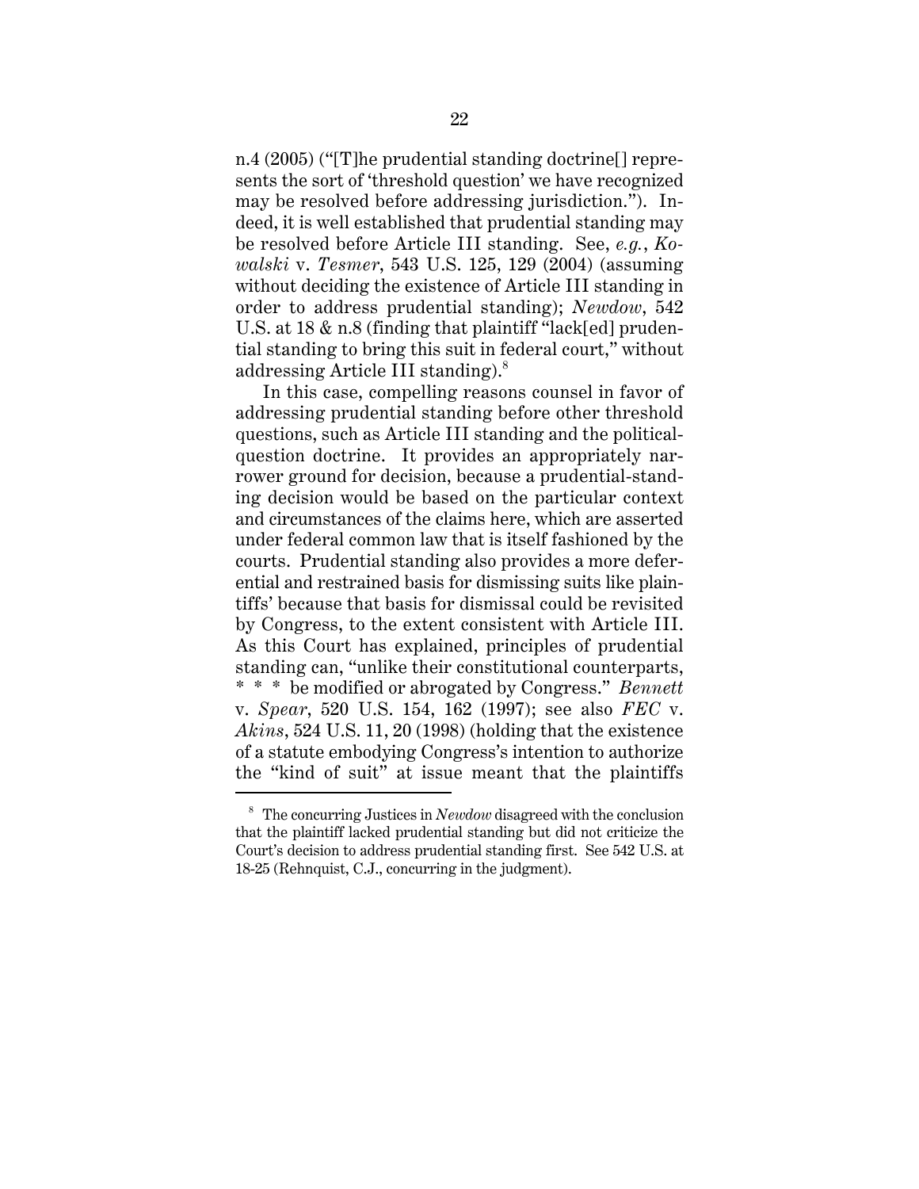n.4 (2005) ("[T]he prudential standing doctrine[] represents the sort of 'threshold question' we have recognized may be resolved before addressing jurisdiction."). Indeed, it is well established that prudential standing may be resolved before Article III standing. See, *e.g.*, *Kowalski* v. *Tesmer*, 543 U.S. 125, 129 (2004) (assuming without deciding the existence of Article III standing in order to address prudential standing); *Newdow*, 542 U.S. at 18 & n.8 (finding that plaintiff "lack[ed] prudential standing to bring this suit in federal court," without addressing Article III standing).[8]

In this case, compelling reasons counsel in favor of addressing prudential standing before other threshold questions, such as Article III standing and the political-question doctrine. It provides an appropriately narrower ground for decision, because a prudential-standing decision would be based on the particular context and circumstances of the claims here, which are asserted under federal common law that is itself fashioned by the courts. Prudential standing also provides a more deferential and restrained basis for dismissing suits like plaintiffs' because that basis for dismissal could be revisited by Congress, to the extent consistent with Article III. As this Court has explained, principles of prudential standing can, "unlike their constitutional counterparts, * * * be modified or abrogated by Congress." *Bennett* v. *Spear*, 520 U.S. 154, 162 (1997); see also *FEC* v. *Akins*, 524 U.S. 11, 20 (1998) (holding that the existence of a statute embodying Congress's intention to authorize the "kind of suit" at issue meant that the plaintiffs

---

[8] The concurring Justices in *Newdow* disagreed with the conclusion that the plaintiff lacked prudential standing but did not criticize the Court's decision to address prudential standing first. See 542 U.S. at 18-25 (Rehnquist, C.J., concurring in the judgment).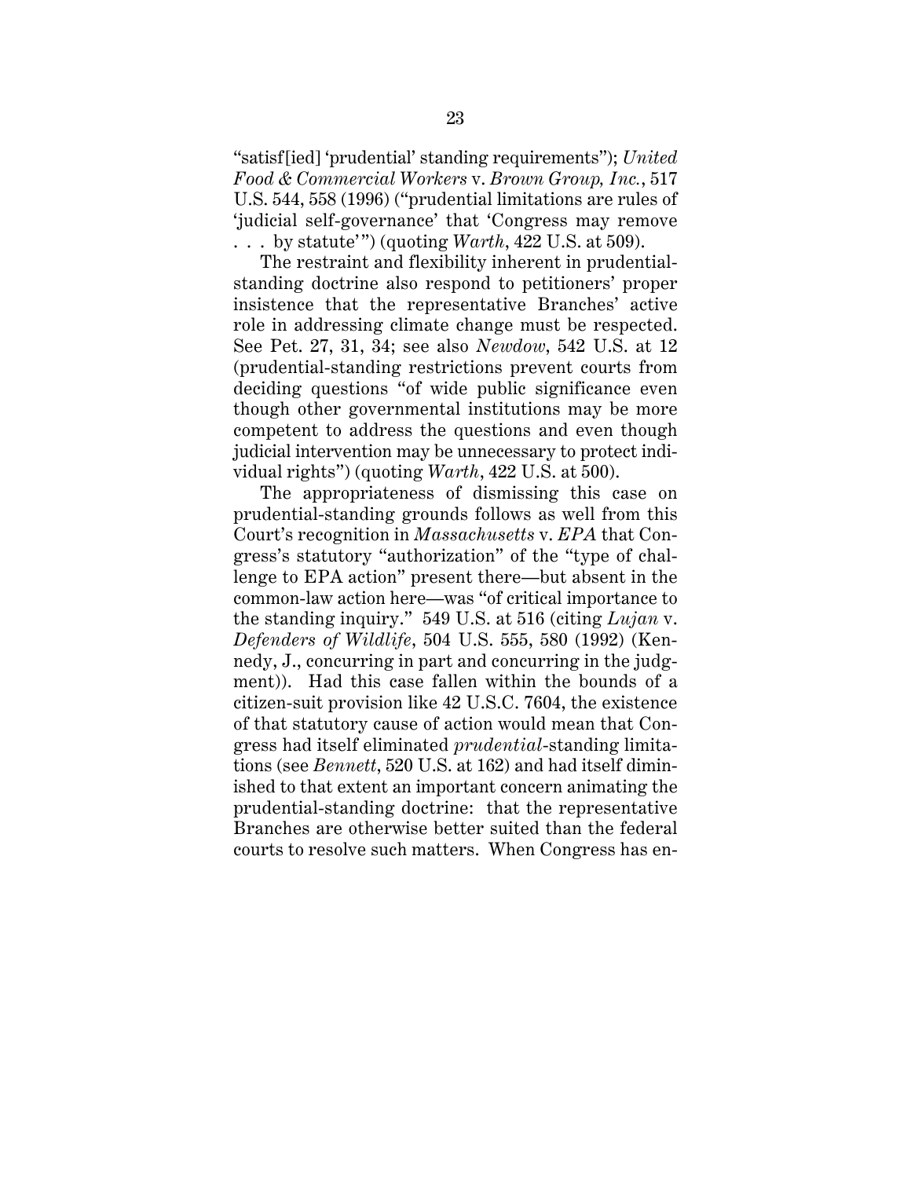"satisf[ied] 'prudential' standing requirements"); *United Food & Commercial Workers* v. *Brown Group, Inc.*, 517 U.S. 544, 558 (1996) ("prudential limitations are rules of 'judicial self-governance' that 'Congress may remove . . . by statute'") (quoting *Warth*, 422 U.S. at 509).

The restraint and flexibility inherent in prudential-standing doctrine also respond to petitioners' proper insistence that the representative Branches' active role in addressing climate change must be respected. See Pet. 27, 31, 34; see also *Newdow*, 542 U.S. at 12 (prudential-standing restrictions prevent courts from deciding questions "of wide public significance even though other governmental institutions may be more competent to address the questions and even though judicial intervention may be unnecessary to protect individual rights") (quoting *Warth*, 422 U.S. at 500).

The appropriateness of dismissing this case on prudential-standing grounds follows as well from this Court's recognition in *Massachusetts* v. *EPA* that Congress's statutory "authorization" of the "type of challenge to EPA action" present there—but absent in the common-law action here—was "of critical importance to the standing inquiry." 549 U.S. at 516 (citing *Lujan* v. *Defenders of Wildlife*, 504 U.S. 555, 580 (1992) (Kennedy, J., concurring in part and concurring in the judgment)). Had this case fallen within the bounds of a citizen-suit provision like 42 U.S.C. 7604, the existence of that statutory cause of action would mean that Congress had itself eliminated *prudential*-standing limitations (see *Bennett*, 520 U.S. at 162) and had itself diminished to that extent an important concern animating the prudential-standing doctrine: that the representative Branches are otherwise better suited than the federal courts to resolve such matters. When Congress has en-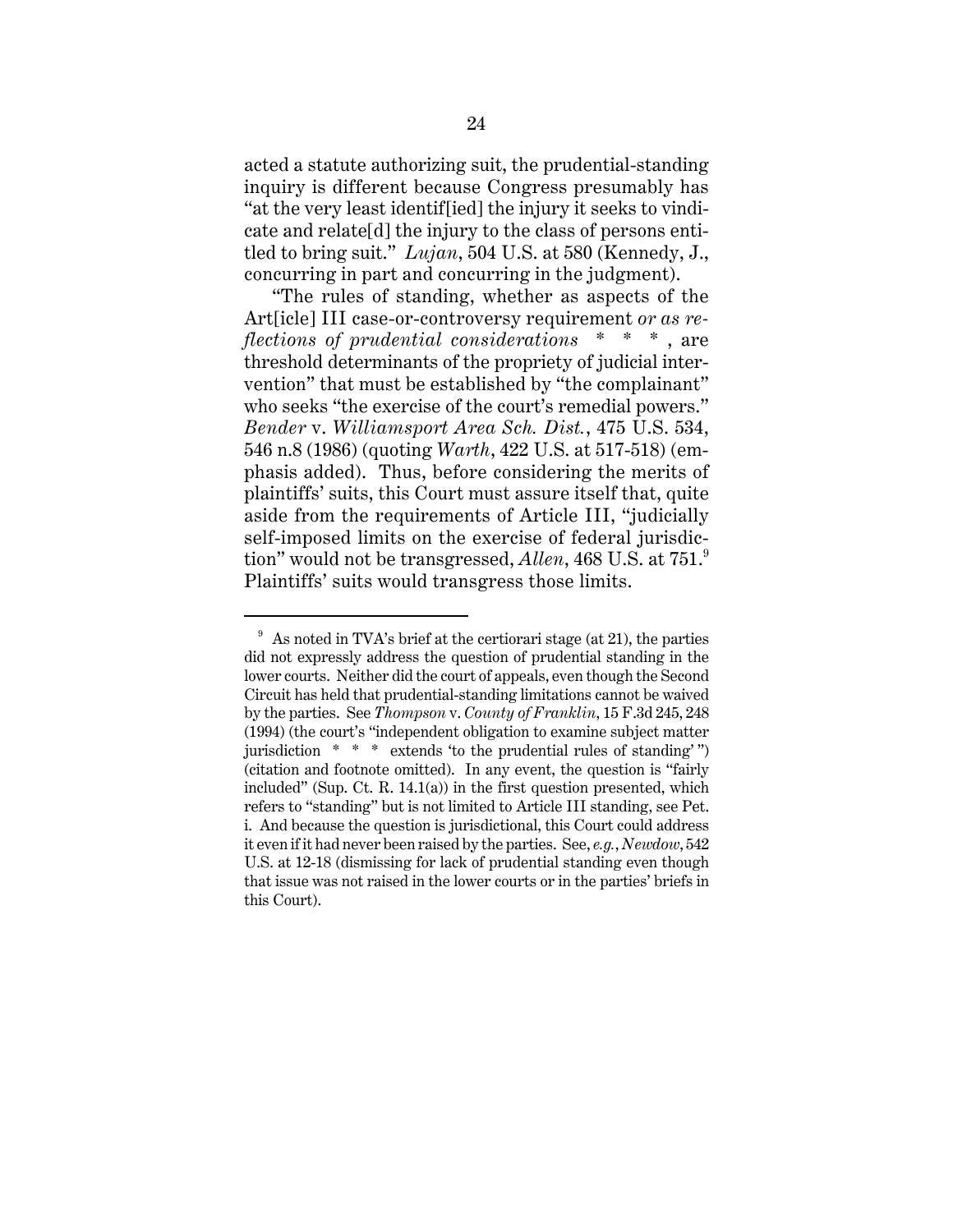acted a statute authorizing suit, the prudential-standing inquiry is different because Congress presumably has "at the very least identif[ied] the injury it seeks to vindicate and relate[d] the injury to the class of persons entitled to bring suit." *Lujan*, 504 U.S. at 580 (Kennedy, J., concurring in part and concurring in the judgment).

"The rules of standing, whether as aspects of the Art[icle] III case-or-controversy requirement *or as reflections of prudential considerations* * * *, are threshold determinants of the propriety of judicial intervention" that must be established by "the complainant" who seeks "the exercise of the court's remedial powers." *Bender* v. *Williamsport Area Sch. Dist.*, 475 U.S. 534, 546 n.8 (1986) (quoting *Warth*, 422 U.S. at 517-518) (emphasis added). Thus, before considering the merits of plaintiffs' suits, this Court must assure itself that, quite aside from the requirements of Article III, "judicially self-imposed limits on the exercise of federal jurisdiction" would not be transgressed, *Allen*, 468 U.S. at 751.[9] Plaintiffs' suits would transgress those limits.

---

[9] As noted in TVA's brief at the certiorari stage (at 21), the parties did not expressly address the question of prudential standing in the lower courts. Neither did the court of appeals, even though the Second Circuit has held that prudential-standing limitations cannot be waived by the parties. See *Thompson* v. *County of Franklin*, 15 F.3d 245, 248 (1994) (the court's "independent obligation to examine subject matter jurisdiction * * * extends 'to the prudential rules of standing' ") (citation and footnote omitted). In any event, the question is "fairly included" (Sup. Ct. R. 14.1(a)) in the first question presented, which refers to "standing" but is not limited to Article III standing, see Pet. i. And because the question is jurisdictional, this Court could address it even if it had never been raised by the parties. See, *e.g.*, *Newdow*, 542 U.S. at 12-18 (dismissing for lack of prudential standing even though that issue was not raised in the lower courts or in the parties' briefs in this Court).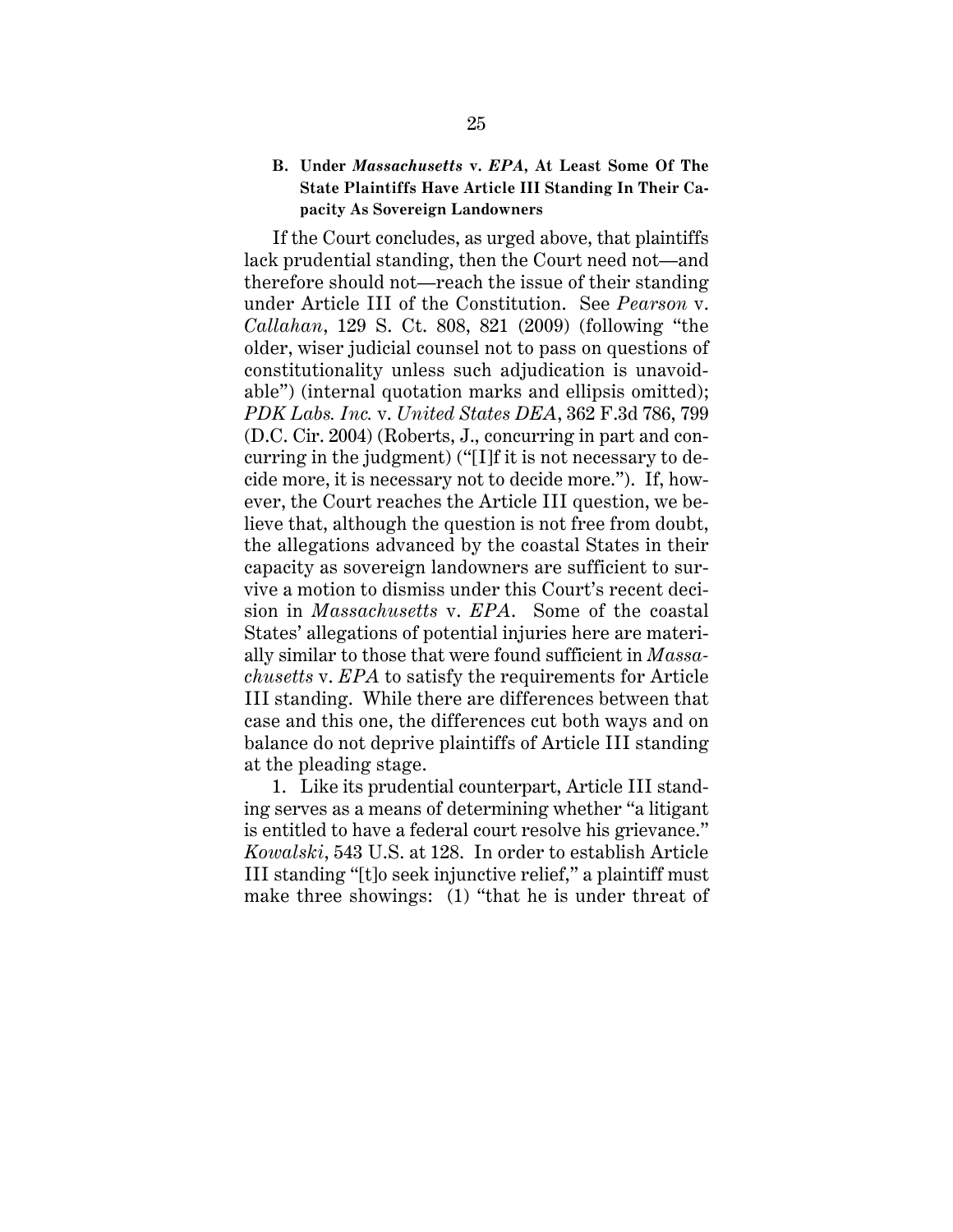### B. Under *Massachusetts* v. *EPA*, At Least Some Of The State Plaintiffs Have Article III Standing In Their Capacity As Sovereign Landowners

If the Court concludes, as urged above, that plaintiffs lack prudential standing, then the Court need not—and therefore should not—reach the issue of their standing under Article III of the Constitution. See *Pearson* v. *Callahan*, 129 S. Ct. 808, 821 (2009) (following "the older, wiser judicial counsel not to pass on questions of constitutionality unless such adjudication is unavoidable") (internal quotation marks and ellipsis omitted); *PDK Labs. Inc.* v. *United States DEA*, 362 F.3d 786, 799 (D.C. Cir. 2004) (Roberts, J., concurring in part and concurring in the judgment) ("[I]f it is not necessary to decide more, it is necessary not to decide more."). If, however, the Court reaches the Article III question, we believe that, although the question is not free from doubt, the allegations advanced by the coastal States in their capacity as sovereign landowners are sufficient to survive a motion to dismiss under this Court's recent decision in *Massachusetts* v. *EPA*. Some of the coastal States' allegations of potential injuries here are materially similar to those that were found sufficient in *Massachusetts* v. *EPA* to satisfy the requirements for Article III standing. While there are differences between that case and this one, the differences cut both ways and on balance do not deprive plaintiffs of Article III standing at the pleading stage.

1. Like its prudential counterpart, Article III standing serves as a means of determining whether "a litigant is entitled to have a federal court resolve his grievance." *Kowalski*, 543 U.S. at 128. In order to establish Article III standing "[t]o seek injunctive relief," a plaintiff must make three showings: (1) "that he is under threat of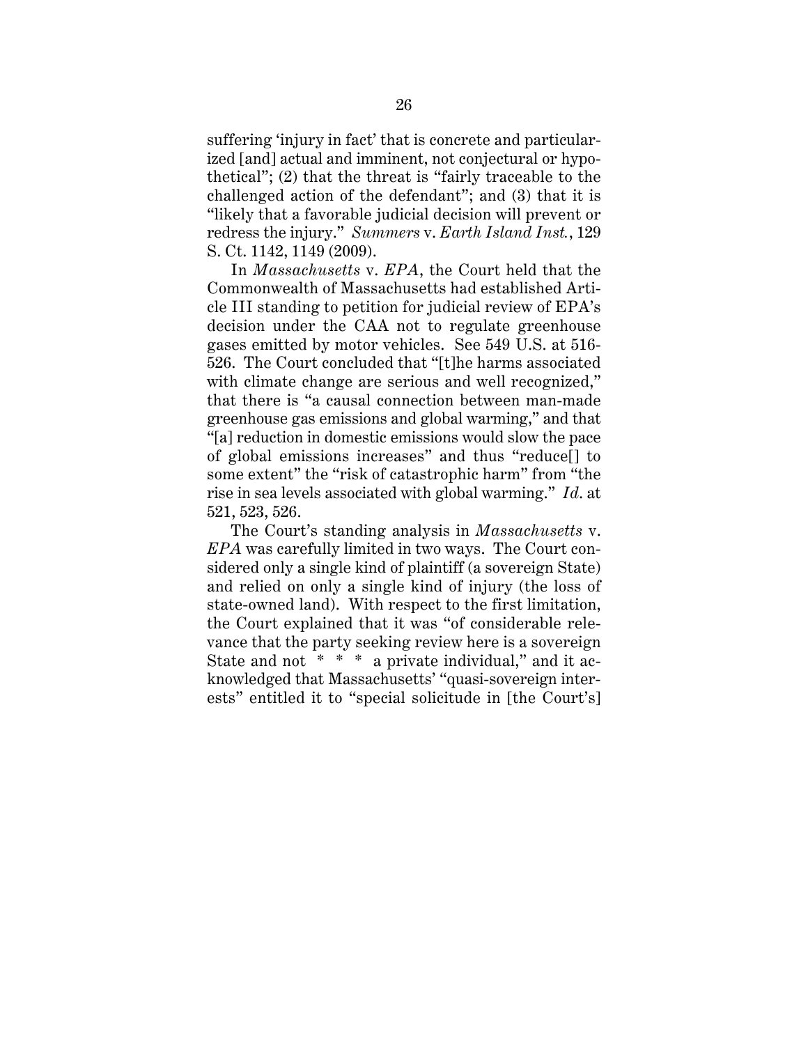suffering 'injury in fact' that is concrete and particularized [and] actual and imminent, not conjectural or hypothetical"; (2) that the threat is "fairly traceable to the challenged action of the defendant"; and (3) that it is "likely that a favorable judicial decision will prevent or redress the injury." *Summers* v. *Earth Island Inst.*, 129 S. Ct. 1142, 1149 (2009).

In *Massachusetts* v. *EPA*, the Court held that the Commonwealth of Massachusetts had established Article III standing to petition for judicial review of EPA's decision under the CAA not to regulate greenhouse gases emitted by motor vehicles. See 549 U.S. at 516-526. The Court concluded that "[t]he harms associated with climate change are serious and well recognized," that there is "a causal connection between man-made greenhouse gas emissions and global warming," and that "[a] reduction in domestic emissions would slow the pace of global emissions increases" and thus "reduce[] to some extent" the "risk of catastrophic harm" from "the rise in sea levels associated with global warming." *Id.* at 521, 523, 526.

The Court's standing analysis in *Massachusetts* v. *EPA* was carefully limited in two ways. The Court considered only a single kind of plaintiff (a sovereign State) and relied on only a single kind of injury (the loss of state-owned land). With respect to the first limitation, the Court explained that it was "of considerable relevance that the party seeking review here is a sovereign State and not * * * a private individual," and it acknowledged that Massachusetts' "quasi-sovereign interests" entitled it to "special solicitude in [the Court's]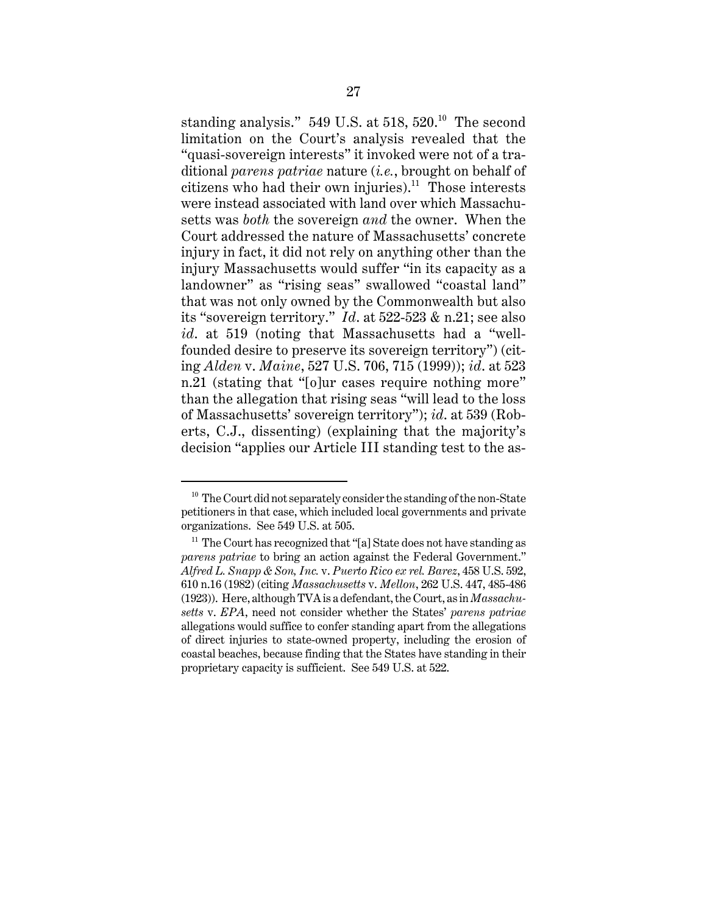standing analysis." 549 U.S. at 518, 520.[10] The second limitation on the Court's analysis revealed that the "quasi-sovereign interests" it invoked were not of a traditional *parens patriae* nature (*i.e.*, brought on behalf of citizens who had their own injuries).[11] Those interests were instead associated with land over which Massachusetts was *both* the sovereign *and* the owner. When the Court addressed the nature of Massachusetts' concrete injury in fact, it did not rely on anything other than the injury Massachusetts would suffer "in its capacity as a landowner" as "rising seas" swallowed "coastal land" that was not only owned by the Commonwealth but also its "sovereign territory." *Id*. at 522-523 & n.21; see also *id*. at 519 (noting that Massachusetts had a "well-founded desire to preserve its sovereign territory") (citing *Alden* v. *Maine*, 527 U.S. 706, 715 (1999)); *id*. at 523 n.21 (stating that "[o]ur cases require nothing more" than the allegation that rising seas "will lead to the loss of Massachusetts' sovereign territory"); *id*. at 539 (Roberts, C.J., dissenting) (explaining that the majority's decision "applies our Article III standing test to the as-

---

[10] The Court did not separately consider the standing of the non-State petitioners in that case, which included local governments and private organizations. See 549 U.S. at 505.

[11] The Court has recognized that "[a] State does not have standing as *parens patriae* to bring an action against the Federal Government." *Alfred L. Snapp & Son, Inc.* v. *Puerto Rico ex rel. Barez*, 458 U.S. 592, 610 n.16 (1982) (citing *Massachusetts* v. *Mellon*, 262 U.S. 447, 485-486 (1923)). Here, although TVA is a defendant, the Court, as in *Massachusetts* v. *EPA*, need not consider whether the States' *parens patriae* allegations would suffice to confer standing apart from the allegations of direct injuries to state-owned property, including the erosion of coastal beaches, because finding that the States have standing in their proprietary capacity is sufficient. See 549 U.S. at 522.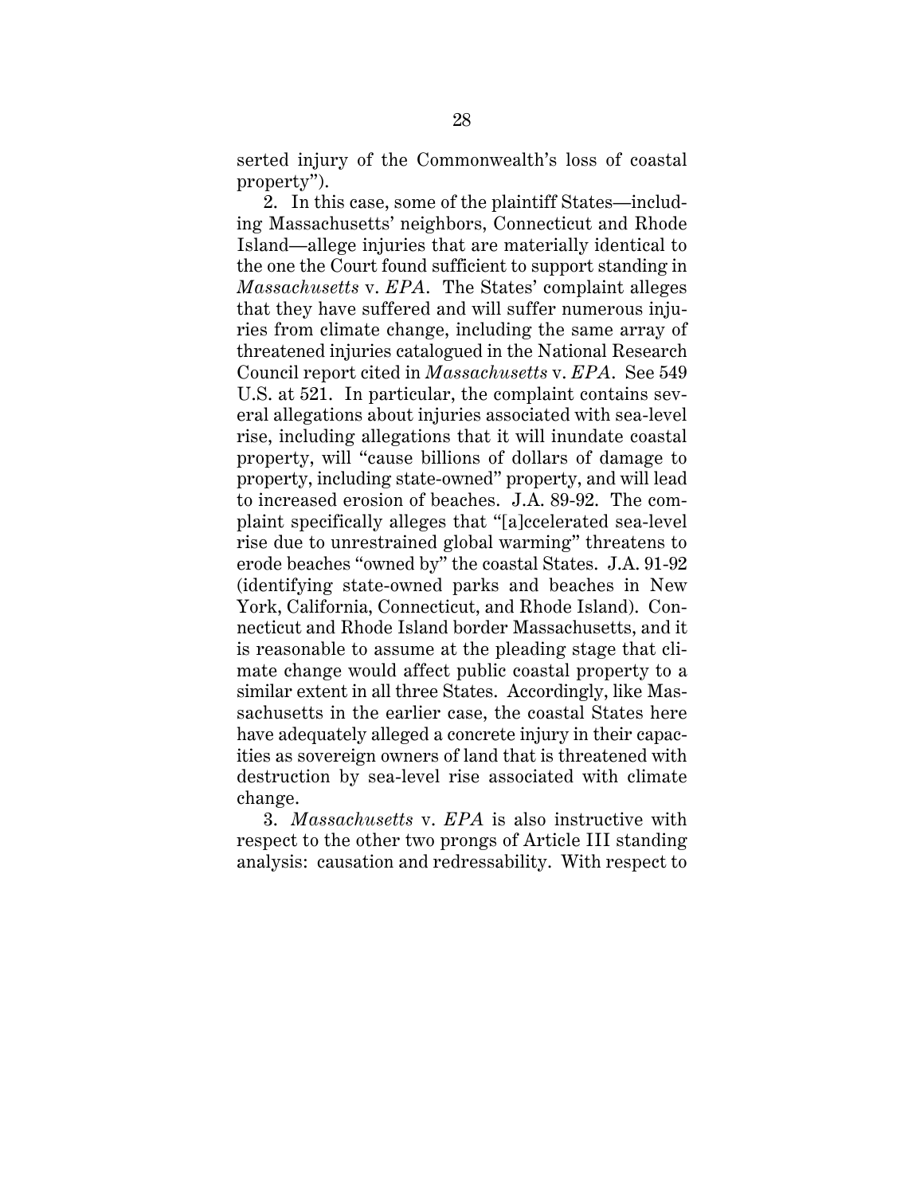serted injury of the Commonwealth's loss of coastal property").

2. In this case, some of the plaintiff States—including Massachusetts' neighbors, Connecticut and Rhode Island—allege injuries that are materially identical to the one the Court found sufficient to support standing in *Massachusetts* v. *EPA*. The States' complaint alleges that they have suffered and will suffer numerous injuries from climate change, including the same array of threatened injuries catalogued in the National Research Council report cited in *Massachusetts* v. *EPA*. See 549 U.S. at 521. In particular, the complaint contains several allegations about injuries associated with sea-level rise, including allegations that it will inundate coastal property, will "cause billions of dollars of damage to property, including state-owned" property, and will lead to increased erosion of beaches. J.A. 89-92. The complaint specifically alleges that "[a]ccelerated sea-level rise due to unrestrained global warming" threatens to erode beaches "owned by" the coastal States. J.A. 91-92 (identifying state-owned parks and beaches in New York, California, Connecticut, and Rhode Island). Connecticut and Rhode Island border Massachusetts, and it is reasonable to assume at the pleading stage that climate change would affect public coastal property to a similar extent in all three States. Accordingly, like Massachusetts in the earlier case, the coastal States here have adequately alleged a concrete injury in their capacities as sovereign owners of land that is threatened with destruction by sea-level rise associated with climate change.

3. *Massachusetts* v. *EPA* is also instructive with respect to the other two prongs of Article III standing analysis: causation and redressability. With respect to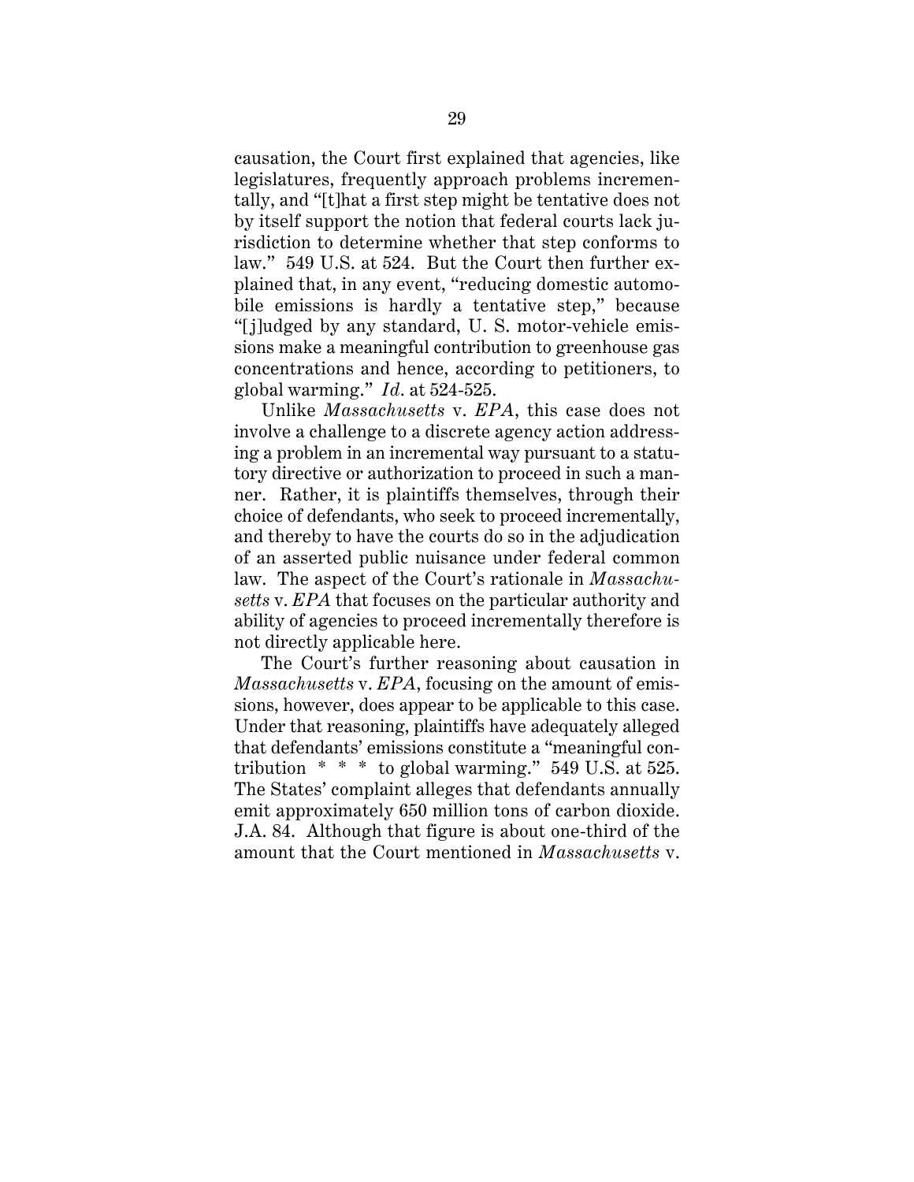causation, the Court first explained that agencies, like legislatures, frequently approach problems incrementally, and "[t]hat a first step might be tentative does not by itself support the notion that federal courts lack jurisdiction to determine whether that step conforms to law." 549 U.S. at 524. But the Court then further explained that, in any event, "reducing domestic automobile emissions is hardly a tentative step," because "[j]udged by any standard, U. S. motor-vehicle emissions make a meaningful contribution to greenhouse gas concentrations and hence, according to petitioners, to global warming." *Id.* at 524-525.

Unlike *Massachusetts* v. *EPA*, this case does not involve a challenge to a discrete agency action addressing a problem in an incremental way pursuant to a statutory directive or authorization to proceed in such a manner. Rather, it is plaintiffs themselves, through their choice of defendants, who seek to proceed incrementally, and thereby to have the courts do so in the adjudication of an asserted public nuisance under federal common law. The aspect of the Court's rationale in *Massachusetts* v. *EPA* that focuses on the particular authority and ability of agencies to proceed incrementally therefore is not directly applicable here.

The Court's further reasoning about causation in *Massachusetts* v. *EPA*, focusing on the amount of emissions, however, does appear to be applicable to this case. Under that reasoning, plaintiffs have adequately alleged that defendants' emissions constitute a "meaningful contribution * * * to global warming." 549 U.S. at 525. The States' complaint alleges that defendants annually emit approximately 650 million tons of carbon dioxide. J.A. 84. Although that figure is about one-third of the amount that the Court mentioned in *Massachusetts* v.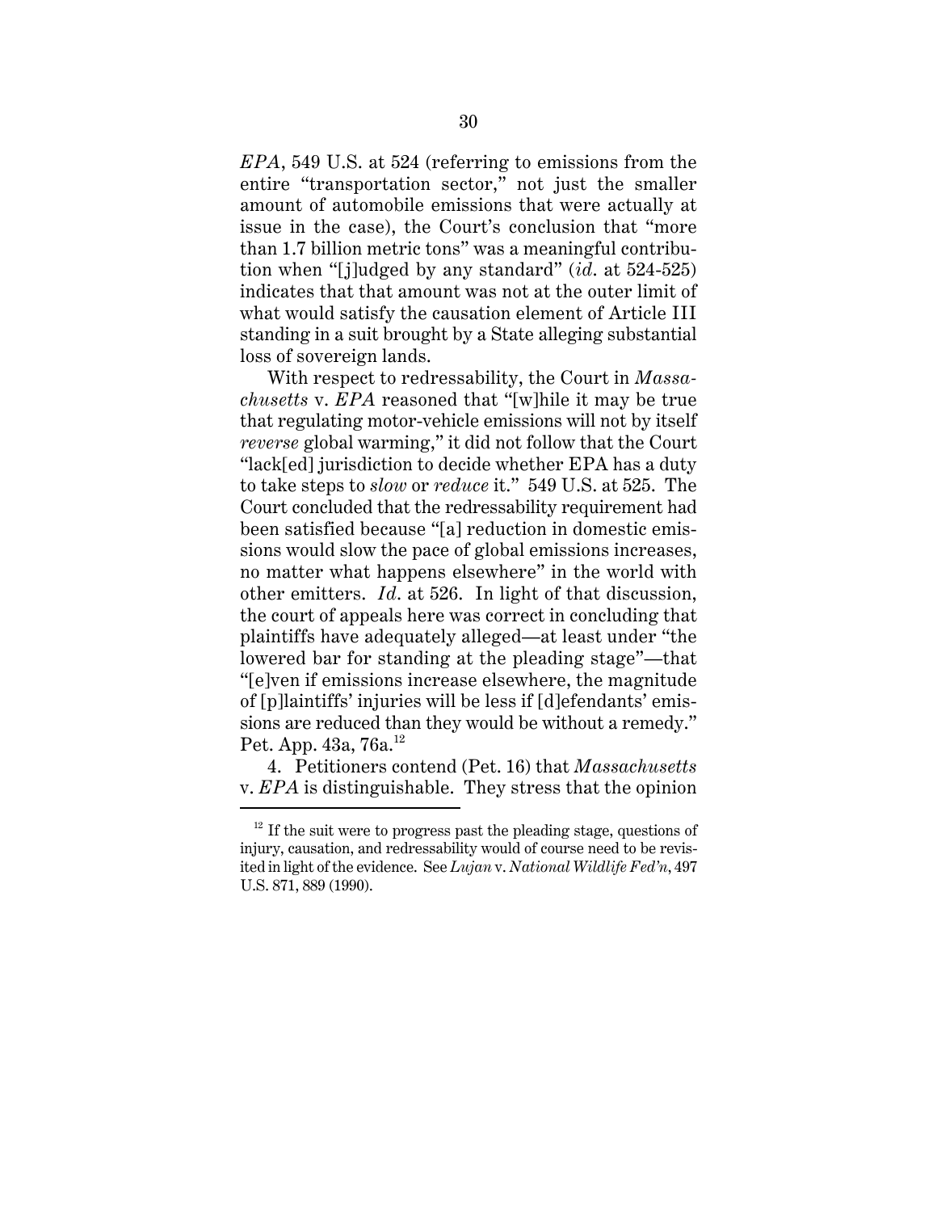*EPA*, 549 U.S. at 524 (referring to emissions from the entire "transportation sector," not just the smaller amount of automobile emissions that were actually at issue in the case), the Court's conclusion that "more than 1.7 billion metric tons" was a meaningful contribution when "[j]udged by any standard" (*id.* at 524-525) indicates that that amount was not at the outer limit of what would satisfy the causation element of Article III standing in a suit brought by a State alleging substantial loss of sovereign lands.

With respect to redressability, the Court in *Massachusetts* v. *EPA* reasoned that "[w]hile it may be true that regulating motor-vehicle emissions will not by itself *reverse* global warming," it did not follow that the Court "lack[ed] jurisdiction to decide whether EPA has a duty to take steps to *slow* or *reduce* it." 549 U.S. at 525. The Court concluded that the redressability requirement had been satisfied because "[a] reduction in domestic emissions would slow the pace of global emissions increases, no matter what happens elsewhere" in the world with other emitters. *Id.* at 526. In light of that discussion, the court of appeals here was correct in concluding that plaintiffs have adequately alleged—at least under "the lowered bar for standing at the pleading stage"—that "[e]ven if emissions increase elsewhere, the magnitude of [p]laintiffs' injuries will be less if [d]efendants' emissions are reduced than they would be without a remedy." Pet. App. 43a, 76a.[12]

4. Petitioners contend (Pet. 16) that *Massachusetts* v. *EPA* is distinguishable. They stress that the opinion

---

[12] If the suit were to progress past the pleading stage, questions of injury, causation, and redressability would of course need to be revisited in light of the evidence. See *Lujan* v. *National Wildlife Fed'n*, 497 U.S. 871, 889 (1990).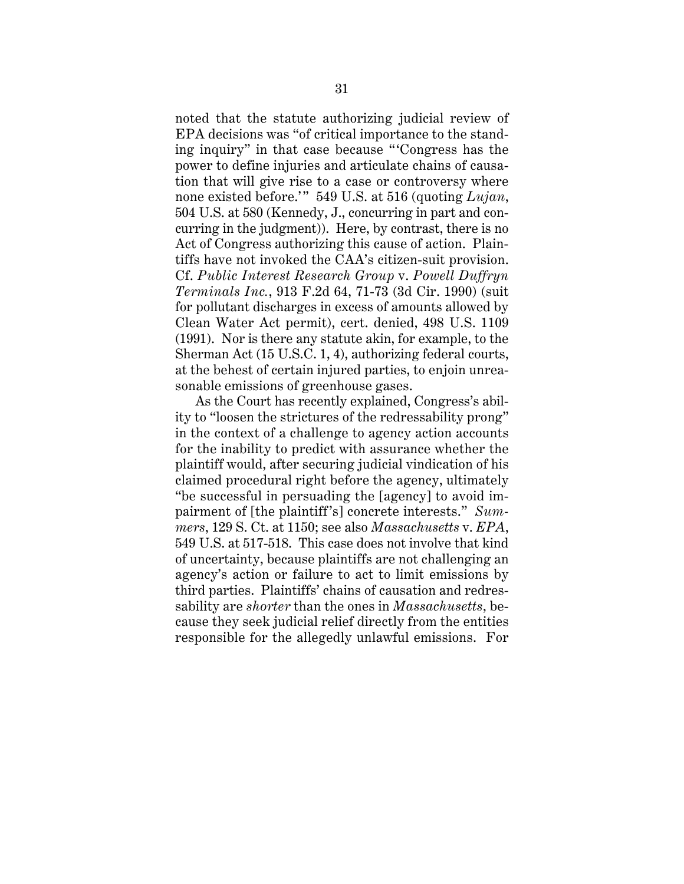noted that the statute authorizing judicial review of EPA decisions was "of critical importance to the standing inquiry" in that case because "'Congress has the power to define injuries and articulate chains of causation that will give rise to a case or controversy where none existed before.'" 549 U.S. at 516 (quoting *Lujan*, 504 U.S. at 580 (Kennedy, J., concurring in part and concurring in the judgment)). Here, by contrast, there is no Act of Congress authorizing this cause of action. Plaintiffs have not invoked the CAA's citizen-suit provision. Cf. *Public Interest Research Group* v. *Powell Duffryn Terminals Inc.*, 913 F.2d 64, 71-73 (3d Cir. 1990) (suit for pollutant discharges in excess of amounts allowed by Clean Water Act permit), cert. denied, 498 U.S. 1109 (1991). Nor is there any statute akin, for example, to the Sherman Act (15 U.S.C. 1, 4), authorizing federal courts, at the behest of certain injured parties, to enjoin unreasonable emissions of greenhouse gases.

As the Court has recently explained, Congress's ability to "loosen the strictures of the redressability prong" in the context of a challenge to agency action accounts for the inability to predict with assurance whether the plaintiff would, after securing judicial vindication of his claimed procedural right before the agency, ultimately "be successful in persuading the [agency] to avoid impairment of [the plaintiff's] concrete interests." *Summers*, 129 S. Ct. at 1150; see also *Massachusetts* v. *EPA*, 549 U.S. at 517-518. This case does not involve that kind of uncertainty, because plaintiffs are not challenging an agency's action or failure to act to limit emissions by third parties. Plaintiffs' chains of causation and redressability are *shorter* than the ones in *Massachusetts*, because they seek judicial relief directly from the entities responsible for the allegedly unlawful emissions. For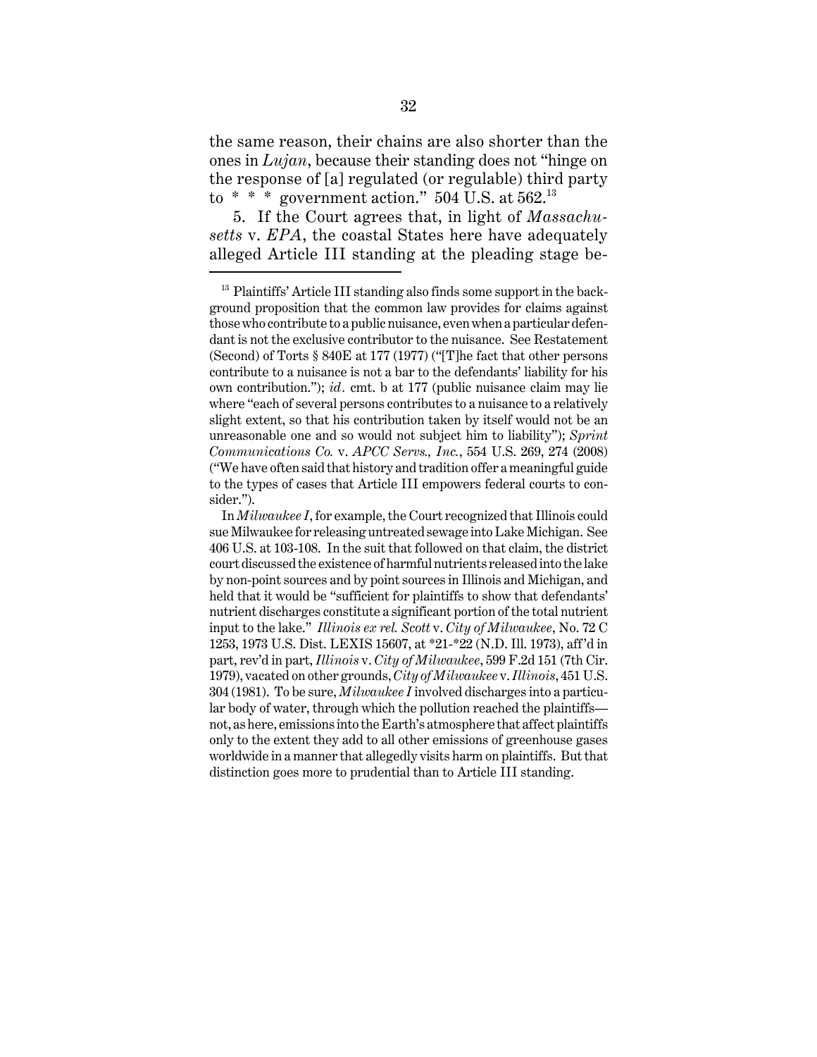the same reason, their chains are also shorter than the ones in *Lujan*, because their standing does not "hinge on the response of [a] regulated (or regulable) third party to * * * government action." 504 U.S. at 562.[13]

5. If the Court agrees that, in light of *Massachusetts* v. *EPA*, the coastal States here have adequately alleged Article III standing at the pleading stage be-

---

[13] Plaintiffs' Article III standing also finds some support in the background proposition that the common law provides for claims against those who contribute to a public nuisance, even when a particular defendant is not the exclusive contributor to the nuisance. See Restatement (Second) of Torts § 840E at 177 (1977) ("[T]he fact that other persons contribute to a nuisance is not a bar to the defendants' liability for his own contribution."); *id*. cmt. b at 177 (public nuisance claim may lie where "each of several persons contributes to a nuisance to a relatively slight extent, so that his contribution taken by itself would not be an unreasonable one and so would not subject him to liability"); *Sprint Communications Co.* v. *APCC Servs., Inc.*, 554 U.S. 269, 274 (2008) ("We have often said that history and tradition offer a meaningful guide to the types of cases that Article III empowers federal courts to consider.").

In *Milwaukee I*, for example, the Court recognized that Illinois could sue Milwaukee for releasing untreated sewage into Lake Michigan. See 406 U.S. at 103-108. In the suit that followed on that claim, the district court discussed the existence of harmful nutrients released into the lake by non-point sources and by point sources in Illinois and Michigan, and held that it would be "sufficient for plaintiffs to show that defendants' nutrient discharges constitute a significant portion of the total nutrient input to the lake." *Illinois ex rel. Scott* v. *City of Milwaukee*, No. 72 C 1253, 1973 U.S. Dist. LEXIS 15607, at *21-*22 (N.D. Ill. 1973), aff'd in part, rev'd in part, *Illinois* v. *City of Milwaukee*, 599 F.2d 151 (7th Cir. 1979), vacated on other grounds, *City of Milwaukee* v. *Illinois*, 451 U.S. 304 (1981). To be sure, *Milwaukee I* involved discharges into a particular body of water, through which the pollution reached the plaintiffs—not, as here, emissions into the Earth's atmosphere that affect plaintiffs only to the extent they add to all other emissions of greenhouse gases worldwide in a manner that allegedly visits harm on plaintiffs. But that distinction goes more to prudential than to Article III standing.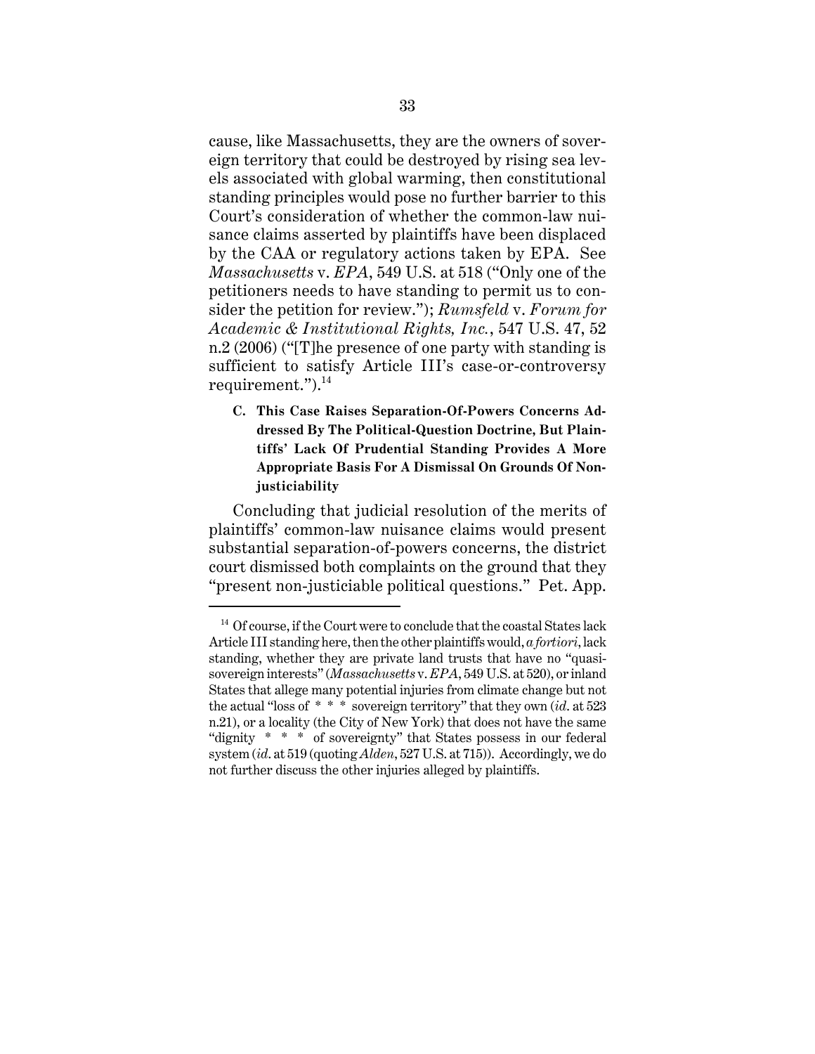cause, like Massachusetts, they are the owners of sovereign territory that could be destroyed by rising sea levels associated with global warming, then constitutional standing principles would pose no further barrier to this Court's consideration of whether the common-law nuisance claims asserted by plaintiffs have been displaced by the CAA or regulatory actions taken by EPA. See *Massachusetts* v. *EPA*, 549 U.S. at 518 ("Only one of the petitioners needs to have standing to permit us to consider the petition for review."); *Rumsfeld* v. *Forum for Academic & Institutional Rights, Inc.*, 547 U.S. 47, 52 n.2 (2006) ("[T]he presence of one party with standing is sufficient to satisfy Article III's case-or-controversy requirement.").[14]

**C. This Case Raises Separation-Of-Powers Concerns Addressed By The Political-Question Doctrine, But Plaintiffs' Lack Of Prudential Standing Provides A More Appropriate Basis For A Dismissal On Grounds Of Non-justiciability**

Concluding that judicial resolution of the merits of plaintiffs' common-law nuisance claims would present substantial separation-of-powers concerns, the district court dismissed both complaints on the ground that they "present non-justiciable political questions." Pet. App.

[14] Of course, if the Court were to conclude that the coastal States lack Article III standing here, then the other plaintiffs would, *a fortiori*, lack standing, whether they are private land trusts that have no "quasi-sovereign interests" (*Massachusetts* v. *EPA*, 549 U.S. at 520), or inland States that allege many potential injuries from climate change but not the actual "loss of * * * sovereign territory" that they own (*id.* at 523 n.21), or a locality (the City of New York) that does not have the same "dignity * * * of sovereignty" that States possess in our federal system (*id.* at 519 (quoting *Alden*, 527 U.S. at 715)). Accordingly, we do not further discuss the other injuries alleged by plaintiffs.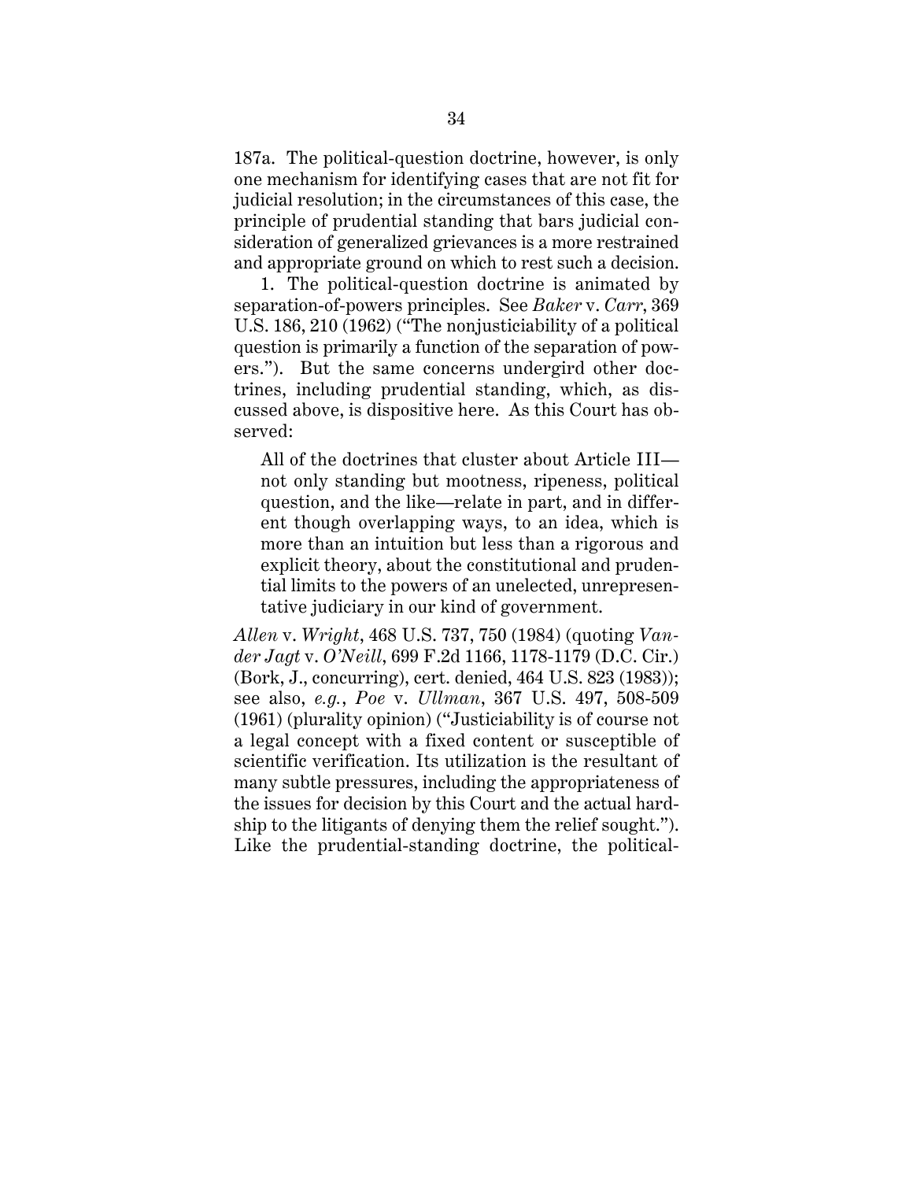187a. The political-question doctrine, however, is only one mechanism for identifying cases that are not fit for judicial resolution; in the circumstances of this case, the principle of prudential standing that bars judicial consideration of generalized grievances is a more restrained and appropriate ground on which to rest such a decision.

1. The political-question doctrine is animated by separation-of-powers principles. See *Baker* v. *Carr*, 369 U.S. 186, 210 (1962) ("The nonjusticiability of a political question is primarily a function of the separation of powers."). But the same concerns undergird other doctrines, including prudential standing, which, as discussed above, is dispositive here. As this Court has observed:

> All of the doctrines that cluster about Article III—not only standing but mootness, ripeness, political question, and the like—relate in part, and in different though overlapping ways, to an idea, which is more than an intuition but less than a rigorous and explicit theory, about the constitutional and prudential limits to the powers of an unelected, unrepresentative judiciary in our kind of government.

*Allen* v. *Wright*, 468 U.S. 737, 750 (1984) (quoting *Vander Jagt* v. *O'Neill*, 699 F.2d 1166, 1178-1179 (D.C. Cir.) (Bork, J., concurring), cert. denied, 464 U.S. 823 (1983)); see also, *e.g.*, *Poe* v. *Ullman*, 367 U.S. 497, 508-509 (1961) (plurality opinion) ("Justiciability is of course not a legal concept with a fixed content or susceptible of scientific verification. Its utilization is the resultant of many subtle pressures, including the appropriateness of the issues for decision by this Court and the actual hardship to the litigants of denying them the relief sought."). Like the prudential-standing doctrine, the political-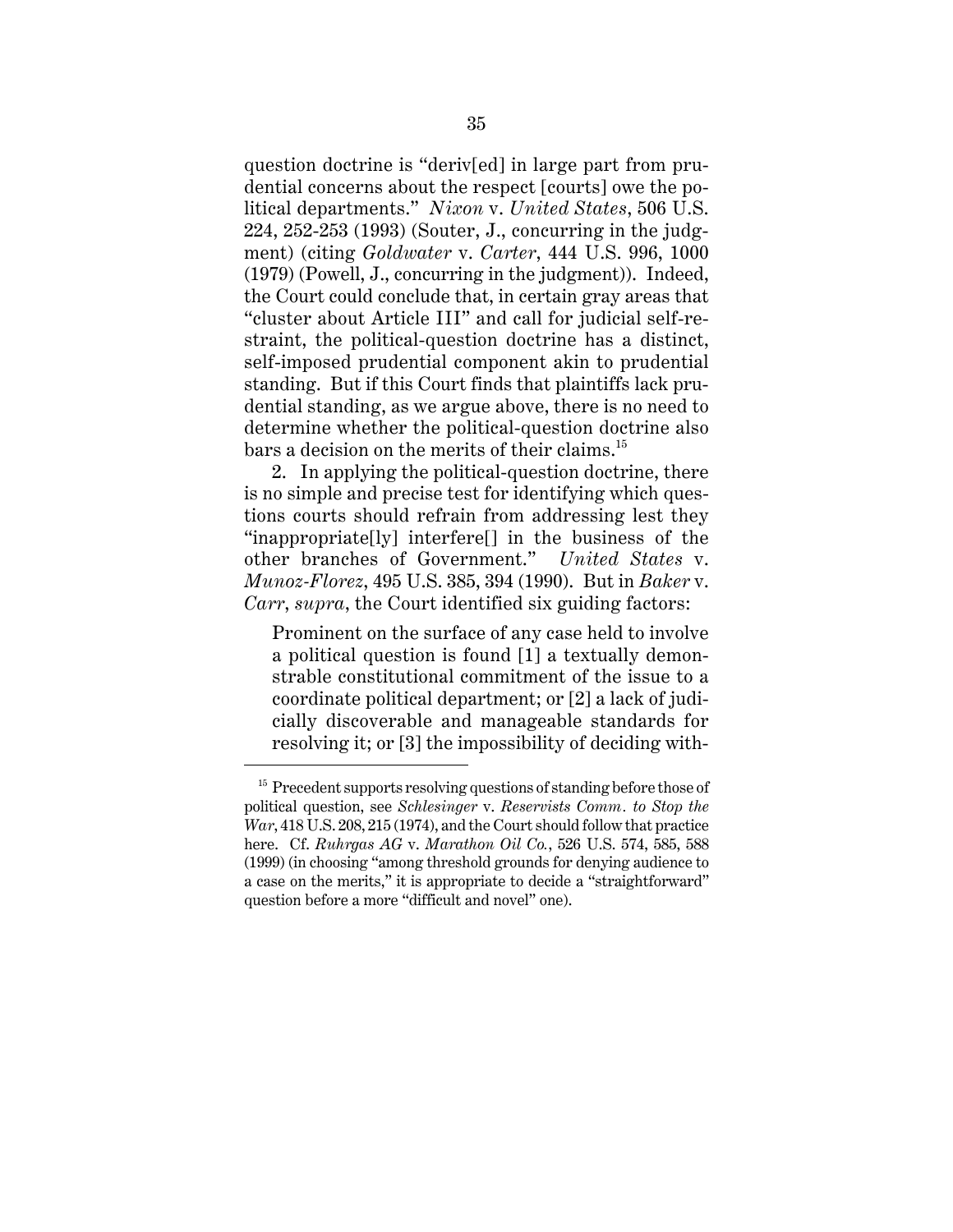question doctrine is "deriv[ed] in large part from prudential concerns about the respect [courts] owe the political departments." *Nixon* v. *United States*, 506 U.S. 224, 252-253 (1993) (Souter, J., concurring in the judgment) (citing *Goldwater* v. *Carter*, 444 U.S. 996, 1000 (1979) (Powell, J., concurring in the judgment)). Indeed, the Court could conclude that, in certain gray areas that "cluster about Article III" and call for judicial self-restraint, the political-question doctrine has a distinct, self-imposed prudential component akin to prudential standing. But if this Court finds that plaintiffs lack prudential standing, as we argue above, there is no need to determine whether the political-question doctrine also bars a decision on the merits of their claims.[15]

2. In applying the political-question doctrine, there is no simple and precise test for identifying which questions courts should refrain from addressing lest they "inappropriate[ly] interfere[] in the business of the other branches of Government." *United States* v. *Munoz-Florez*, 495 U.S. 385, 394 (1990). But in *Baker* v. *Carr*, *supra*, the Court identified six guiding factors:

> Prominent on the surface of any case held to involve a political question is found [1] a textually demonstrable constitutional commitment of the issue to a coordinate political department; or [2] a lack of judicially discoverable and manageable standards for resolving it; or [3] the impossibility of deciding with-

---

[15] Precedent supports resolving questions of standing before those of political question, see *Schlesinger* v. *Reservists Comm. to Stop the War*, 418 U.S. 208, 215 (1974), and the Court should follow that practice here. Cf. *Ruhrgas AG* v. *Marathon Oil Co.*, 526 U.S. 574, 585, 588 (1999) (in choosing "among threshold grounds for denying audience to a case on the merits," it is appropriate to decide a "straightforward" question before a more "difficult and novel" one).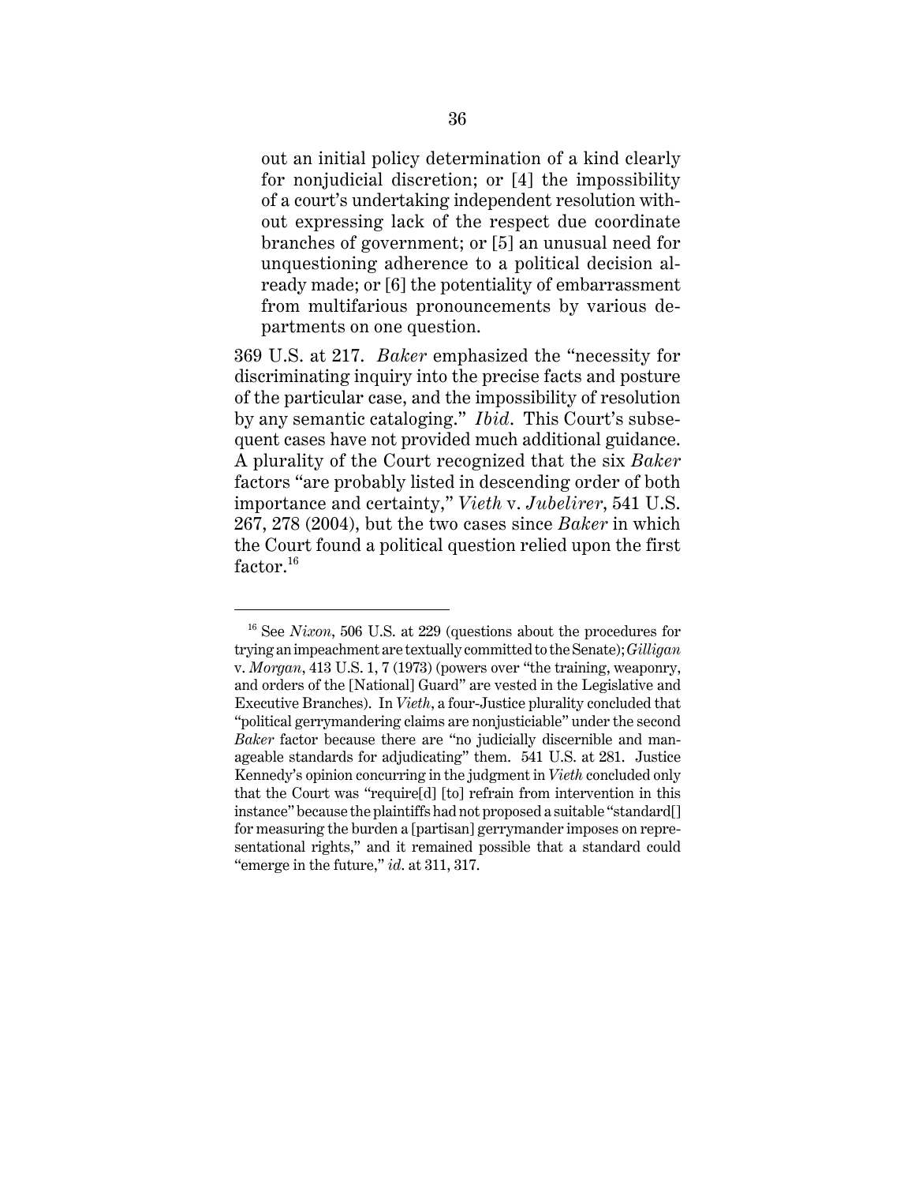> out an initial policy determination of a kind clearly for nonjudicial discretion; or [4] the impossibility of a court's undertaking independent resolution without expressing lack of the respect due coordinate branches of government; or [5] an unusual need for unquestioning adherence to a political decision already made; or [6] the potentiality of embarrassment from multifarious pronouncements by various departments on one question.

369 U.S. at 217. *Baker* emphasized the "necessity for discriminating inquiry into the precise facts and posture of the particular case, and the impossibility of resolution by any semantic cataloging." *Ibid*. This Court's subsequent cases have not provided much additional guidance. A plurality of the Court recognized that the six *Baker* factors "are probably listed in descending order of both importance and certainty," *Vieth* v. *Jubelirer*, 541 U.S. 267, 278 (2004), but the two cases since *Baker* in which the Court found a political question relied upon the first factor.[16]

---

[16] See *Nixon*, 506 U.S. at 229 (questions about the procedures for trying an impeachment are textually committed to the Senate); *Gilligan* v. *Morgan*, 413 U.S. 1, 7 (1973) (powers over "the training, weaponry, and orders of the [National] Guard" are vested in the Legislative and Executive Branches). In *Vieth*, a four-Justice plurality concluded that "political gerrymandering claims are nonjusticiable" under the second *Baker* factor because there are "no judicially discernible and manageable standards for adjudicating" them. 541 U.S. at 281. Justice Kennedy's opinion concurring in the judgment in *Vieth* concluded only that the Court was "require[d] [to] refrain from intervention in this instance" because the plaintiffs had not proposed a suitable "standard[] for measuring the burden a [partisan] gerrymander imposes on representational rights," and it remained possible that a standard could "emerge in the future," *id*. at 311, 317.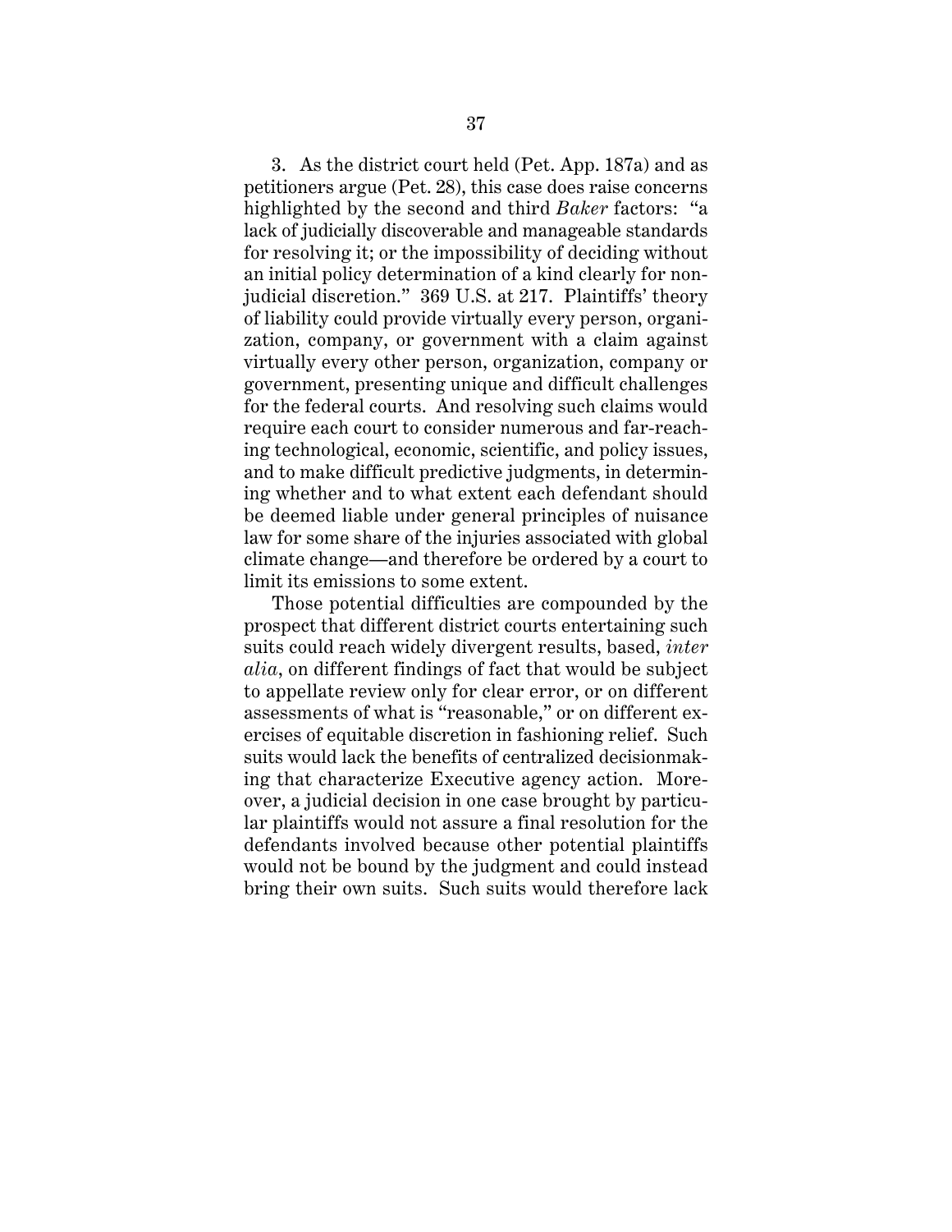3. As the district court held (Pet. App. 187a) and as petitioners argue (Pet. 28), this case does raise concerns highlighted by the second and third *Baker* factors: "a lack of judicially discoverable and manageable standards for resolving it; or the impossibility of deciding without an initial policy determination of a kind clearly for nonjudicial discretion." 369 U.S. at 217. Plaintiffs' theory of liability could provide virtually every person, organization, company, or government with a claim against virtually every other person, organization, company or government, presenting unique and difficult challenges for the federal courts. And resolving such claims would require each court to consider numerous and far-reaching technological, economic, scientific, and policy issues, and to make difficult predictive judgments, in determining whether and to what extent each defendant should be deemed liable under general principles of nuisance law for some share of the injuries associated with global climate change—and therefore be ordered by a court to limit its emissions to some extent.

Those potential difficulties are compounded by the prospect that different district courts entertaining such suits could reach widely divergent results, based, *inter alia*, on different findings of fact that would be subject to appellate review only for clear error, or on different assessments of what is "reasonable," or on different exercises of equitable discretion in fashioning relief. Such suits would lack the benefits of centralized decisionmaking that characterize Executive agency action. Moreover, a judicial decision in one case brought by particular plaintiffs would not assure a final resolution for the defendants involved because other potential plaintiffs would not be bound by the judgment and could instead bring their own suits. Such suits would therefore lack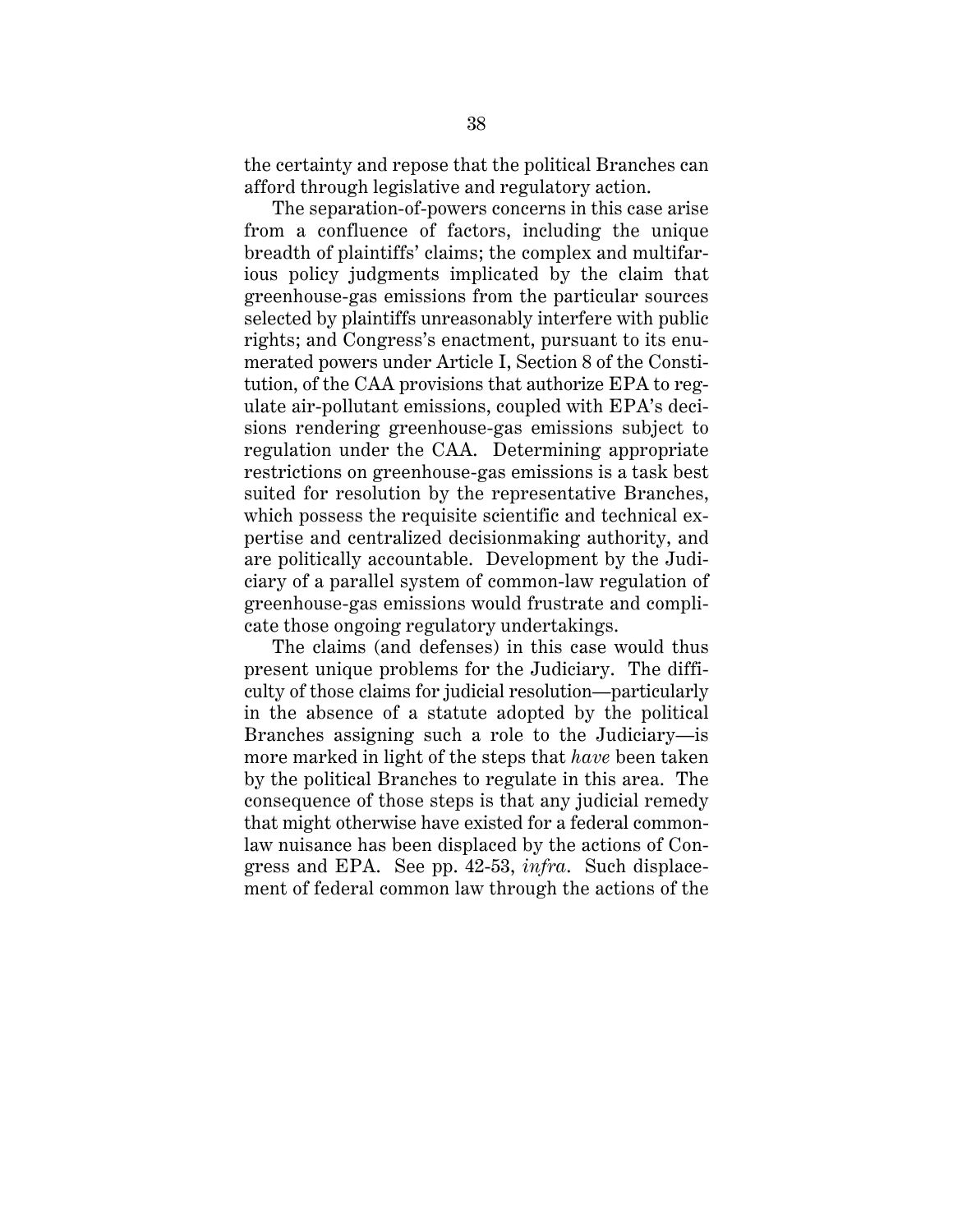the certainty and repose that the political Branches can afford through legislative and regulatory action.

The separation-of-powers concerns in this case arise from a confluence of factors, including the unique breadth of plaintiffs' claims; the complex and multifarious policy judgments implicated by the claim that greenhouse-gas emissions from the particular sources selected by plaintiffs unreasonably interfere with public rights; and Congress's enactment, pursuant to its enumerated powers under Article I, Section 8 of the Constitution, of the CAA provisions that authorize EPA to regulate air-pollutant emissions, coupled with EPA's decisions rendering greenhouse-gas emissions subject to regulation under the CAA. Determining appropriate restrictions on greenhouse-gas emissions is a task best suited for resolution by the representative Branches, which possess the requisite scientific and technical expertise and centralized decisionmaking authority, and are politically accountable. Development by the Judiciary of a parallel system of common-law regulation of greenhouse-gas emissions would frustrate and complicate those ongoing regulatory undertakings.

The claims (and defenses) in this case would thus present unique problems for the Judiciary. The difficulty of those claims for judicial resolution—particularly in the absence of a statute adopted by the political Branches assigning such a role to the Judiciary—is more marked in light of the steps that *have* been taken by the political Branches to regulate in this area. The consequence of those steps is that any judicial remedy that might otherwise have existed for a federal common-law nuisance has been displaced by the actions of Congress and EPA. See pp. 42-53, *infra*. Such displacement of federal common law through the actions of the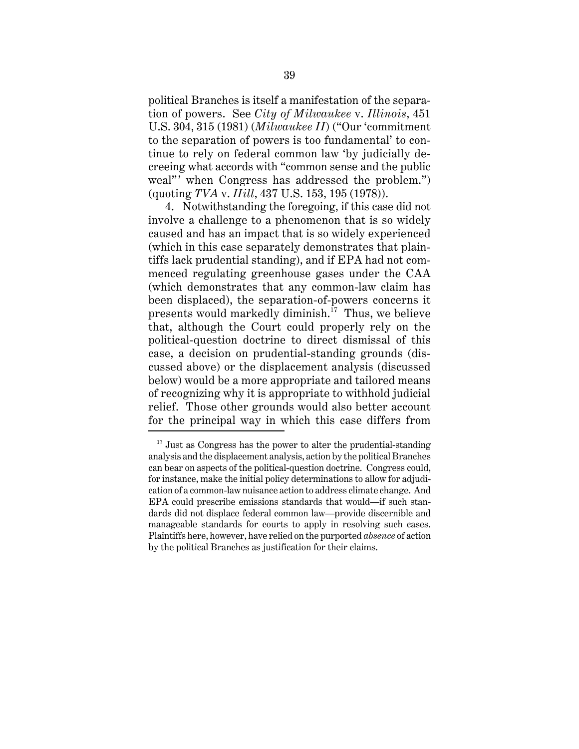political Branches is itself a manifestation of the separation of powers. See *City of Milwaukee* v. *Illinois*, 451 U.S. 304, 315 (1981) (*Milwaukee II*) ("Our 'commitment to the separation of powers is too fundamental' to continue to rely on federal common law 'by judicially decreeing what accords with "common sense and the public weal"' when Congress has addressed the problem.") (quoting *TVA* v. *Hill*, 437 U.S. 153, 195 (1978)).

4. Notwithstanding the foregoing, if this case did not involve a challenge to a phenomenon that is so widely caused and has an impact that is so widely experienced (which in this case separately demonstrates that plaintiffs lack prudential standing), and if EPA had not commenced regulating greenhouse gases under the CAA (which demonstrates that any common-law claim has been displaced), the separation-of-powers concerns it presents would markedly diminish.[17] Thus, we believe that, although the Court could properly rely on the political-question doctrine to direct dismissal of this case, a decision on prudential-standing grounds (discussed above) or the displacement analysis (discussed below) would be a more appropriate and tailored means of recognizing why it is appropriate to withhold judicial relief. Those other grounds would also better account for the principal way in which this case differs from

---

[17] Just as Congress has the power to alter the prudential-standing analysis and the displacement analysis, action by the political Branches can bear on aspects of the political-question doctrine. Congress could, for instance, make the initial policy determinations to allow for adjudication of a common-law nuisance action to address climate change. And EPA could prescribe emissions standards that would—if such standards did not displace federal common law—provide discernible and manageable standards for courts to apply in resolving such cases. Plaintiffs here, however, have relied on the purported *absence* of action by the political Branches as justification for their claims.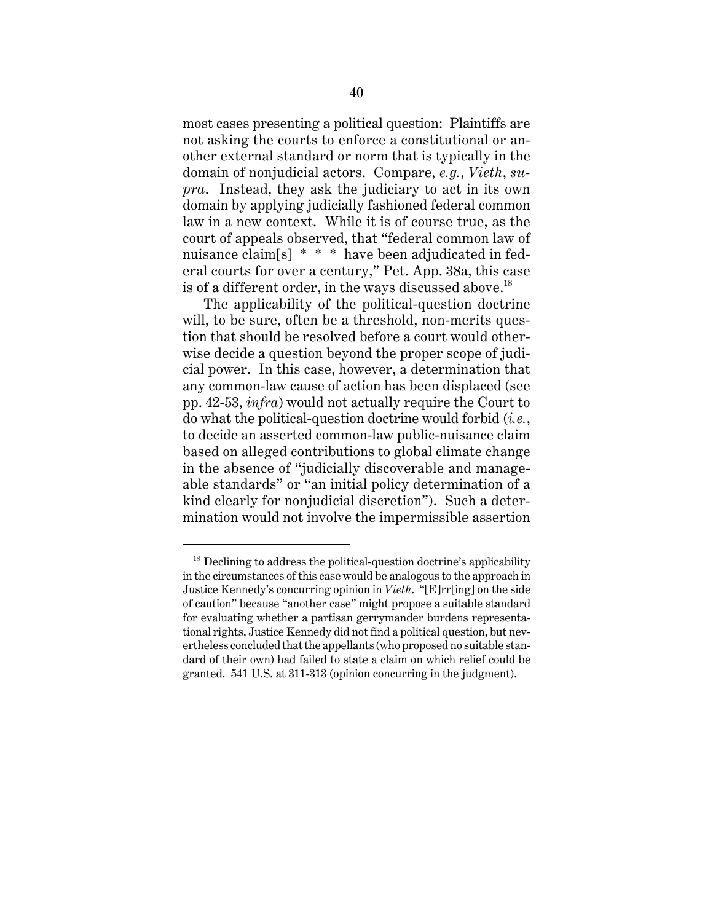most cases presenting a political question: Plaintiffs are not asking the courts to enforce a constitutional or another external standard or norm that is typically in the domain of nonjudicial actors. Compare, *e.g.*, *Vieth*, *supra*. Instead, they ask the judiciary to act in its own domain by applying judicially fashioned federal common law in a new context. While it is of course true, as the court of appeals observed, that "federal common law of nuisance claim[s] * * * have been adjudicated in federal courts for over a century," Pet. App. 38a, this case is of a different order, in the ways discussed above.[18]

The applicability of the political-question doctrine will, to be sure, often be a threshold, non-merits question that should be resolved before a court would otherwise decide a question beyond the proper scope of judicial power. In this case, however, a determination that any common-law cause of action has been displaced (see pp. 42-53, *infra*) would not actually require the Court to do what the political-question doctrine would forbid (*i.e.*, to decide an asserted common-law public-nuisance claim based on alleged contributions to global climate change in the absence of "judicially discoverable and manageable standards" or "an initial policy determination of a kind clearly for nonjudicial discretion"). Such a determination would not involve the impermissible assertion

---

[18] Declining to address the political-question doctrine's applicability in the circumstances of this case would be analogous to the approach in Justice Kennedy's concurring opinion in *Vieth*. "[E]rr[ing] on the side of caution" because "another case" might propose a suitable standard for evaluating whether a partisan gerrymander burdens representational rights, Justice Kennedy did not find a political question, but nevertheless concluded that the appellants (who proposed no suitable standard of their own) had failed to state a claim on which relief could be granted. 541 U.S. at 311-313 (opinion concurring in the judgment).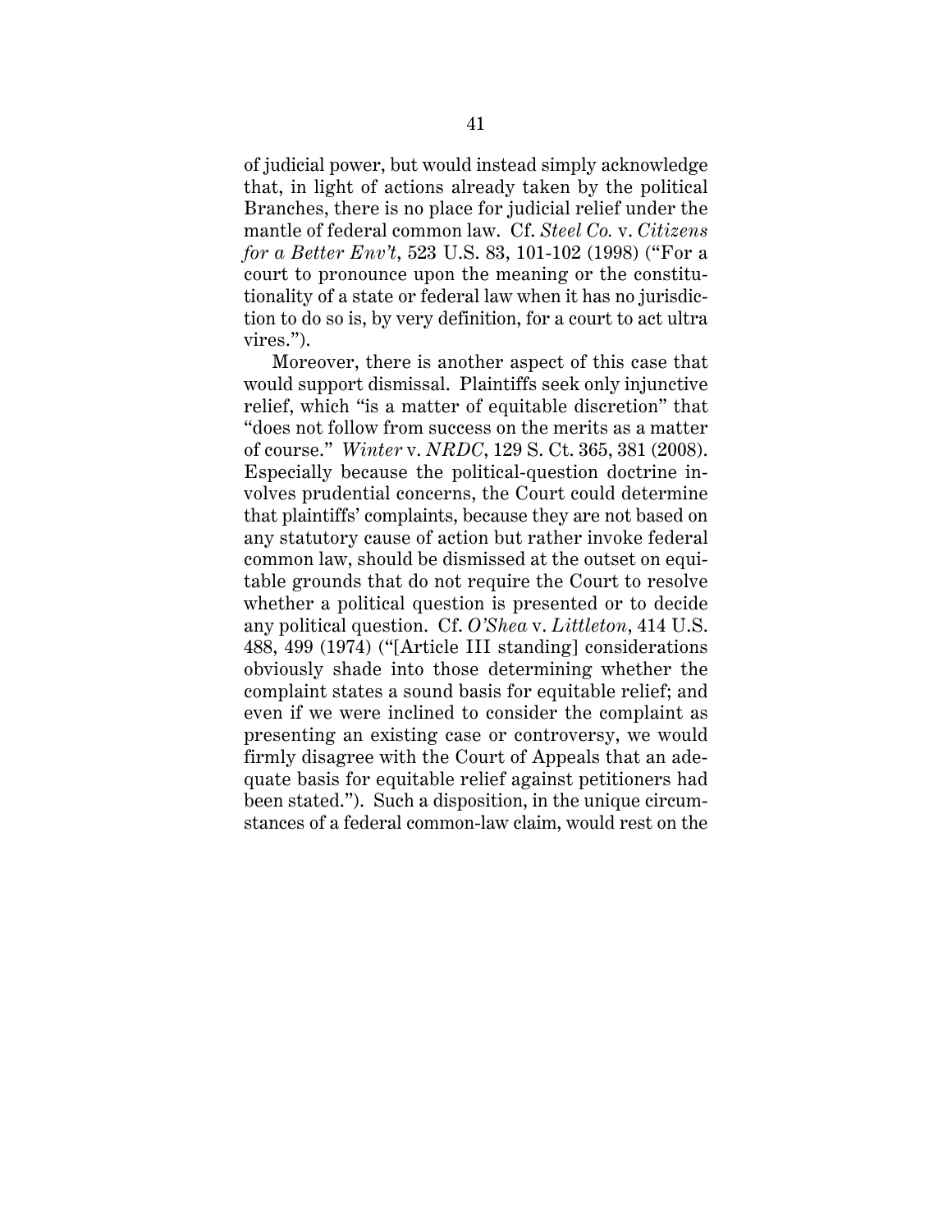of judicial power, but would instead simply acknowledge that, in light of actions already taken by the political Branches, there is no place for judicial relief under the mantle of federal common law. Cf. *Steel Co.* v. *Citizens for a Better Env't*, 523 U.S. 83, 101-102 (1998) ("For a court to pronounce upon the meaning or the constitutionality of a state or federal law when it has no jurisdiction to do so is, by very definition, for a court to act ultra vires.").

Moreover, there is another aspect of this case that would support dismissal. Plaintiffs seek only injunctive relief, which "is a matter of equitable discretion" that "does not follow from success on the merits as a matter of course." *Winter* v. *NRDC*, 129 S. Ct. 365, 381 (2008). Especially because the political-question doctrine involves prudential concerns, the Court could determine that plaintiffs' complaints, because they are not based on any statutory cause of action but rather invoke federal common law, should be dismissed at the outset on equitable grounds that do not require the Court to resolve whether a political question is presented or to decide any political question. Cf. *O'Shea* v. *Littleton*, 414 U.S. 488, 499 (1974) ("[Article III standing] considerations obviously shade into those determining whether the complaint states a sound basis for equitable relief; and even if we were inclined to consider the complaint as presenting an existing case or controversy, we would firmly disagree with the Court of Appeals that an adequate basis for equitable relief against petitioners had been stated."). Such a disposition, in the unique circumstances of a federal common-law claim, would rest on the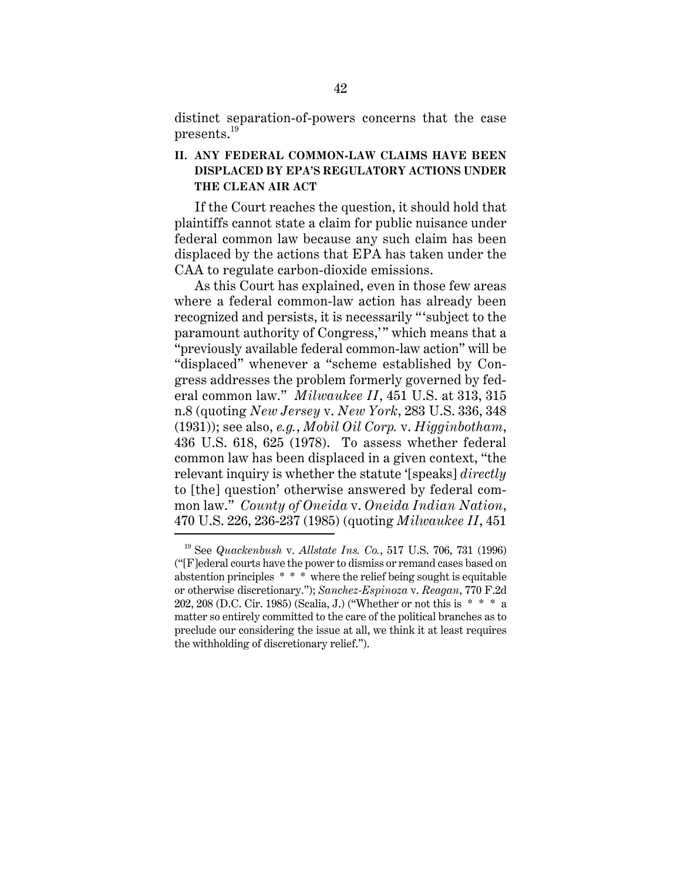distinct separation-of-powers concerns that the case presents.[19]

## II. ANY FEDERAL COMMON-LAW CLAIMS HAVE BEEN DISPLACED BY EPA'S REGULATORY ACTIONS UNDER THE CLEAN AIR ACT

If the Court reaches the question, it should hold that plaintiffs cannot state a claim for public nuisance under federal common law because any such claim has been displaced by the actions that EPA has taken under the CAA to regulate carbon-dioxide emissions.

As this Court has explained, even in those few areas where a federal common-law action has already been recognized and persists, it is necessarily "'subject to the paramount authority of Congress,'" which means that a "previously available federal common-law action" will be "displaced" whenever a "scheme established by Congress addresses the problem formerly governed by federal common law." *Milwaukee II*, 451 U.S. at 313, 315 n.8 (quoting *New Jersey* v. *New York*, 283 U.S. 336, 348 (1931)); see also, *e.g.*, *Mobil Oil Corp.* v. *Higginbotham*, 436 U.S. 618, 625 (1978). To assess whether federal common law has been displaced in a given context, "the relevant inquiry is whether the statute '[speaks] *directly* to [the] question' otherwise answered by federal common law." *County of Oneida* v. *Oneida Indian Nation*, 470 U.S. 226, 236-237 (1985) (quoting *Milwaukee II*, 451

---

[19] See *Quackenbush* v. *Allstate Ins. Co.*, 517 U.S. 706, 731 (1996) ("[F]ederal courts have the power to dismiss or remand cases based on abstention principles * * * where the relief being sought is equitable or otherwise discretionary."); *Sanchez-Espinoza* v. *Reagan*, 770 F.2d 202, 208 (D.C. Cir. 1985) (Scalia, J.) ("Whether or not this is * * * a matter so entirely committed to the care of the political branches as to preclude our considering the issue at all, we think it at least requires the withholding of discretionary relief.").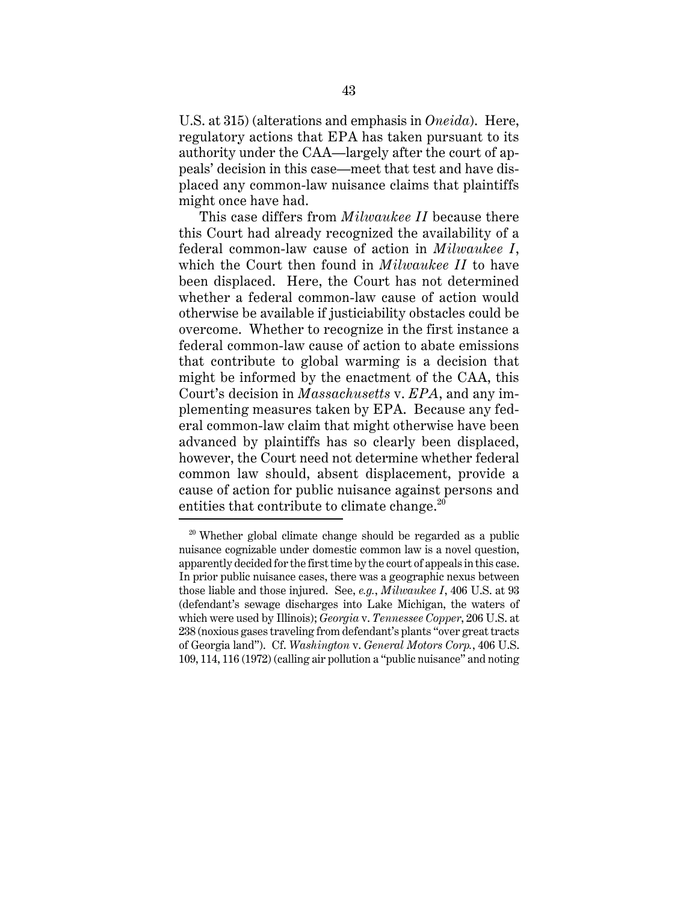U.S. at 315) (alterations and emphasis in *Oneida*). Here, regulatory actions that EPA has taken pursuant to its authority under the CAA—largely after the court of appeals' decision in this case—meet that test and have displaced any common-law nuisance claims that plaintiffs might once have had.

This case differs from *Milwaukee II* because there this Court had already recognized the availability of a federal common-law cause of action in *Milwaukee I*, which the Court then found in *Milwaukee II* to have been displaced. Here, the Court has not determined whether a federal common-law cause of action would otherwise be available if justiciability obstacles could be overcome. Whether to recognize in the first instance a federal common-law cause of action to abate emissions that contribute to global warming is a decision that might be informed by the enactment of the CAA, this Court's decision in *Massachusetts* v. *EPA*, and any implementing measures taken by EPA. Because any federal common-law claim that might otherwise have been advanced by plaintiffs has so clearly been displaced, however, the Court need not determine whether federal common law should, absent displacement, provide a cause of action for public nuisance against persons and entities that contribute to climate change.[20]

---

[20] Whether global climate change should be regarded as a public nuisance cognizable under domestic common law is a novel question, apparently decided for the first time by the court of appeals in this case. In prior public nuisance cases, there was a geographic nexus between those liable and those injured. See, *e.g.*, *Milwaukee I*, 406 U.S. at 93 (defendant's sewage discharges into Lake Michigan, the waters of which were used by Illinois); *Georgia* v. *Tennessee Copper*, 206 U.S. at 238 (noxious gases traveling from defendant's plants "over great tracts of Georgia land"). Cf. *Washington* v. *General Motors Corp.*, 406 U.S. 109, 114, 116 (1972) (calling air pollution a "public nuisance" and noting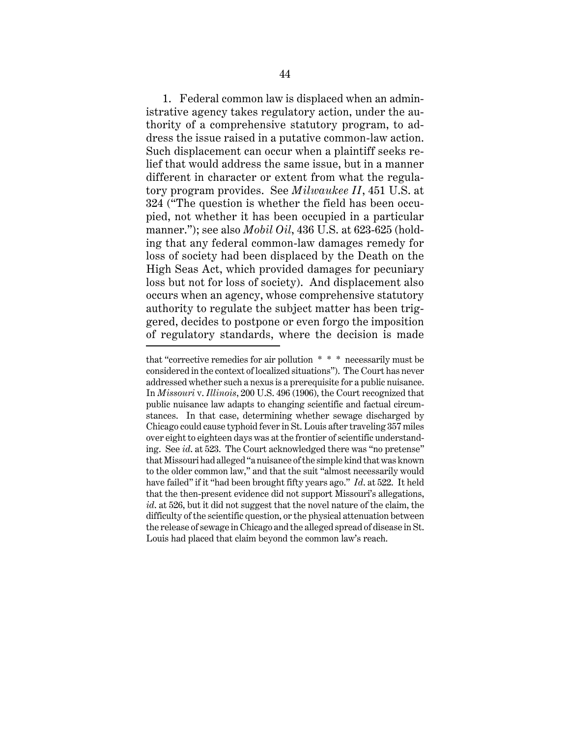1. Federal common law is displaced when an administrative agency takes regulatory action, under the authority of a comprehensive statutory program, to address the issue raised in a putative common-law action. Such displacement can occur when a plaintiff seeks relief that would address the same issue, but in a manner different in character or extent from what the regulatory program provides. See *Milwaukee II*, 451 U.S. at 324 ("The question is whether the field has been occupied, not whether it has been occupied in a particular manner."); see also *Mobil Oil*, 436 U.S. at 623-625 (holding that any federal common-law damages remedy for loss of society had been displaced by the Death on the High Seas Act, which provided damages for pecuniary loss but not for loss of society). And displacement also occurs when an agency, whose comprehensive statutory authority to regulate the subject matter has been triggered, decides to postpone or even forgo the imposition of regulatory standards, where the decision is made

---

that "corrective remedies for air pollution * * * necessarily must be considered in the context of localized situations"). The Court has never addressed whether such a nexus is a prerequisite for a public nuisance. In *Missouri* v. *Illinois*, 200 U.S. 496 (1906), the Court recognized that public nuisance law adapts to changing scientific and factual circumstances. In that case, determining whether sewage discharged by Chicago could cause typhoid fever in St. Louis after traveling 357 miles over eight to eighteen days was at the frontier of scientific understanding. See *id*. at 523. The Court acknowledged there was "no pretense" that Missouri had alleged "a nuisance of the simple kind that was known to the older common law," and that the suit "almost necessarily would have failed" if it "had been brought fifty years ago." *Id*. at 522. It held that the then-present evidence did not support Missouri's allegations, *id*. at 526, but it did not suggest that the novel nature of the claim, the difficulty of the scientific question, or the physical attenuation between the release of sewage in Chicago and the alleged spread of disease in St. Louis had placed that claim beyond the common law's reach.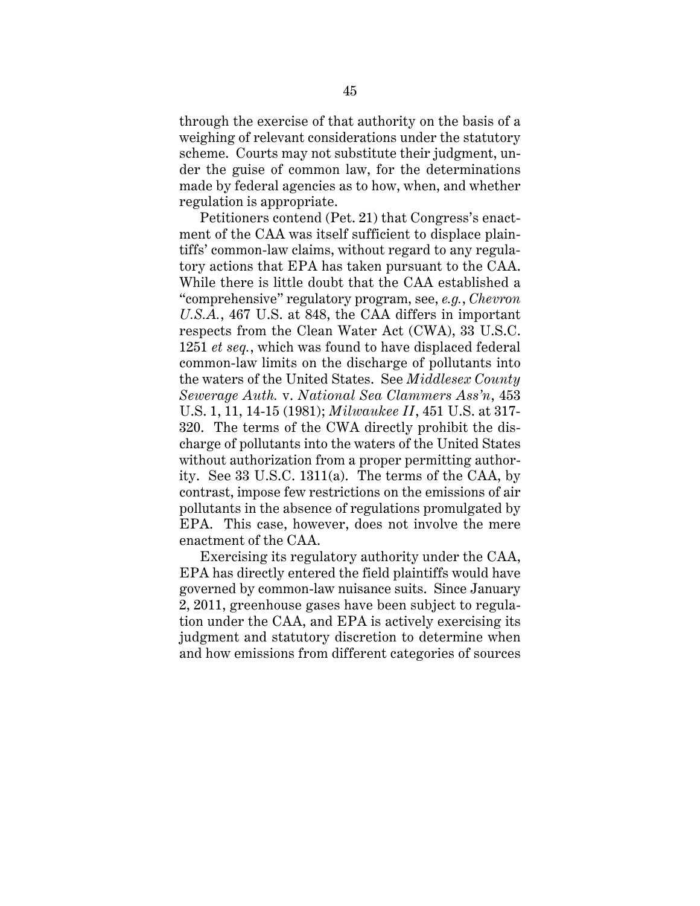through the exercise of that authority on the basis of a weighing of relevant considerations under the statutory scheme. Courts may not substitute their judgment, under the guise of common law, for the determinations made by federal agencies as to how, when, and whether regulation is appropriate.

Petitioners contend (Pet. 21) that Congress's enactment of the CAA was itself sufficient to displace plaintiffs' common-law claims, without regard to any regulatory actions that EPA has taken pursuant to the CAA. While there is little doubt that the CAA established a "comprehensive" regulatory program, see, *e.g.*, *Chevron U.S.A.*, 467 U.S. at 848, the CAA differs in important respects from the Clean Water Act (CWA), 33 U.S.C. 1251 *et seq.*, which was found to have displaced federal common-law limits on the discharge of pollutants into the waters of the United States. See *Middlesex County Sewerage Auth.* v. *National Sea Clammers Ass'n*, 453 U.S. 1, 11, 14-15 (1981); *Milwaukee II*, 451 U.S. at 317-320. The terms of the CWA directly prohibit the discharge of pollutants into the waters of the United States without authorization from a proper permitting authority. See 33 U.S.C. 1311(a). The terms of the CAA, by contrast, impose few restrictions on the emissions of air pollutants in the absence of regulations promulgated by EPA. This case, however, does not involve the mere enactment of the CAA.

Exercising its regulatory authority under the CAA, EPA has directly entered the field plaintiffs would have governed by common-law nuisance suits. Since January 2, 2011, greenhouse gases have been subject to regulation under the CAA, and EPA is actively exercising its judgment and statutory discretion to determine when and how emissions from different categories of sources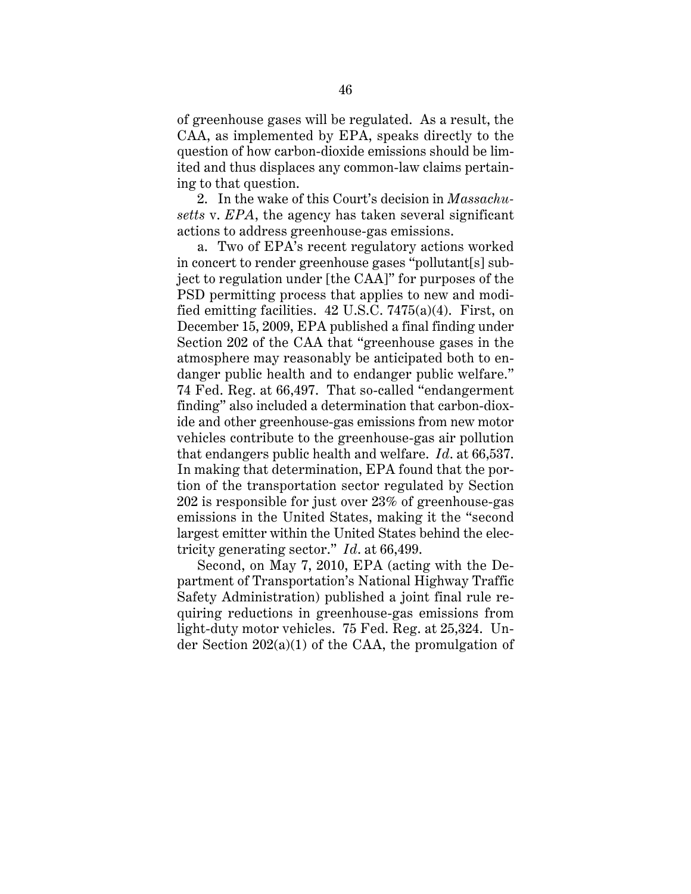of greenhouse gases will be regulated. As a result, the CAA, as implemented by EPA, speaks directly to the question of how carbon-dioxide emissions should be limited and thus displaces any common-law claims pertaining to that question.

2. In the wake of this Court's decision in *Massachusetts* v. *EPA*, the agency has taken several significant actions to address greenhouse-gas emissions.

a. Two of EPA's recent regulatory actions worked in concert to render greenhouse gases "pollutant[s] subject to regulation under [the CAA]" for purposes of the PSD permitting process that applies to new and modified emitting facilities. 42 U.S.C. 7475(a)(4). First, on December 15, 2009, EPA published a final finding under Section 202 of the CAA that "greenhouse gases in the atmosphere may reasonably be anticipated both to endanger public health and to endanger public welfare." 74 Fed. Reg. at 66,497. That so-called "endangerment finding" also included a determination that carbon-dioxide and other greenhouse-gas emissions from new motor vehicles contribute to the greenhouse-gas air pollution that endangers public health and welfare. *Id.* at 66,537. In making that determination, EPA found that the portion of the transportation sector regulated by Section 202 is responsible for just over 23% of greenhouse-gas emissions in the United States, making it the "second largest emitter within the United States behind the electricity generating sector." *Id.* at 66,499.

Second, on May 7, 2010, EPA (acting with the Department of Transportation's National Highway Traffic Safety Administration) published a joint final rule requiring reductions in greenhouse-gas emissions from light-duty motor vehicles. 75 Fed. Reg. at 25,324. Under Section 202(a)(1) of the CAA, the promulgation of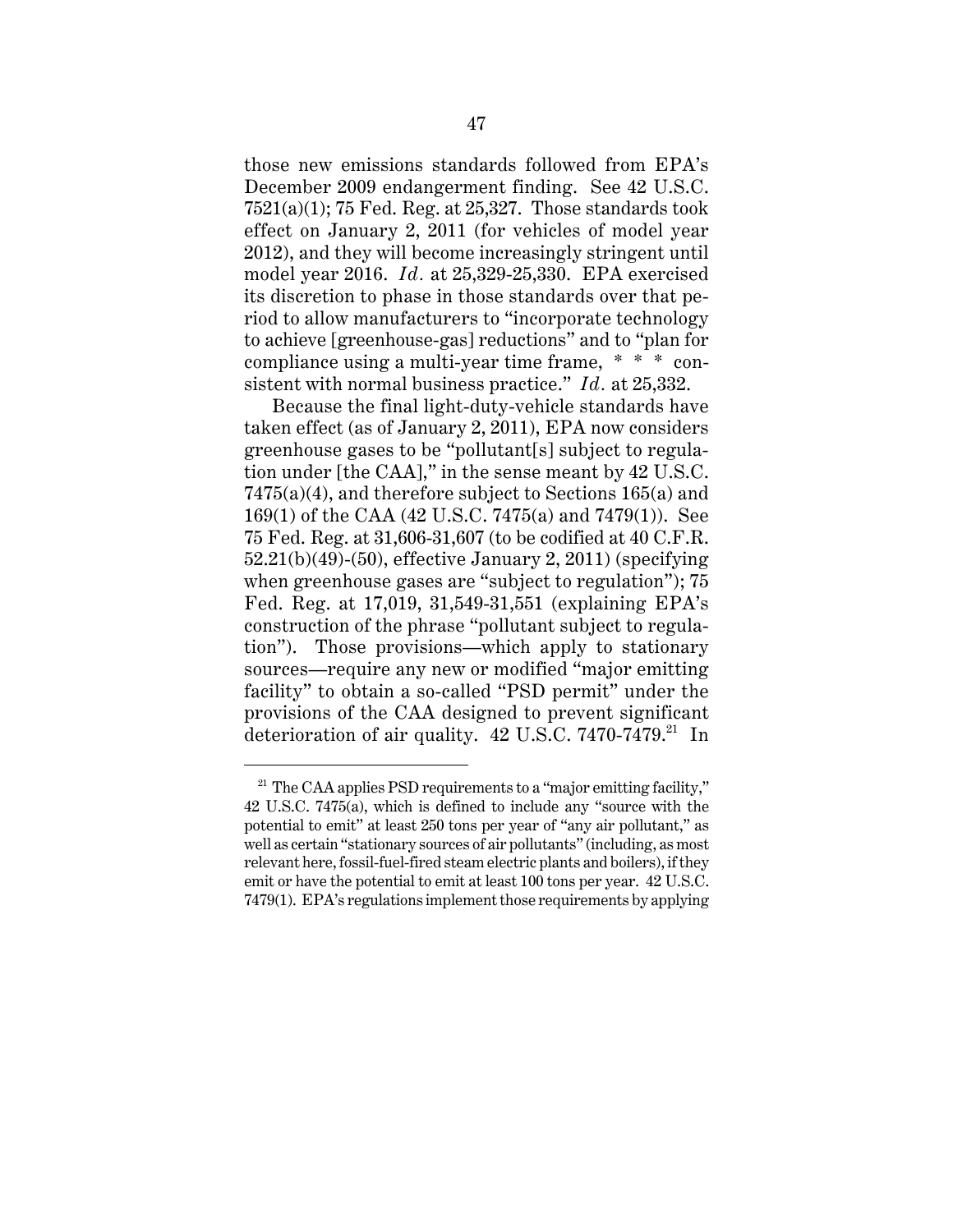those new emissions standards followed from EPA's December 2009 endangerment finding. See 42 U.S.C. 7521(a)(1); 75 Fed. Reg. at 25,327. Those standards took effect on January 2, 2011 (for vehicles of model year 2012), and they will become increasingly stringent until model year 2016. *Id.* at 25,329-25,330. EPA exercised its discretion to phase in those standards over that period to allow manufacturers to "incorporate technology to achieve [greenhouse-gas] reductions" and to "plan for compliance using a multi-year time frame, * * * consistent with normal business practice." *Id.* at 25,332.

Because the final light-duty-vehicle standards have taken effect (as of January 2, 2011), EPA now considers greenhouse gases to be "pollutant[s] subject to regulation under [the CAA]," in the sense meant by 42 U.S.C. 7475(a)(4), and therefore subject to Sections 165(a) and 169(1) of the CAA (42 U.S.C. 7475(a) and 7479(1)). See 75 Fed. Reg. at 31,606-31,607 (to be codified at 40 C.F.R. 52.21(b)(49)-(50), effective January 2, 2011) (specifying when greenhouse gases are "subject to regulation"); 75 Fed. Reg. at 17,019, 31,549-31,551 (explaining EPA's construction of the phrase "pollutant subject to regulation"). Those provisions—which apply to stationary sources—require any new or modified "major emitting facility" to obtain a so-called "PSD permit" under the provisions of the CAA designed to prevent significant deterioration of air quality. 42 U.S.C. 7470-7479.[21] In

[21] The CAA applies PSD requirements to a "major emitting facility," 42 U.S.C. 7475(a), which is defined to include any "source with the potential to emit" at least 250 tons per year of "any air pollutant," as well as certain "stationary sources of air pollutants" (including, as most relevant here, fossil-fuel-fired steam electric plants and boilers), if they emit or have the potential to emit at least 100 tons per year. 42 U.S.C. 7479(1). EPA's regulations implement those requirements by applying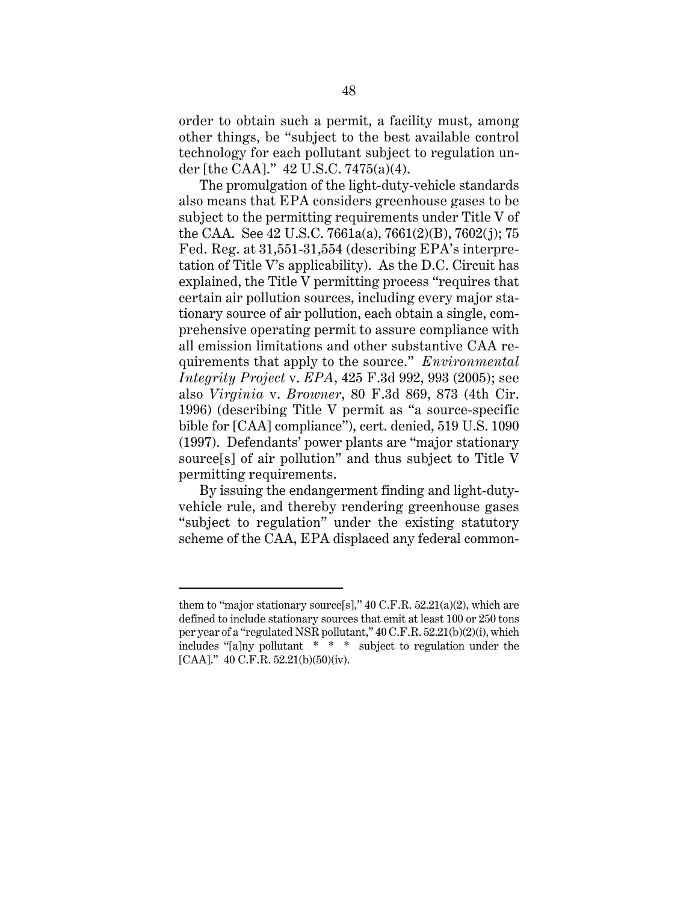order to obtain such a permit, a facility must, among other things, be "subject to the best available control technology for each pollutant subject to regulation under [the CAA]." 42 U.S.C. 7475(a)(4).

The promulgation of the light-duty-vehicle standards also means that EPA considers greenhouse gases to be subject to the permitting requirements under Title V of the CAA. See 42 U.S.C. 7661a(a), 7661(2)(B), 7602(j); 75 Fed. Reg. at 31,551-31,554 (describing EPA's interpretation of Title V's applicability). As the D.C. Circuit has explained, the Title V permitting process "requires that certain air pollution sources, including every major stationary source of air pollution, each obtain a single, comprehensive operating permit to assure compliance with all emission limitations and other substantive CAA requirements that apply to the source." *Environmental Integrity Project* v. *EPA*, 425 F.3d 992, 993 (2005); see also *Virginia* v. *Browner*, 80 F.3d 869, 873 (4th Cir. 1996) (describing Title V permit as "a source-specific bible for [CAA] compliance"), cert. denied, 519 U.S. 1090 (1997). Defendants' power plants are "major stationary source[s] of air pollution" and thus subject to Title V permitting requirements.

By issuing the endangerment finding and light-duty-vehicle rule, and thereby rendering greenhouse gases "subject to regulation" under the existing statutory scheme of the CAA, EPA displaced any federal common-

---

them to "major stationary source[s]," 40 C.F.R. 52.21(a)(2), which are defined to include stationary sources that emit at least 100 or 250 tons per year of a "regulated NSR pollutant," 40 C.F.R. 52.21(b)(2)(i), which includes "[a]ny pollutant * * * subject to regulation under the [CAA]." 40 C.F.R. 52.21(b)(50)(iv).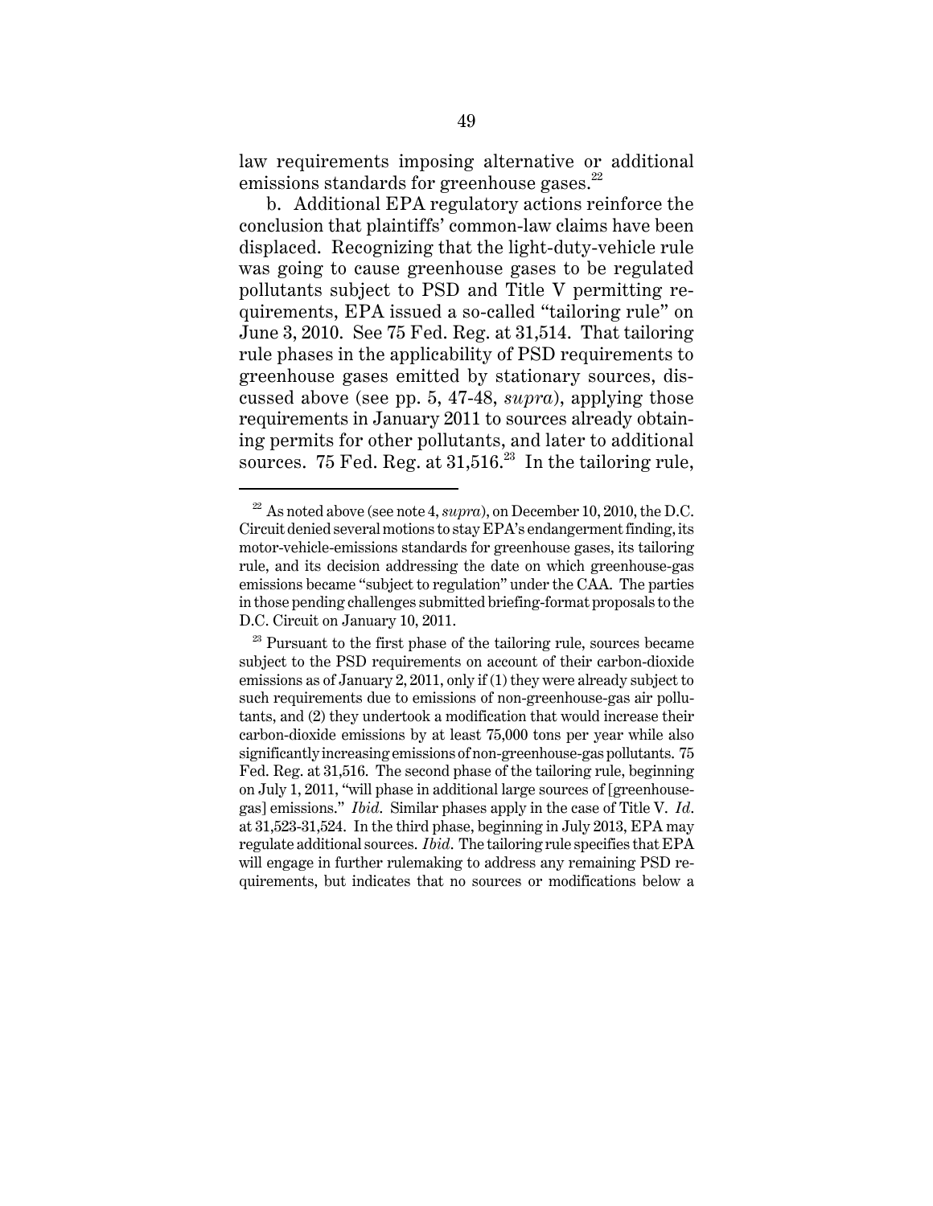law requirements imposing alternative or additional emissions standards for greenhouse gases.[22]

b. Additional EPA regulatory actions reinforce the conclusion that plaintiffs' common-law claims have been displaced. Recognizing that the light-duty-vehicle rule was going to cause greenhouse gases to be regulated pollutants subject to PSD and Title V permitting requirements, EPA issued a so-called "tailoring rule" on June 3, 2010. See 75 Fed. Reg. at 31,514. That tailoring rule phases in the applicability of PSD requirements to greenhouse gases emitted by stationary sources, discussed above (see pp. 5, 47-48, *supra*), applying those requirements in January 2011 to sources already obtaining permits for other pollutants, and later to additional sources. 75 Fed. Reg. at 31,516.[23] In the tailoring rule,

---

[22] As noted above (see note 4, *supra*), on December 10, 2010, the D.C. Circuit denied several motions to stay EPA's endangerment finding, its motor-vehicle-emissions standards for greenhouse gases, its tailoring rule, and its decision addressing the date on which greenhouse-gas emissions became "subject to regulation" under the CAA. The parties in those pending challenges submitted briefing-format proposals to the D.C. Circuit on January 10, 2011.

[23] Pursuant to the first phase of the tailoring rule, sources became subject to the PSD requirements on account of their carbon-dioxide emissions as of January 2, 2011, only if (1) they were already subject to such requirements due to emissions of non-greenhouse-gas air pollutants, and (2) they undertook a modification that would increase their carbon-dioxide emissions by at least 75,000 tons per year while also significantly increasing emissions of non-greenhouse-gas pollutants. 75 Fed. Reg. at 31,516. The second phase of the tailoring rule, beginning on July 1, 2011, "will phase in additional large sources of [greenhouse-gas] emissions." *Ibid*. Similar phases apply in the case of Title V. *Id*. at 31,523-31,524. In the third phase, beginning in July 2013, EPA may regulate additional sources. *Ibid*. The tailoring rule specifies that EPA will engage in further rulemaking to address any remaining PSD requirements, but indicates that no sources or modifications below a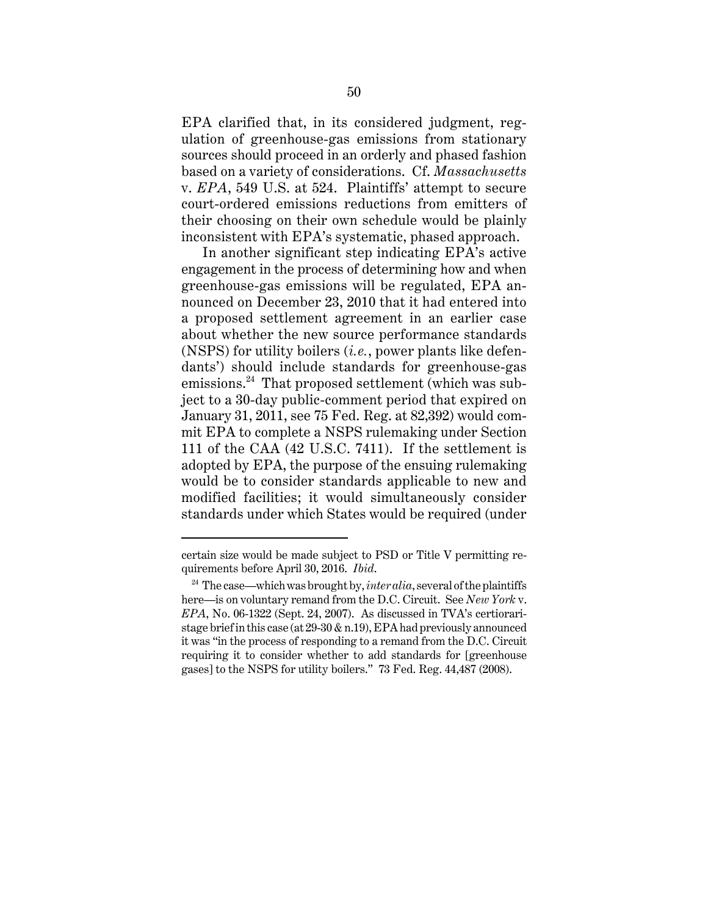EPA clarified that, in its considered judgment, regulation of greenhouse-gas emissions from stationary sources should proceed in an orderly and phased fashion based on a variety of considerations. Cf. *Massachusetts* v. *EPA*, 549 U.S. at 524. Plaintiffs' attempt to secure court-ordered emissions reductions from emitters of their choosing on their own schedule would be plainly inconsistent with EPA's systematic, phased approach.

In another significant step indicating EPA's active engagement in the process of determining how and when greenhouse-gas emissions will be regulated, EPA announced on December 23, 2010 that it had entered into a proposed settlement agreement in an earlier case about whether the new source performance standards (NSPS) for utility boilers (*i.e.*, power plants like defendants') should include standards for greenhouse-gas emissions.[24] That proposed settlement (which was subject to a 30-day public-comment period that expired on January 31, 2011, see 75 Fed. Reg. at 82,392) would commit EPA to complete a NSPS rulemaking under Section 111 of the CAA (42 U.S.C. 7411). If the settlement is adopted by EPA, the purpose of the ensuing rulemaking would be to consider standards applicable to new and modified facilities; it would simultaneously consider standards under which States would be required (under

---

certain size would be made subject to PSD or Title V permitting requirements before April 30, 2016. *Ibid.*

[24] The case—which was brought by, *inter alia*, several of the plaintiffs here—is on voluntary remand from the D.C. Circuit. See *New York* v. *EPA*, No. 06-1322 (Sept. 24, 2007). As discussed in TVA's certiorari-stage brief in this case (at 29-30 & n.19), EPA had previously announced it was "in the process of responding to a remand from the D.C. Circuit requiring it to consider whether to add standards for [greenhouse gases] to the NSPS for utility boilers." 73 Fed. Reg. 44,487 (2008).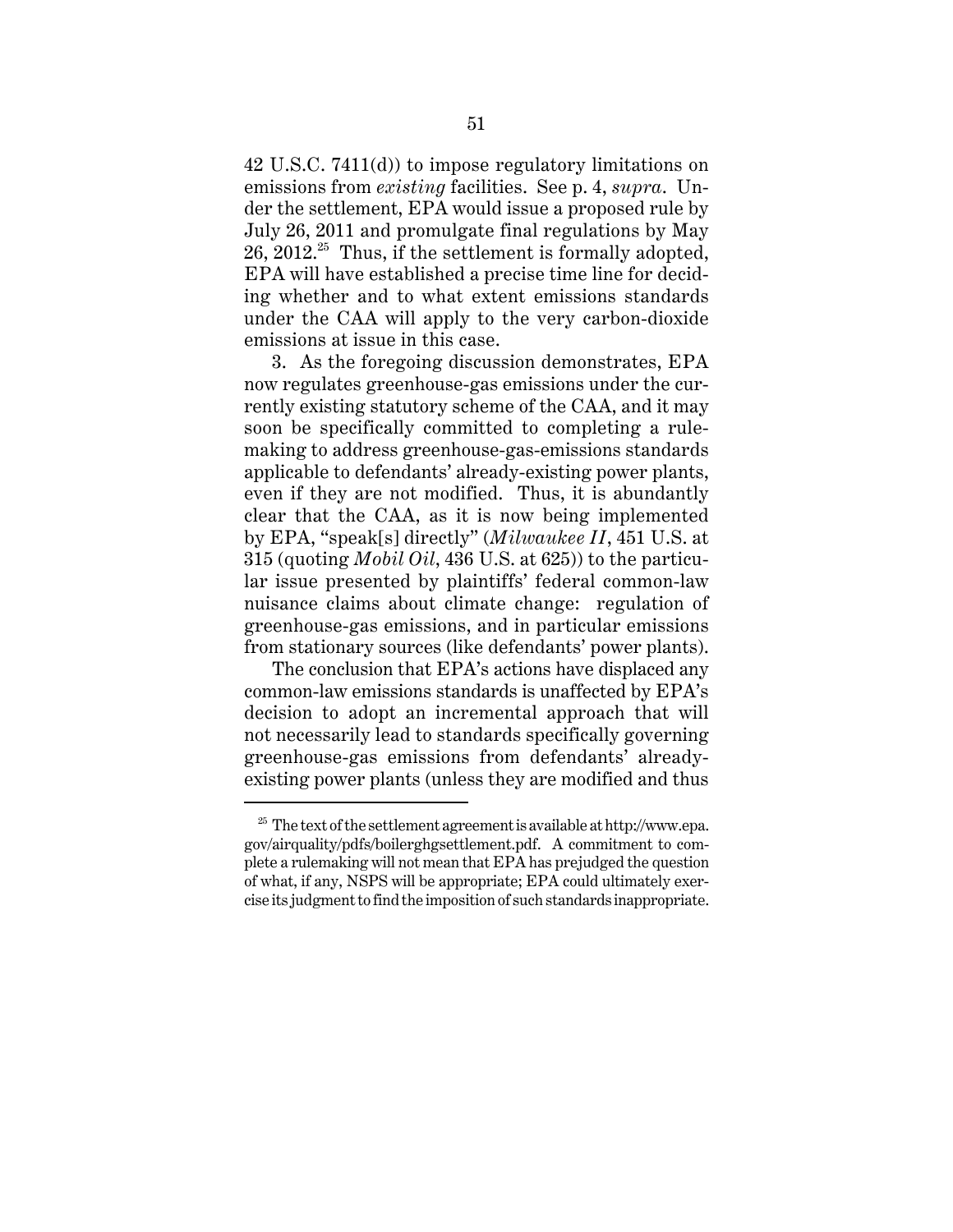42 U.S.C. 7411(d)) to impose regulatory limitations on emissions from *existing* facilities. See p. 4, *supra*. Under the settlement, EPA would issue a proposed rule by July 26, 2011 and promulgate final regulations by May 26, 2012.[25] Thus, if the settlement is formally adopted, EPA will have established a precise time line for deciding whether and to what extent emissions standards under the CAA will apply to the very carbon-dioxide emissions at issue in this case.

3. As the foregoing discussion demonstrates, EPA now regulates greenhouse-gas emissions under the currently existing statutory scheme of the CAA, and it may soon be specifically committed to completing a rulemaking to address greenhouse-gas-emissions standards applicable to defendants' already-existing power plants, even if they are not modified. Thus, it is abundantly clear that the CAA, as it is now being implemented by EPA, "speak[s] directly" (*Milwaukee II*, 451 U.S. at 315 (quoting *Mobil Oil*, 436 U.S. at 625)) to the particular issue presented by plaintiffs' federal common-law nuisance claims about climate change: regulation of greenhouse-gas emissions, and in particular emissions from stationary sources (like defendants' power plants).

The conclusion that EPA's actions have displaced any common-law emissions standards is unaffected by EPA's decision to adopt an incremental approach that will not necessarily lead to standards specifically governing greenhouse-gas emissions from defendants' already-existing power plants (unless they are modified and thus

---

[25] The text of the settlement agreement is available at http://www.epa.gov/airquality/pdfs/boilerghgsettlement.pdf. A commitment to complete a rulemaking will not mean that EPA has prejudged the question of what, if any, NSPS will be appropriate; EPA could ultimately exercise its judgment to find the imposition of such standards inappropriate.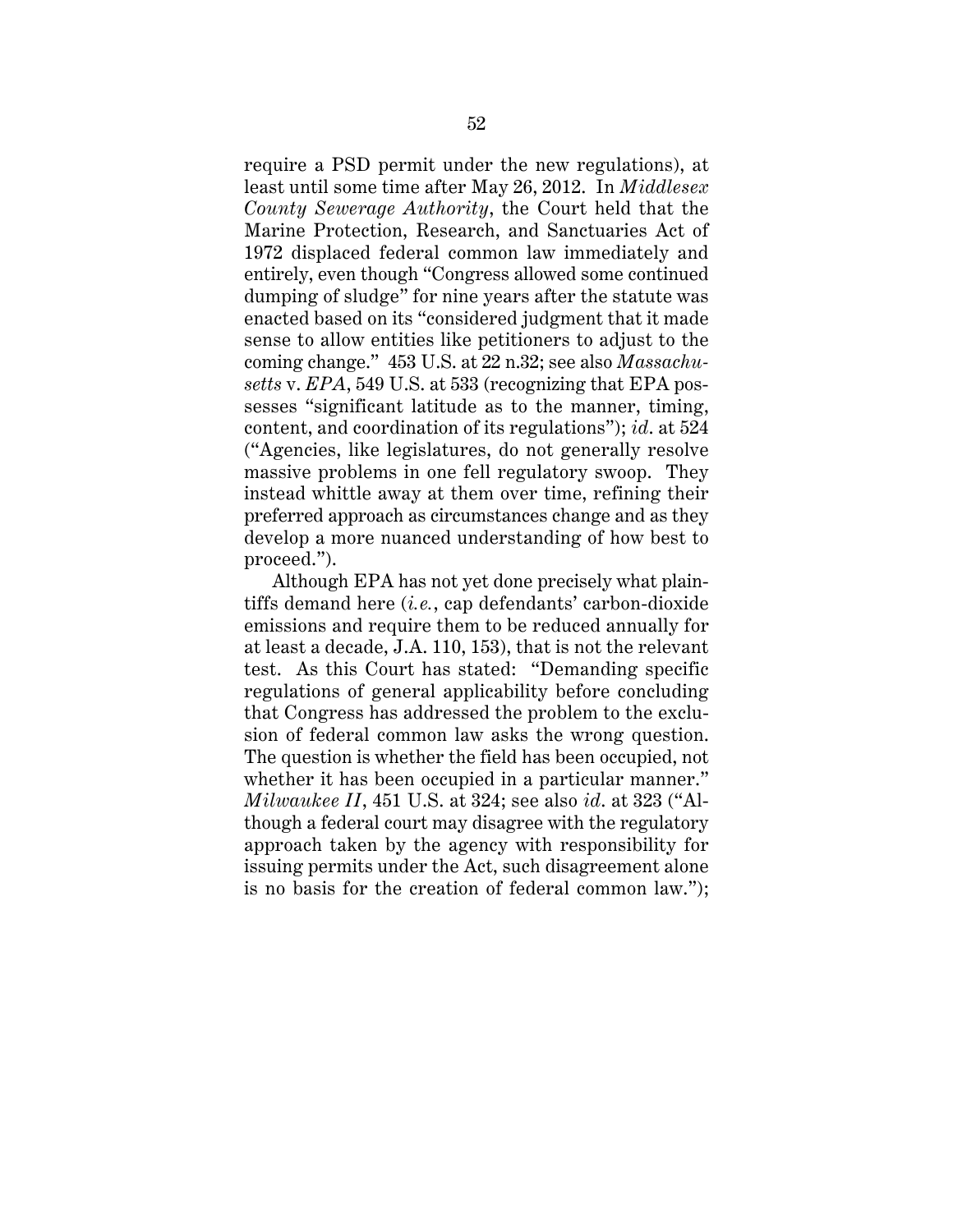require a PSD permit under the new regulations), at least until some time after May 26, 2012. In *Middlesex County Sewerage Authority*, the Court held that the Marine Protection, Research, and Sanctuaries Act of 1972 displaced federal common law immediately and entirely, even though "Congress allowed some continued dumping of sludge" for nine years after the statute was enacted based on its "considered judgment that it made sense to allow entities like petitioners to adjust to the coming change." 453 U.S. at 22 n.32; see also *Massachusetts* v. *EPA*, 549 U.S. at 533 (recognizing that EPA possesses "significant latitude as to the manner, timing, content, and coordination of its regulations"); *id*. at 524 ("Agencies, like legislatures, do not generally resolve massive problems in one fell regulatory swoop. They instead whittle away at them over time, refining their preferred approach as circumstances change and as they develop a more nuanced understanding of how best to proceed.").

Although EPA has not yet done precisely what plaintiffs demand here (*i.e.*, cap defendants' carbon-dioxide emissions and require them to be reduced annually for at least a decade, J.A. 110, 153), that is not the relevant test. As this Court has stated: "Demanding specific regulations of general applicability before concluding that Congress has addressed the problem to the exclusion of federal common law asks the wrong question. The question is whether the field has been occupied, not whether it has been occupied in a particular manner." *Milwaukee II*, 451 U.S. at 324; see also *id*. at 323 ("Although a federal court may disagree with the regulatory approach taken by the agency with responsibility for issuing permits under the Act, such disagreement alone is no basis for the creation of federal common law.");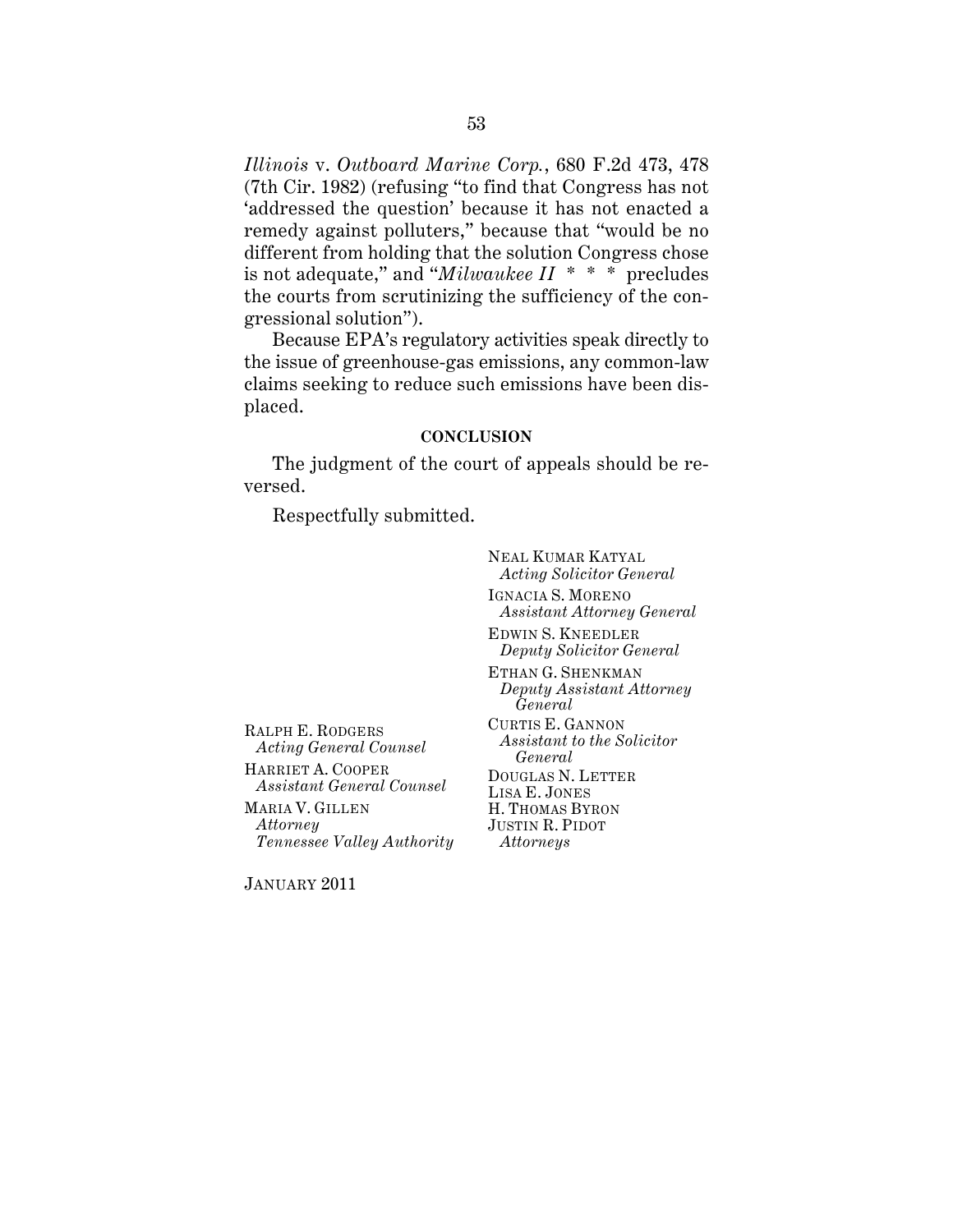*Illinois* v. *Outboard Marine Corp.*, 680 F.2d 473, 478 (7th Cir. 1982) (refusing "to find that Congress has not 'addressed the question' because it has not enacted a remedy against polluters," because that "would be no different from holding that the solution Congress chose is not adequate," and "*Milwaukee II* * * * precludes the courts from scrutinizing the sufficiency of the congressional solution").

Because EPA's regulatory activities speak directly to the issue of greenhouse-gas emissions, any common-law claims seeking to reduce such emissions have been displaced.

## CONCLUSION

The judgment of the court of appeals should be reversed.

Respectfully submitted.

NEAL KUMAR KATYAL
*Acting Solicitor General*

IGNACIA S. MORENO
*Assistant Attorney General*

EDWIN S. KNEEDLER
*Deputy Solicitor General*

ETHAN G. SHENKMAN
*Deputy Assistant Attorney General*

CURTIS E. GANNON
*Assistant to the Solicitor General*

DOUGLAS N. LETTER
LISA E. JONES
H. THOMAS BYRON
JUSTIN R. PIDOT
*Attorneys*

RALPH E. RODGERS
*Acting General Counsel*

HARRIET A. COOPER
*Assistant General Counsel*

MARIA V. GILLEN
*Attorney*
*Tennessee Valley Authority*

JANUARY 2011